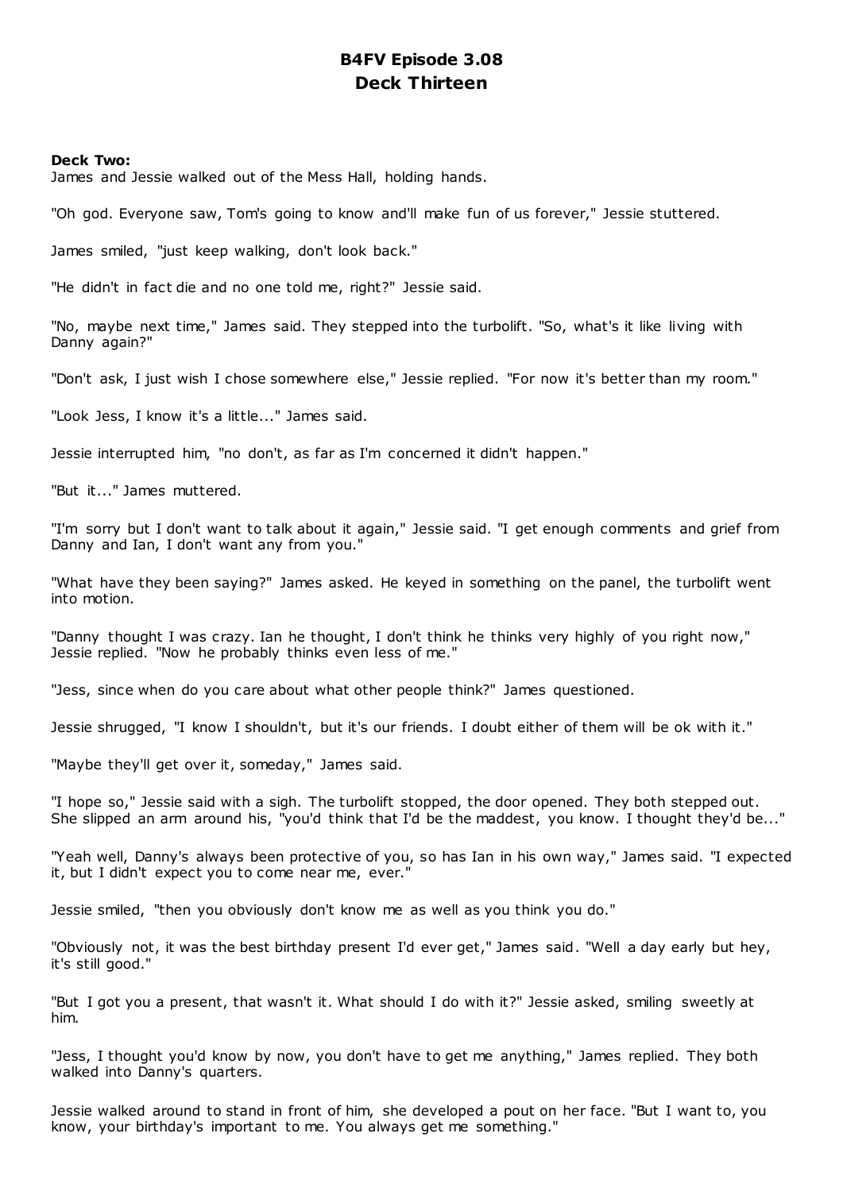# B4FV Episode 3.08
## Deck Thirteen

**Deck Two:**
James and Jessie walked out of the Mess Hall, holding hands.

"Oh god. Everyone saw, Tom's going to know and'll make fun of us forever," Jessie stuttered.

James smiled, "just keep walking, don't look back."

"He didn't in fact die and no one told me, right?" Jessie said.

"No, maybe next time," James said. They stepped into the turbolift. "So, what's it like living with Danny again?"

"Don't ask, I just wish I chose somewhere else," Jessie replied. "For now it's better than my room."

"Look Jess, I know it's a little..." James said.

Jessie interrupted him, "no don't, as far as I'm concerned it didn't happen."

"But it..." James muttered.

"I'm sorry but I don't want to talk about it again," Jessie said. "I get enough comments and grief from Danny and Ian, I don't want any from you."

"What have they been saying?" James asked. He keyed in something on the panel, the turbolift went into motion.

"Danny thought I was crazy. Ian he thought, I don't think he thinks very highly of you right now," Jessie replied. "Now he probably thinks even less of me."

"Jess, since when do you care about what other people think?" James questioned.

Jessie shrugged, "I know I shouldn't, but it's our friends. I doubt either of them will be ok with it."

"Maybe they'll get over it, someday," James said.

"I hope so," Jessie said with a sigh. The turbolift stopped, the door opened. They both stepped out. She slipped an arm around his, "you'd think that I'd be the maddest, you know. I thought they'd be..."

"Yeah well, Danny's always been protective of you, so has Ian in his own way," James said. "I expected it, but I didn't expect you to come near me, ever."

Jessie smiled, "then you obviously don't know me as well as you think you do."

"Obviously not, it was the best birthday present I'd ever get," James said. "Well a day early but hey, it's still good."

"But I got you a present, that wasn't it. What should I do with it?" Jessie asked, smiling sweetly at him.

"Jess, I thought you'd know by now, you don't have to get me anything," James replied. They both walked into Danny's quarters.

Jessie walked around to stand in front of him, she developed a pout on her face. "But I want to, you know, your birthday's important to me. You always get me something."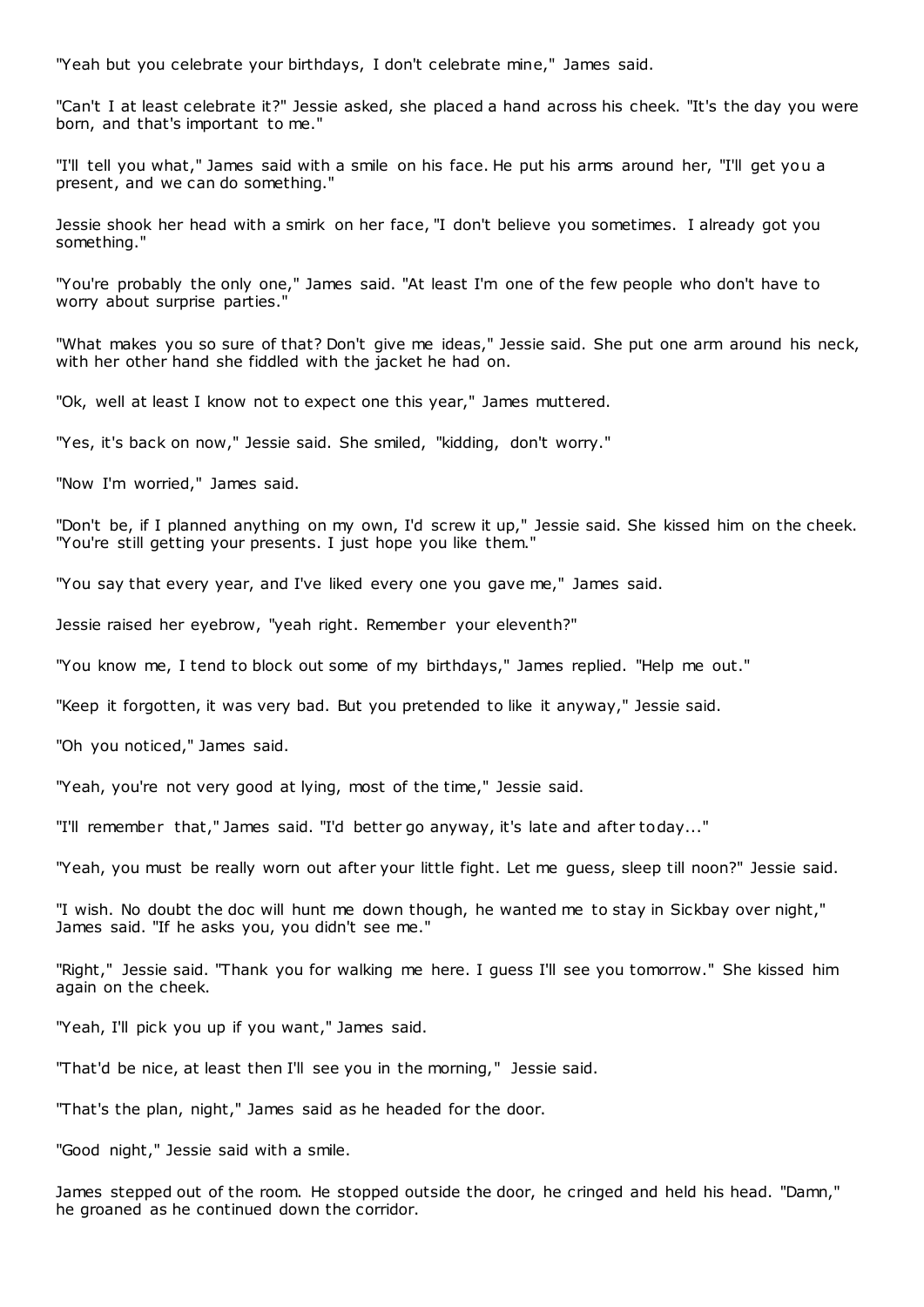"Yeah but you celebrate your birthdays, I don't celebrate mine," James said.

"Can't I at least celebrate it?" Jessie asked, she placed a hand across his cheek. "It's the day you were born, and that's important to me."

"I'll tell you what," James said with a smile on his face. He put his arms around her, "I'll get you a present, and we can do something."

Jessie shook her head with a smirk on her face, "I don't believe you sometimes. I already got you something."

"You're probably the only one," James said. "At least I'm one of the few people who don't have to worry about surprise parties."

"What makes you so sure of that? Don't give me ideas," Jessie said. She put one arm around his neck, with her other hand she fiddled with the jacket he had on.

"Ok, well at least I know not to expect one this year," James muttered.

"Yes, it's back on now," Jessie said. She smiled, "kidding, don't worry."

"Now I'm worried," James said.

"Don't be, if I planned anything on my own, I'd screw it up," Jessie said. She kissed him on the cheek. "You're still getting your presents. I just hope you like them."

"You say that every year, and I've liked every one you gave me," James said.

Jessie raised her eyebrow, "yeah right. Remember your eleventh?"

"You know me, I tend to block out some of my birthdays," James replied. "Help me out."

"Keep it forgotten, it was very bad. But you pretended to like it anyway," Jessie said.

"Oh you noticed," James said.

"Yeah, you're not very good at lying, most of the time," Jessie said.

"I'll remember that," James said. "I'd better go anyway, it's late and after today..."

"Yeah, you must be really worn out after your little fight. Let me guess, sleep till noon?" Jessie said.

"I wish. No doubt the doc will hunt me down though, he wanted me to stay in Sickbay over night," James said. "If he asks you, you didn't see me."

"Right," Jessie said. "Thank you for walking me here. I guess I'll see you tomorrow." She kissed him again on the cheek.

"Yeah, I'll pick you up if you want," James said.

"That'd be nice, at least then I'll see you in the morning," Jessie said.

"That's the plan, night," James said as he headed for the door.

"Good night," Jessie said with a smile.

James stepped out of the room. He stopped outside the door, he cringed and held his head. "Damn," he groaned as he continued down the corridor.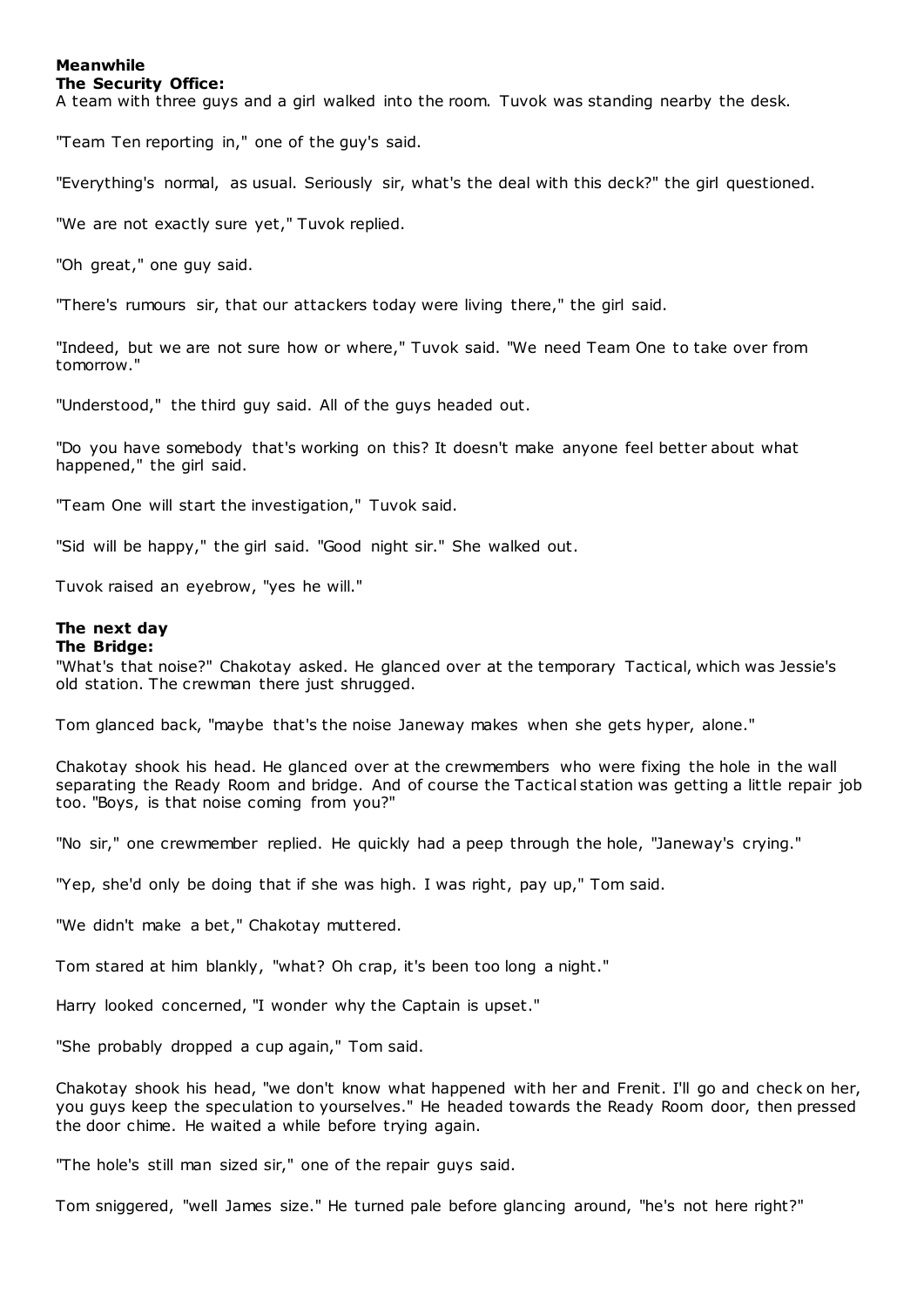**Meanwhile**
**The Security Office:**

A team with three guys and a girl walked into the room. Tuvok was standing nearby the desk.

"Team Ten reporting in," one of the guy's said.

"Everything's normal, as usual. Seriously sir, what's the deal with this deck?" the girl questioned.

"We are not exactly sure yet," Tuvok replied.

"Oh great," one guy said.

"There's rumours sir, that our attackers today were living there," the girl said.

"Indeed, but we are not sure how or where," Tuvok said. "We need Team One to take over from tomorrow."

"Understood," the third guy said. All of the guys headed out.

"Do you have somebody that's working on this? It doesn't make anyone feel better about what happened," the girl said.

"Team One will start the investigation," Tuvok said.

"Sid will be happy," the girl said. "Good night sir." She walked out.

Tuvok raised an eyebrow, "yes he will."

**The next day**
**The Bridge:**

"What's that noise?" Chakotay asked. He glanced over at the temporary Tactical, which was Jessie's old station. The crewman there just shrugged.

Tom glanced back, "maybe that's the noise Janeway makes when she gets hyper, alone."

Chakotay shook his head. He glanced over at the crewmembers who were fixing the hole in the wall separating the Ready Room and bridge. And of course the Tactical station was getting a little repair job too. "Boys, is that noise coming from you?"

"No sir," one crewmember replied. He quickly had a peep through the hole, "Janeway's crying."

"Yep, she'd only be doing that if she was high. I was right, pay up," Tom said.

"We didn't make a bet," Chakotay muttered.

Tom stared at him blankly, "what? Oh crap, it's been too long a night."

Harry looked concerned, "I wonder why the Captain is upset."

"She probably dropped a cup again," Tom said.

Chakotay shook his head, "we don't know what happened with her and Frenit. I'll go and check on her, you guys keep the speculation to yourselves." He headed towards the Ready Room door, then pressed the door chime. He waited a while before trying again.

"The hole's still man sized sir," one of the repair guys said.

Tom sniggered, "well James size." He turned pale before glancing around, "he's not here right?"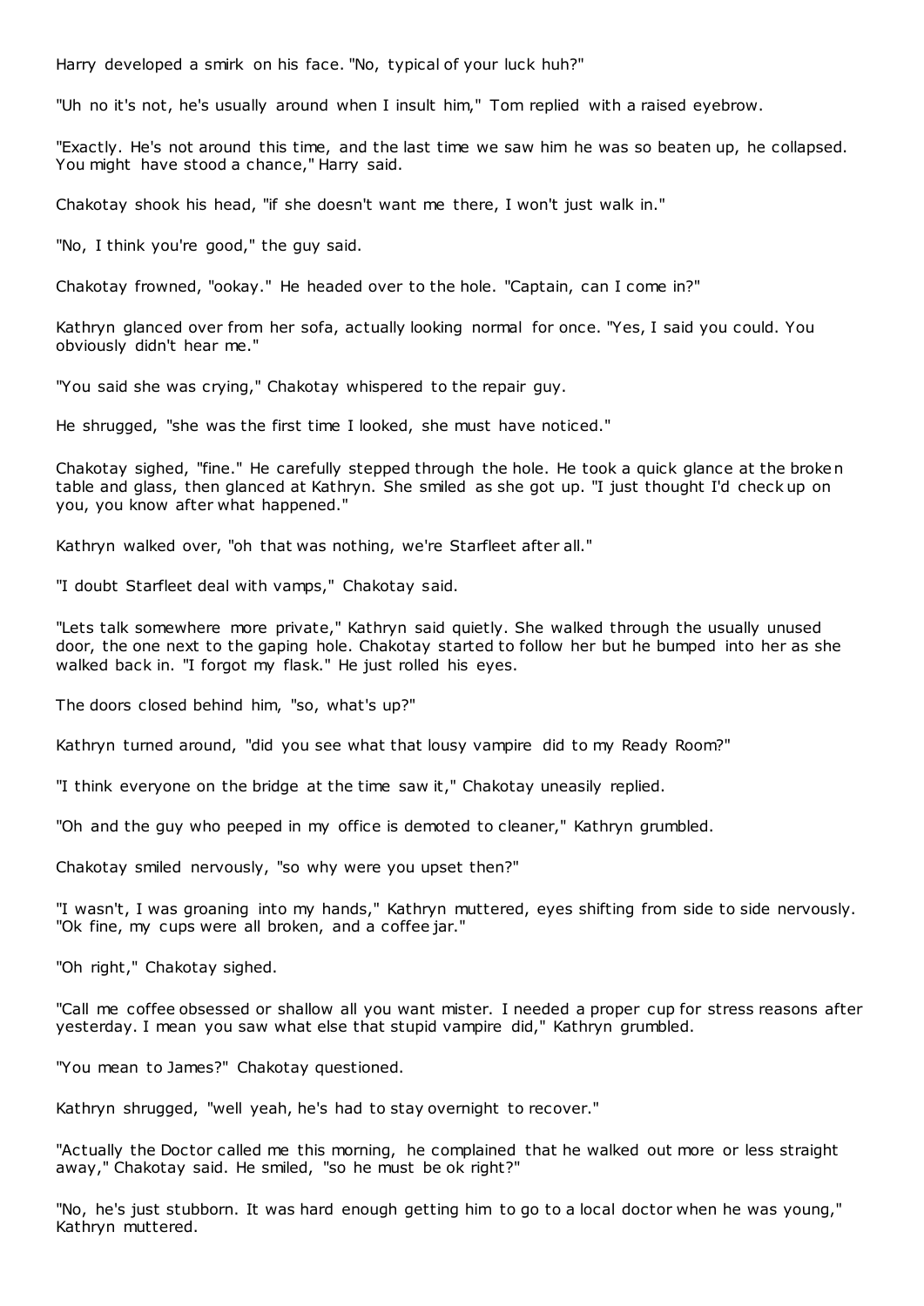Harry developed a smirk on his face. "No, typical of your luck huh?"

"Uh no it's not, he's usually around when I insult him," Tom replied with a raised eyebrow.

"Exactly. He's not around this time, and the last time we saw him he was so beaten up, he collapsed. You might have stood a chance," Harry said.

Chakotay shook his head, "if she doesn't want me there, I won't just walk in."

"No, I think you're good," the guy said.

Chakotay frowned, "ookay." He headed over to the hole. "Captain, can I come in?"

Kathryn glanced over from her sofa, actually looking normal for once. "Yes, I said you could. You obviously didn't hear me."

"You said she was crying," Chakotay whispered to the repair guy.

He shrugged, "she was the first time I looked, she must have noticed."

Chakotay sighed, "fine." He carefully stepped through the hole. He took a quick glance at the broken table and glass, then glanced at Kathryn. She smiled as she got up. "I just thought I'd check up on you, you know after what happened."

Kathryn walked over, "oh that was nothing, we're Starfleet after all."

"I doubt Starfleet deal with vamps," Chakotay said.

"Lets talk somewhere more private," Kathryn said quietly. She walked through the usually unused door, the one next to the gaping hole. Chakotay started to follow her but he bumped into her as she walked back in. "I forgot my flask." He just rolled his eyes.

The doors closed behind him, "so, what's up?"

Kathryn turned around, "did you see what that lousy vampire did to my Ready Room?"

"I think everyone on the bridge at the time saw it," Chakotay uneasily replied.

"Oh and the guy who peeped in my office is demoted to cleaner," Kathryn grumbled.

Chakotay smiled nervously, "so why were you upset then?"

"I wasn't, I was groaning into my hands," Kathryn muttered, eyes shifting from side to side nervously. "Ok fine, my cups were all broken, and a coffee jar."

"Oh right," Chakotay sighed.

"Call me coffee obsessed or shallow all you want mister. I needed a proper cup for stress reasons after yesterday. I mean you saw what else that stupid vampire did," Kathryn grumbled.

"You mean to James?" Chakotay questioned.

Kathryn shrugged, "well yeah, he's had to stay overnight to recover."

"Actually the Doctor called me this morning, he complained that he walked out more or less straight away," Chakotay said. He smiled, "so he must be ok right?"

"No, he's just stubborn. It was hard enough getting him to go to a local doctor when he was young," Kathryn muttered.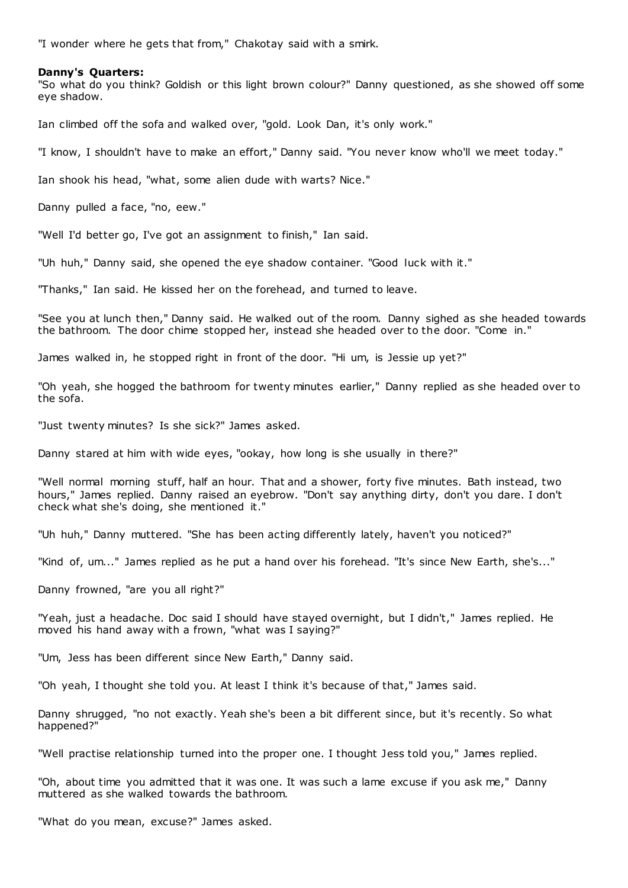"I wonder where he gets that from," Chakotay said with a smirk.

**Danny's Quarters:**

"So what do you think? Goldish or this light brown colour?" Danny questioned, as she showed off some eye shadow.

Ian climbed off the sofa and walked over, "gold. Look Dan, it's only work."

"I know, I shouldn't have to make an effort," Danny said. "You never know who'll we meet today."

Ian shook his head, "what, some alien dude with warts? Nice."

Danny pulled a face, "no, eew."

"Well I'd better go, I've got an assignment to finish," Ian said.

"Uh huh," Danny said, she opened the eye shadow container. "Good luck with it."

"Thanks," Ian said. He kissed her on the forehead, and turned to leave.

"See you at lunch then," Danny said. He walked out of the room. Danny sighed as she headed towards the bathroom. The door chime stopped her, instead she headed over to the door. "Come in."

James walked in, he stopped right in front of the door. "Hi um, is Jessie up yet?"

"Oh yeah, she hogged the bathroom for twenty minutes earlier," Danny replied as she headed over to the sofa.

"Just twenty minutes? Is she sick?" James asked.

Danny stared at him with wide eyes, "ookay, how long is she usually in there?"

"Well normal morning stuff, half an hour. That and a shower, forty five minutes. Bath instead, two hours," James replied. Danny raised an eyebrow. "Don't say anything dirty, don't you dare. I don't check what she's doing, she mentioned it."

"Uh huh," Danny muttered. "She has been acting differently lately, haven't you noticed?"

"Kind of, um..." James replied as he put a hand over his forehead. "It's since New Earth, she's..."

Danny frowned, "are you all right?"

"Yeah, just a headache. Doc said I should have stayed overnight, but I didn't," James replied. He moved his hand away with a frown, "what was I saying?"

"Um, Jess has been different since New Earth," Danny said.

"Oh yeah, I thought she told you. At least I think it's because of that," James said.

Danny shrugged, "no not exactly. Yeah she's been a bit different since, but it's recently. So what happened?"

"Well practise relationship turned into the proper one. I thought Jess told you," James replied.

"Oh, about time you admitted that it was one. It was such a lame excuse if you ask me," Danny muttered as she walked towards the bathroom.

"What do you mean, excuse?" James asked.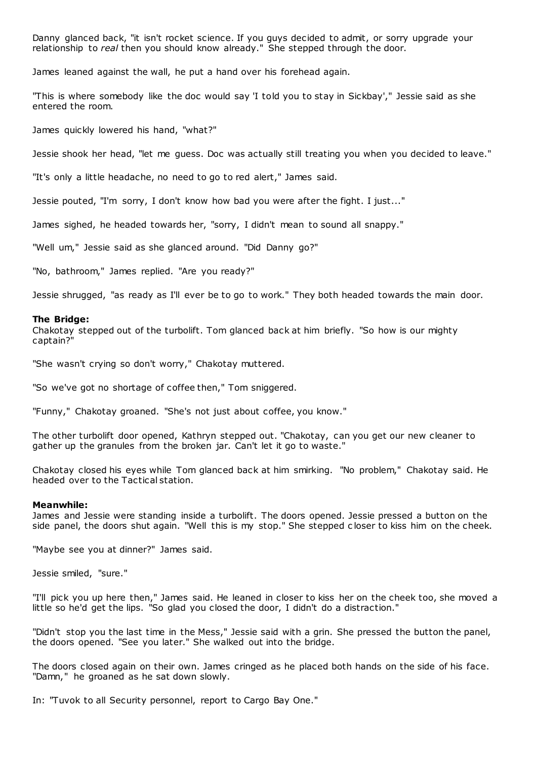Danny glanced back, "it isn't rocket science. If you guys decided to admit, or sorry upgrade your relationship to *real* then you should know already." She stepped through the door.

James leaned against the wall, he put a hand over his forehead again.

"This is where somebody like the doc would say 'I told you to stay in Sickbay'," Jessie said as she entered the room.

James quickly lowered his hand, "what?"

Jessie shook her head, "let me guess. Doc was actually still treating you when you decided to leave."

"It's only a little headache, no need to go to red alert," James said.

Jessie pouted, "I'm sorry, I don't know how bad you were after the fight. I just..."

James sighed, he headed towards her, "sorry, I didn't mean to sound all snappy."

"Well um," Jessie said as she glanced around. "Did Danny go?"

"No, bathroom," James replied. "Are you ready?"

Jessie shrugged, "as ready as I'll ever be to go to work." They both headed towards the main door.

**The Bridge:**
Chakotay stepped out of the turbolift. Tom glanced back at him briefly. "So how is our mighty captain?"

"She wasn't crying so don't worry," Chakotay muttered.

"So we've got no shortage of coffee then," Tom sniggered.

"Funny," Chakotay groaned. "She's not just about coffee, you know."

The other turbolift door opened, Kathryn stepped out. "Chakotay, can you get our new cleaner to gather up the granules from the broken jar. Can't let it go to waste."

Chakotay closed his eyes while Tom glanced back at him smirking. "No problem," Chakotay said. He headed over to the Tactical station.

**Meanwhile:**
James and Jessie were standing inside a turbolift. The doors opened. Jessie pressed a button on the side panel, the doors shut again. "Well this is my stop." She stepped closer to kiss him on the cheek.

"Maybe see you at dinner?" James said.

Jessie smiled, "sure."

"I'll pick you up here then," James said. He leaned in closer to kiss her on the cheek too, she moved a little so he'd get the lips. "So glad you closed the door, I didn't do a distraction."

"Didn't stop you the last time in the Mess," Jessie said with a grin. She pressed the button the panel, the doors opened. "See you later." She walked out into the bridge.

The doors closed again on their own. James cringed as he placed both hands on the side of his face. "Damn," he groaned as he sat down slowly.

In: "Tuvok to all Security personnel, report to Cargo Bay One."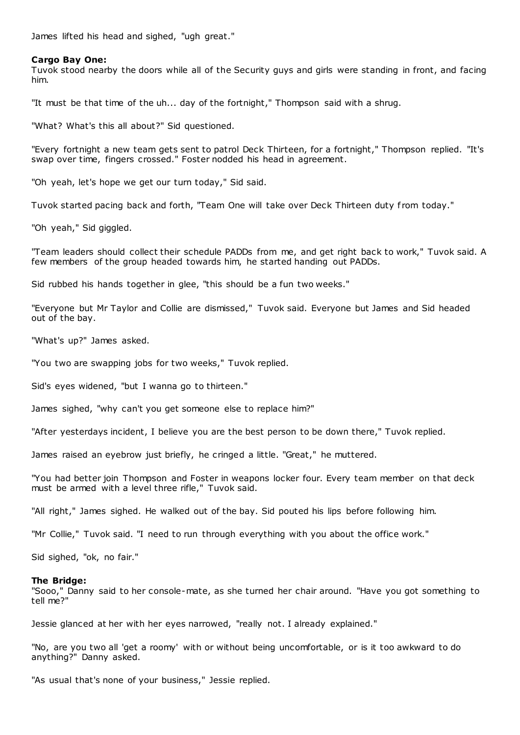James lifted his head and sighed, "ugh great."

**Cargo Bay One:**
Tuvok stood nearby the doors while all of the Security guys and girls were standing in front, and facing him.

"It must be that time of the uh... day of the fortnight," Thompson said with a shrug.

"What? What's this all about?" Sid questioned.

"Every fortnight a new team gets sent to patrol Deck Thirteen, for a fortnight," Thompson replied. "It's swap over time, fingers crossed." Foster nodded his head in agreement.

"Oh yeah, let's hope we get our turn today," Sid said.

Tuvok started pacing back and forth, "Team One will take over Deck Thirteen duty from today."

"Oh yeah," Sid giggled.

"Team leaders should collect their schedule PADDs from me, and get right back to work," Tuvok said. A few members of the group headed towards him, he started handing out PADDs.

Sid rubbed his hands together in glee, "this should be a fun two weeks."

"Everyone but Mr Taylor and Collie are dismissed," Tuvok said. Everyone but James and Sid headed out of the bay.

"What's up?" James asked.

"You two are swapping jobs for two weeks," Tuvok replied.

Sid's eyes widened, "but I wanna go to thirteen."

James sighed, "why can't you get someone else to replace him?"

"After yesterdays incident, I believe you are the best person to be down there," Tuvok replied.

James raised an eyebrow just briefly, he cringed a little. "Great," he muttered.

"You had better join Thompson and Foster in weapons locker four. Every team member on that deck must be armed with a level three rifle," Tuvok said.

"All right," James sighed. He walked out of the bay. Sid pouted his lips before following him.

"Mr Collie," Tuvok said. "I need to run through everything with you about the office work."

Sid sighed, "ok, no fair."

**The Bridge:**
"Sooo," Danny said to her console-mate, as she turned her chair around. "Have you got something to tell me?"

Jessie glanced at her with her eyes narrowed, "really not. I already explained."

"No, are you two all 'get a roomy' with or without being uncomfortable, or is it too awkward to do anything?" Danny asked.

"As usual that's none of your business," Jessie replied.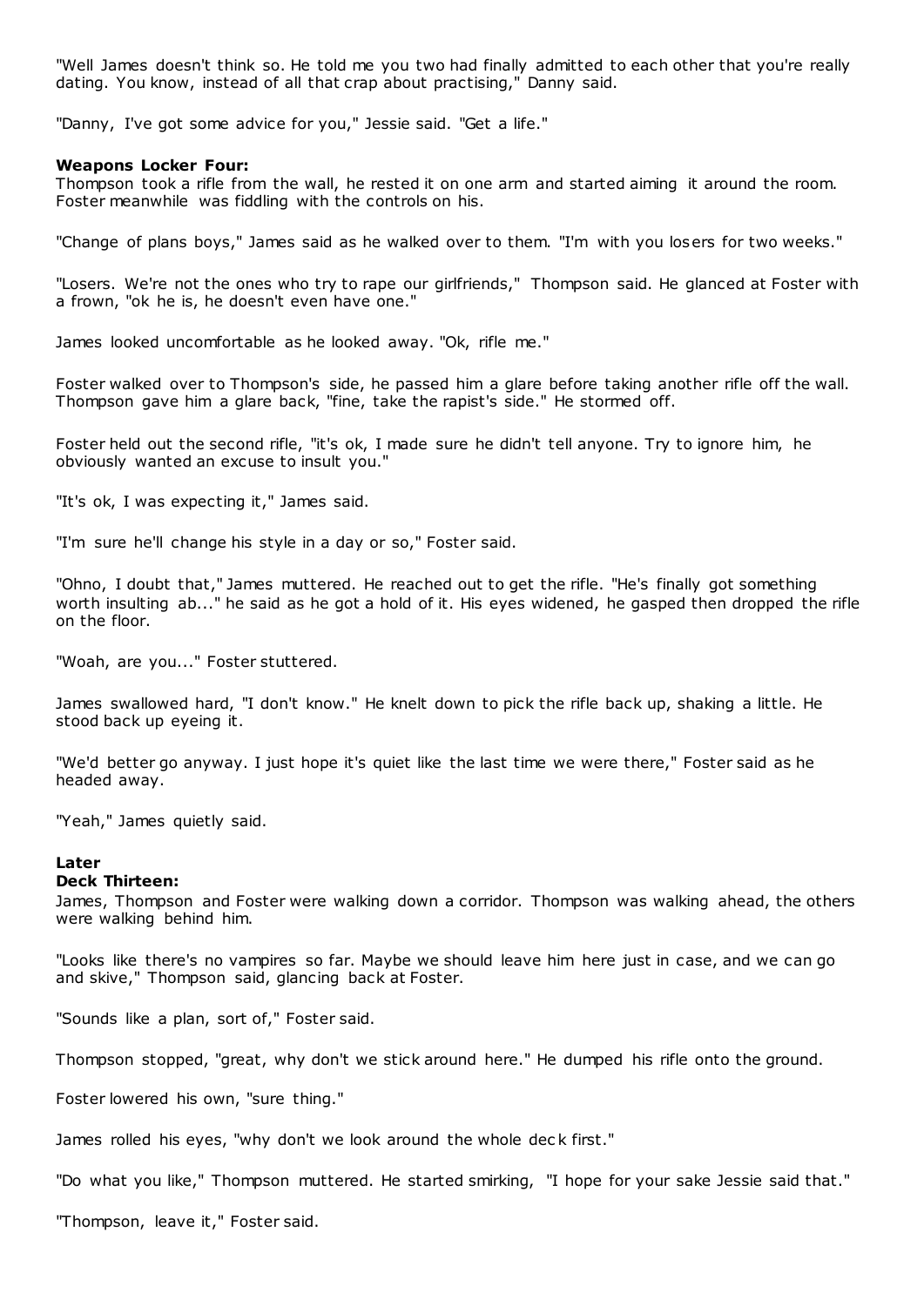"Well James doesn't think so. He told me you two had finally admitted to each other that you're really dating. You know, instead of all that crap about practising," Danny said.

"Danny, I've got some advice for you," Jessie said. "Get a life."

**Weapons Locker Four:**
Thompson took a rifle from the wall, he rested it on one arm and started aiming it around the room. Foster meanwhile was fiddling with the controls on his.

"Change of plans boys," James said as he walked over to them. "I'm with you losers for two weeks."

"Losers. We're not the ones who try to rape our girlfriends," Thompson said. He glanced at Foster with a frown, "ok he is, he doesn't even have one."

James looked uncomfortable as he looked away. "Ok, rifle me."

Foster walked over to Thompson's side, he passed him a glare before taking another rifle off the wall. Thompson gave him a glare back, "fine, take the rapist's side." He stormed off.

Foster held out the second rifle, "it's ok, I made sure he didn't tell anyone. Try to ignore him, he obviously wanted an excuse to insult you."

"It's ok, I was expecting it," James said.

"I'm sure he'll change his style in a day or so," Foster said.

"Ohno, I doubt that," James muttered. He reached out to get the rifle. "He's finally got something worth insulting ab..." he said as he got a hold of it. His eyes widened, he gasped then dropped the rifle on the floor.

"Woah, are you..." Foster stuttered.

James swallowed hard, "I don't know." He knelt down to pick the rifle back up, shaking a little. He stood back up eyeing it.

"We'd better go anyway. I just hope it's quiet like the last time we were there," Foster said as he headed away.

"Yeah," James quietly said.

**Later**
**Deck Thirteen:**
James, Thompson and Foster were walking down a corridor. Thompson was walking ahead, the others were walking behind him.

"Looks like there's no vampires so far. Maybe we should leave him here just in case, and we can go and skive," Thompson said, glancing back at Foster.

"Sounds like a plan, sort of," Foster said.

Thompson stopped, "great, why don't we stick around here." He dumped his rifle onto the ground.

Foster lowered his own, "sure thing."

James rolled his eyes, "why don't we look around the whole deck first."

"Do what you like," Thompson muttered. He started smirking, "I hope for your sake Jessie said that."

"Thompson, leave it," Foster said.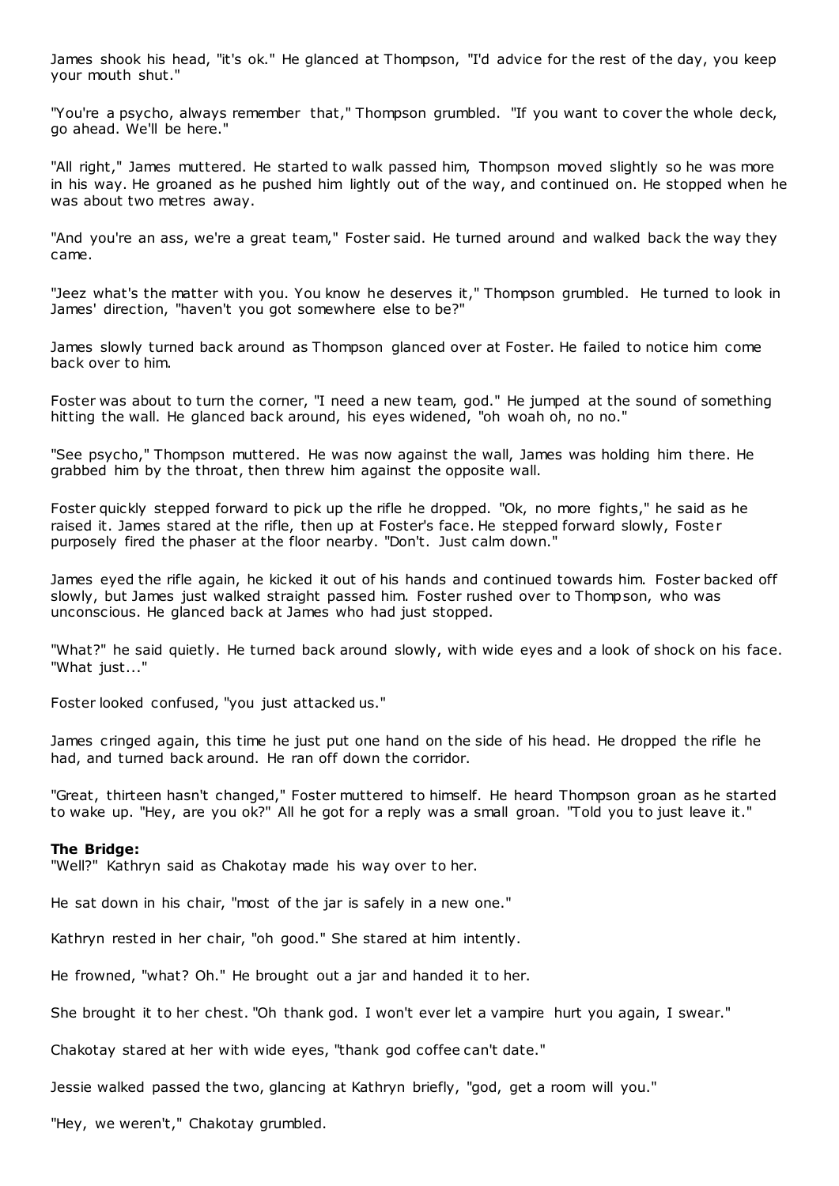James shook his head, "it's ok." He glanced at Thompson, "I'd advice for the rest of the day, you keep your mouth shut."

"You're a psycho, always remember that," Thompson grumbled. "If you want to cover the whole deck, go ahead. We'll be here."

"All right," James muttered. He started to walk passed him, Thompson moved slightly so he was more in his way. He groaned as he pushed him lightly out of the way, and continued on. He stopped when he was about two metres away.

"And you're an ass, we're a great team," Foster said. He turned around and walked back the way they came.

"Jeez what's the matter with you. You know he deserves it," Thompson grumbled. He turned to look in James' direction, "haven't you got somewhere else to be?"

James slowly turned back around as Thompson glanced over at Foster. He failed to notice him come back over to him.

Foster was about to turn the corner, "I need a new team, god." He jumped at the sound of something hitting the wall. He glanced back around, his eyes widened, "oh woah oh, no no."

"See psycho," Thompson muttered. He was now against the wall, James was holding him there. He grabbed him by the throat, then threw him against the opposite wall.

Foster quickly stepped forward to pick up the rifle he dropped. "Ok, no more fights," he said as he raised it. James stared at the rifle, then up at Foster's face. He stepped forward slowly, Foster purposely fired the phaser at the floor nearby. "Don't. Just calm down."

James eyed the rifle again, he kicked it out of his hands and continued towards him. Foster backed off slowly, but James just walked straight passed him. Foster rushed over to Thompson, who was unconscious. He glanced back at James who had just stopped.

"What?" he said quietly. He turned back around slowly, with wide eyes and a look of shock on his face. "What just..."

Foster looked confused, "you just attacked us."

James cringed again, this time he just put one hand on the side of his head. He dropped the rifle he had, and turned back around. He ran off down the corridor.

"Great, thirteen hasn't changed," Foster muttered to himself. He heard Thompson groan as he started to wake up. "Hey, are you ok?" All he got for a reply was a small groan. "Told you to just leave it."

**The Bridge:**
"Well?" Kathryn said as Chakotay made his way over to her.

He sat down in his chair, "most of the jar is safely in a new one."

Kathryn rested in her chair, "oh good." She stared at him intently.

He frowned, "what? Oh." He brought out a jar and handed it to her.

She brought it to her chest. "Oh thank god. I won't ever let a vampire hurt you again, I swear."

Chakotay stared at her with wide eyes, "thank god coffee can't date."

Jessie walked passed the two, glancing at Kathryn briefly, "god, get a room will you."

"Hey, we weren't," Chakotay grumbled.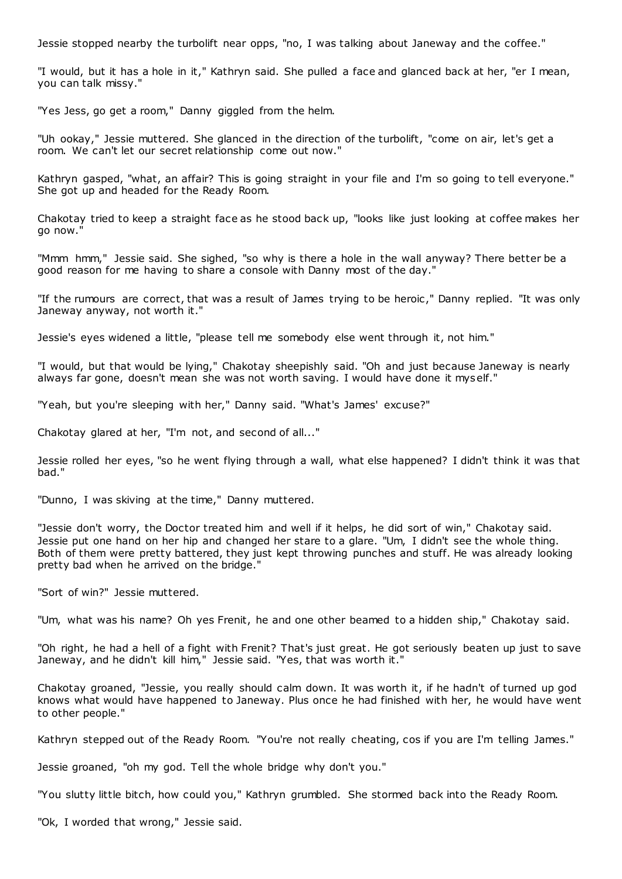Jessie stopped nearby the turbolift near opps, "no, I was talking about Janeway and the coffee."

"I would, but it has a hole in it," Kathryn said. She pulled a face and glanced back at her, "er I mean, you can talk missy."

"Yes Jess, go get a room," Danny giggled from the helm.

"Uh ookay," Jessie muttered. She glanced in the direction of the turbolift, "come on air, let's get a room. We can't let our secret relationship come out now."

Kathryn gasped, "what, an affair? This is going straight in your file and I'm so going to tell everyone." She got up and headed for the Ready Room.

Chakotay tried to keep a straight face as he stood back up, "looks like just looking at coffee makes her go now."

"Mmm hmm," Jessie said. She sighed, "so why is there a hole in the wall anyway? There better be a good reason for me having to share a console with Danny most of the day."

"If the rumours are correct, that was a result of James trying to be heroic," Danny replied. "It was only Janeway anyway, not worth it."

Jessie's eyes widened a little, "please tell me somebody else went through it, not him."

"I would, but that would be lying," Chakotay sheepishly said. "Oh and just because Janeway is nearly always far gone, doesn't mean she was not worth saving. I would have done it myself."

"Yeah, but you're sleeping with her," Danny said. "What's James' excuse?"

Chakotay glared at her, "I'm not, and second of all..."

Jessie rolled her eyes, "so he went flying through a wall, what else happened? I didn't think it was that bad."

"Dunno, I was skiving at the time," Danny muttered.

"Jessie don't worry, the Doctor treated him and well if it helps, he did sort of win," Chakotay said. Jessie put one hand on her hip and changed her stare to a glare. "Um, I didn't see the whole thing. Both of them were pretty battered, they just kept throwing punches and stuff. He was already looking pretty bad when he arrived on the bridge."

"Sort of win?" Jessie muttered.

"Um, what was his name? Oh yes Frenit, he and one other beamed to a hidden ship," Chakotay said.

"Oh right, he had a hell of a fight with Frenit? That's just great. He got seriously beaten up just to save Janeway, and he didn't kill him," Jessie said. "Yes, that was worth it."

Chakotay groaned, "Jessie, you really should calm down. It was worth it, if he hadn't of turned up god knows what would have happened to Janeway. Plus once he had finished with her, he would have went to other people."

Kathryn stepped out of the Ready Room. "You're not really cheating, cos if you are I'm telling James."

Jessie groaned, "oh my god. Tell the whole bridge why don't you."

"You slutty little bitch, how could you," Kathryn grumbled. She stormed back into the Ready Room.

"Ok, I worded that wrong," Jessie said.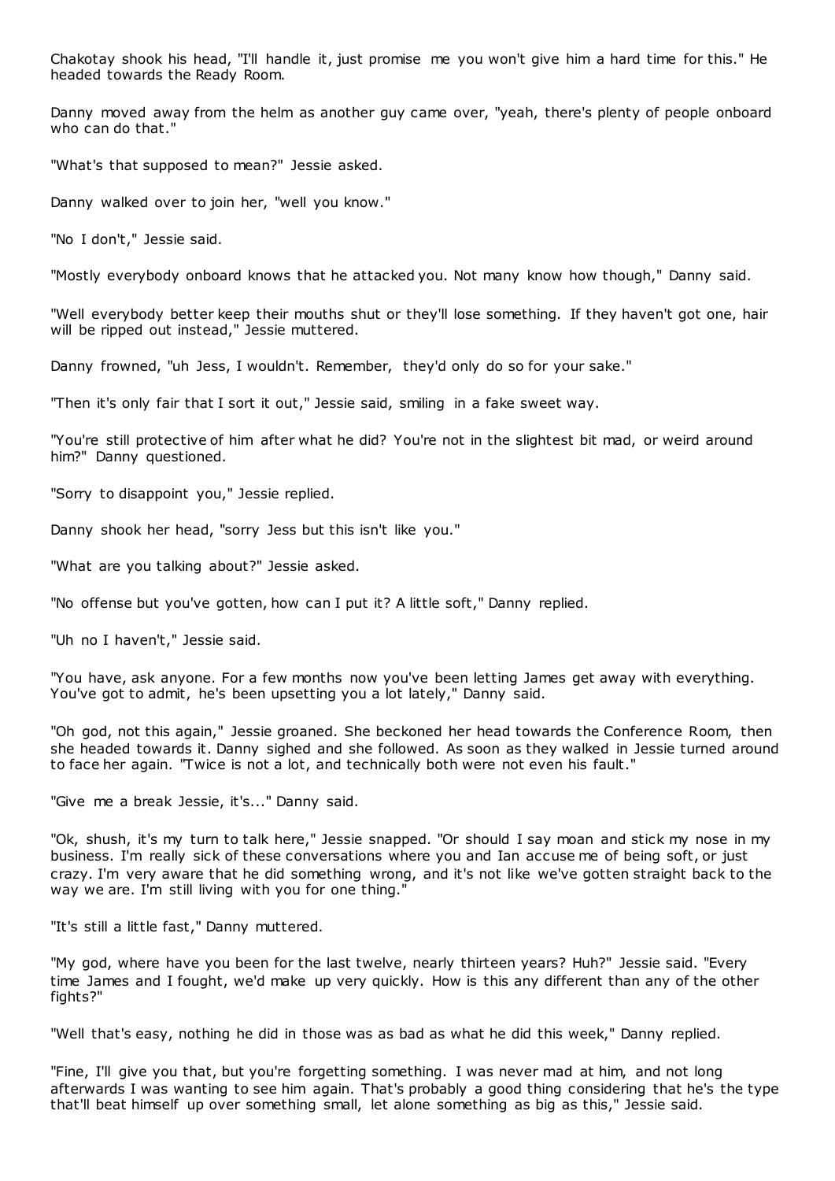Chakotay shook his head, "I'll handle it, just promise me you won't give him a hard time for this." He headed towards the Ready Room.

Danny moved away from the helm as another guy came over, "yeah, there's plenty of people onboard who can do that."

"What's that supposed to mean?" Jessie asked.

Danny walked over to join her, "well you know."

"No I don't," Jessie said.

"Mostly everybody onboard knows that he attacked you. Not many know how though," Danny said.

"Well everybody better keep their mouths shut or they'll lose something. If they haven't got one, hair will be ripped out instead," Jessie muttered.

Danny frowned, "uh Jess, I wouldn't. Remember, they'd only do so for your sake."

"Then it's only fair that I sort it out," Jessie said, smiling in a fake sweet way.

"You're still protective of him after what he did? You're not in the slightest bit mad, or weird around him?" Danny questioned.

"Sorry to disappoint you," Jessie replied.

Danny shook her head, "sorry Jess but this isn't like you."

"What are you talking about?" Jessie asked.

"No offense but you've gotten, how can I put it? A little soft," Danny replied.

"Uh no I haven't," Jessie said.

"You have, ask anyone. For a few months now you've been letting James get away with everything. You've got to admit, he's been upsetting you a lot lately," Danny said.

"Oh god, not this again," Jessie groaned. She beckoned her head towards the Conference Room, then she headed towards it. Danny sighed and she followed. As soon as they walked in Jessie turned around to face her again. "Twice is not a lot, and technically both were not even his fault."

"Give me a break Jessie, it's..." Danny said.

"Ok, shush, it's my turn to talk here," Jessie snapped. "Or should I say moan and stick my nose in my business. I'm really sick of these conversations where you and Ian accuse me of being soft, or just crazy. I'm very aware that he did something wrong, and it's not like we've gotten straight back to the way we are. I'm still living with you for one thing."

"It's still a little fast," Danny muttered.

"My god, where have you been for the last twelve, nearly thirteen years? Huh?" Jessie said. "Every time James and I fought, we'd make up very quickly. How is this any different than any of the other fights?"

"Well that's easy, nothing he did in those was as bad as what he did this week," Danny replied.

"Fine, I'll give you that, but you're forgetting something. I was never mad at him, and not long afterwards I was wanting to see him again. That's probably a good thing considering that he's the type that'll beat himself up over something small, let alone something as big as this," Jessie said.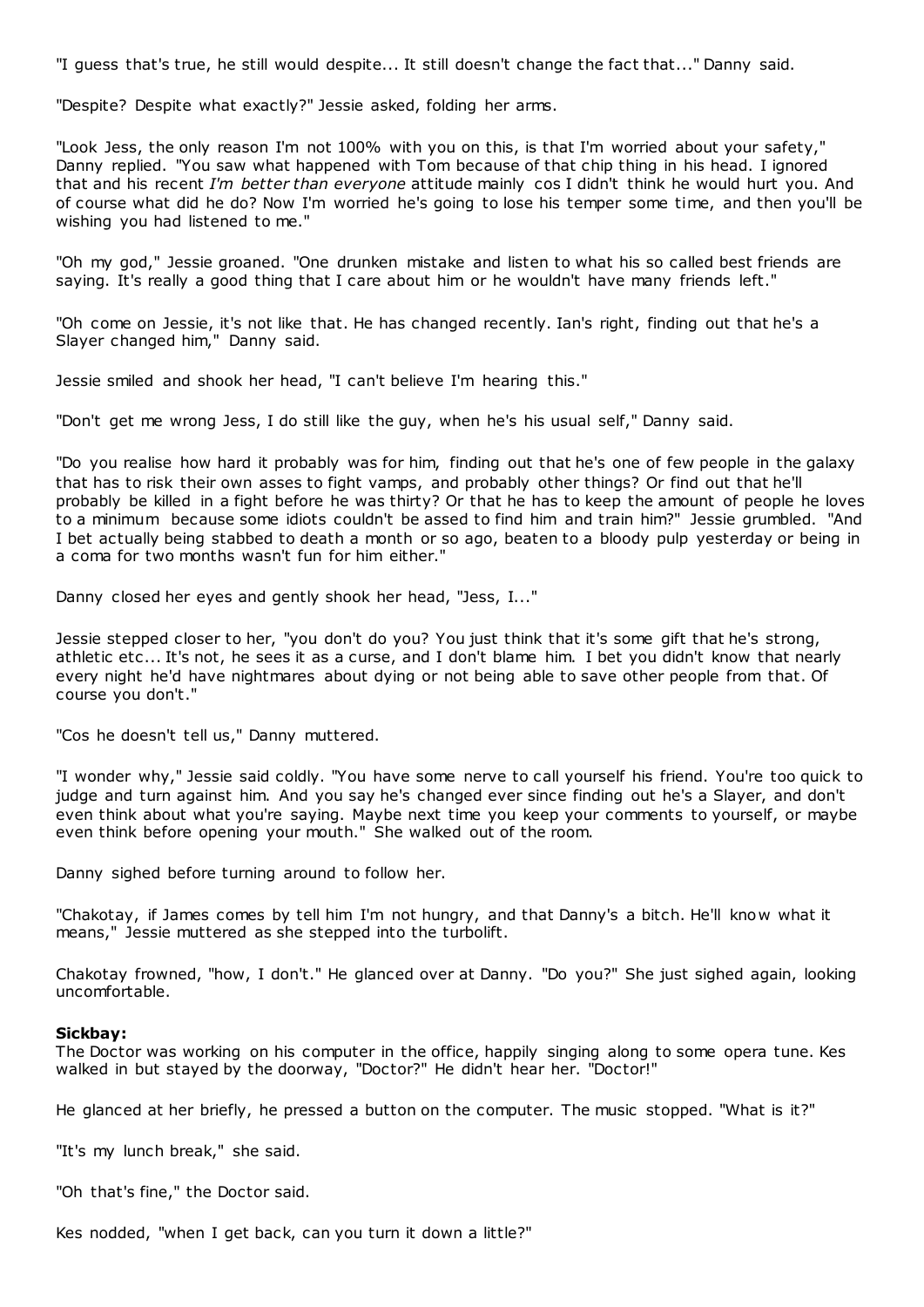"I guess that's true, he still would despite... It still doesn't change the fact that..." Danny said.

"Despite? Despite what exactly?" Jessie asked, folding her arms.

"Look Jess, the only reason I'm not 100% with you on this, is that I'm worried about your safety," Danny replied. "You saw what happened with Tom because of that chip thing in his head. I ignored that and his recent *I'm better than everyone* attitude mainly cos I didn't think he would hurt you. And of course what did he do? Now I'm worried he's going to lose his temper some time, and then you'll be wishing you had listened to me."

"Oh my god," Jessie groaned. "One drunken mistake and listen to what his so called best friends are saying. It's really a good thing that I care about him or he wouldn't have many friends left."

"Oh come on Jessie, it's not like that. He has changed recently. Ian's right, finding out that he's a Slayer changed him," Danny said.

Jessie smiled and shook her head, "I can't believe I'm hearing this."

"Don't get me wrong Jess, I do still like the guy, when he's his usual self," Danny said.

"Do you realise how hard it probably was for him, finding out that he's one of few people in the galaxy that has to risk their own asses to fight vamps, and probably other things? Or find out that he'll probably be killed in a fight before he was thirty? Or that he has to keep the amount of people he loves to a minimum because some idiots couldn't be assed to find him and train him?" Jessie grumbled. "And I bet actually being stabbed to death a month or so ago, beaten to a bloody pulp yesterday or being in a coma for two months wasn't fun for him either."

Danny closed her eyes and gently shook her head, "Jess, I..."

Jessie stepped closer to her, "you don't do you? You just think that it's some gift that he's strong, athletic etc... It's not, he sees it as a curse, and I don't blame him. I bet you didn't know that nearly every night he'd have nightmares about dying or not being able to save other people from that. Of course you don't."

"Cos he doesn't tell us," Danny muttered.

"I wonder why," Jessie said coldly. "You have some nerve to call yourself his friend. You're too quick to judge and turn against him. And you say he's changed ever since finding out he's a Slayer, and don't even think about what you're saying. Maybe next time you keep your comments to yourself, or maybe even think before opening your mouth." She walked out of the room.

Danny sighed before turning around to follow her.

"Chakotay, if James comes by tell him I'm not hungry, and that Danny's a bitch. He'll know what it means," Jessie muttered as she stepped into the turbolift.

Chakotay frowned, "how, I don't." He glanced over at Danny. "Do you?" She just sighed again, looking uncomfortable.

**Sickbay:**
The Doctor was working on his computer in the office, happily singing along to some opera tune. Kes walked in but stayed by the doorway, "Doctor?" He didn't hear her. "Doctor!"

He glanced at her briefly, he pressed a button on the computer. The music stopped. "What is it?"

"It's my lunch break," she said.

"Oh that's fine," the Doctor said.

Kes nodded, "when I get back, can you turn it down a little?"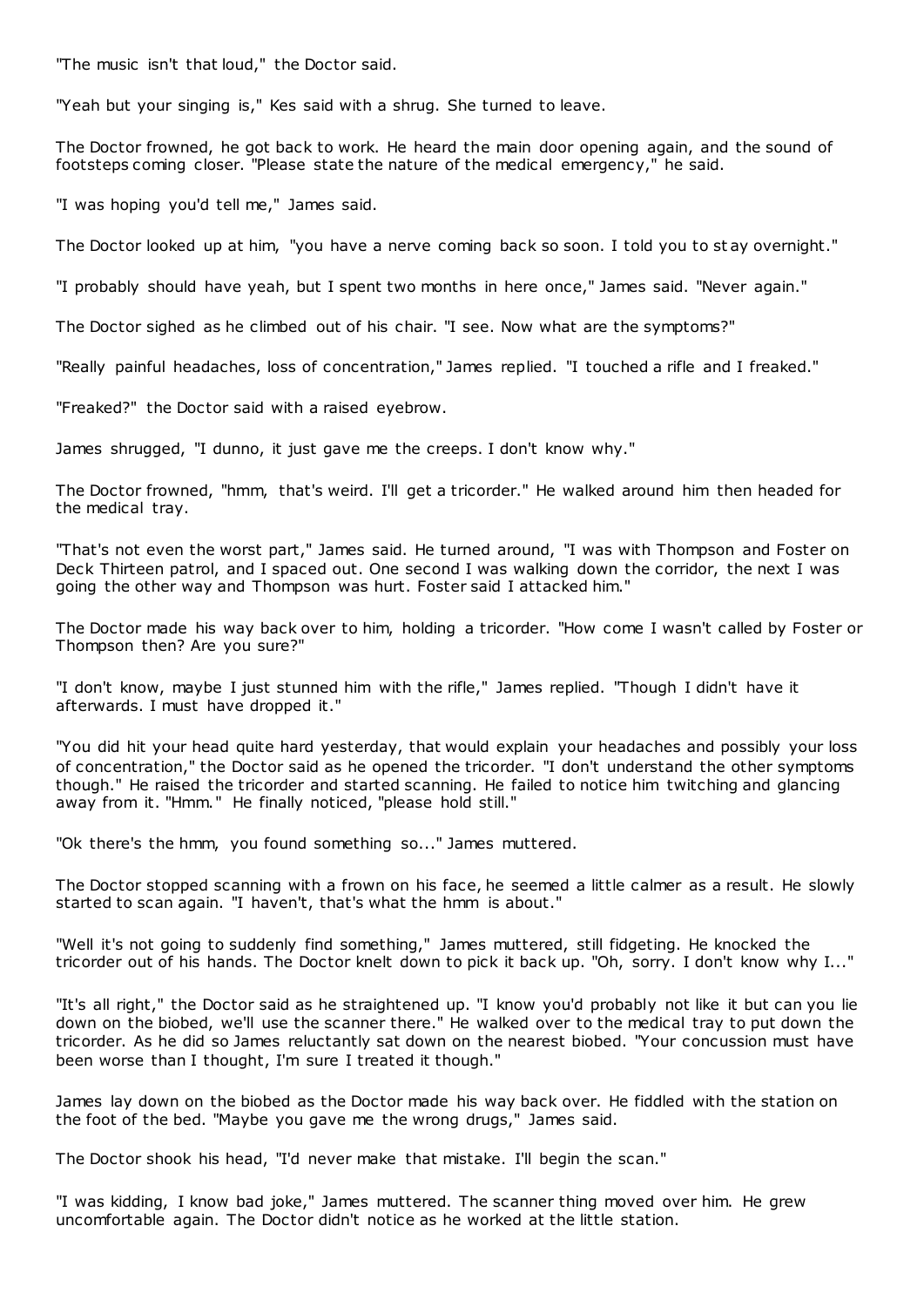"The music isn't that loud," the Doctor said.

"Yeah but your singing is," Kes said with a shrug. She turned to leave.

The Doctor frowned, he got back to work. He heard the main door opening again, and the sound of footsteps coming closer. "Please state the nature of the medical emergency," he said.

"I was hoping you'd tell me," James said.

The Doctor looked up at him, "you have a nerve coming back so soon. I told you to stay overnight."

"I probably should have yeah, but I spent two months in here once," James said. "Never again."

The Doctor sighed as he climbed out of his chair. "I see. Now what are the symptoms?"

"Really painful headaches, loss of concentration," James replied. "I touched a rifle and I freaked."

"Freaked?" the Doctor said with a raised eyebrow.

James shrugged, "I dunno, it just gave me the creeps. I don't know why."

The Doctor frowned, "hmm, that's weird. I'll get a tricorder." He walked around him then headed for the medical tray.

"That's not even the worst part," James said. He turned around, "I was with Thompson and Foster on Deck Thirteen patrol, and I spaced out. One second I was walking down the corridor, the next I was going the other way and Thompson was hurt. Foster said I attacked him."

The Doctor made his way back over to him, holding a tricorder. "How come I wasn't called by Foster or Thompson then? Are you sure?"

"I don't know, maybe I just stunned him with the rifle," James replied. "Though I didn't have it afterwards. I must have dropped it."

"You did hit your head quite hard yesterday, that would explain your headaches and possibly your loss of concentration," the Doctor said as he opened the tricorder. "I don't understand the other symptoms though." He raised the tricorder and started scanning. He failed to notice him twitching and glancing away from it. "Hmm." He finally noticed, "please hold still."

"Ok there's the hmm, you found something so..." James muttered.

The Doctor stopped scanning with a frown on his face, he seemed a little calmer as a result. He slowly started to scan again. "I haven't, that's what the hmm is about."

"Well it's not going to suddenly find something," James muttered, still fidgeting. He knocked the tricorder out of his hands. The Doctor knelt down to pick it back up. "Oh, sorry. I don't know why I..."

"It's all right," the Doctor said as he straightened up. "I know you'd probably not like it but can you lie down on the biobed, we'll use the scanner there." He walked over to the medical tray to put down the tricorder. As he did so James reluctantly sat down on the nearest biobed. "Your concussion must have been worse than I thought, I'm sure I treated it though."

James lay down on the biobed as the Doctor made his way back over. He fiddled with the station on the foot of the bed. "Maybe you gave me the wrong drugs," James said.

The Doctor shook his head, "I'd never make that mistake. I'll begin the scan."

"I was kidding, I know bad joke," James muttered. The scanner thing moved over him. He grew uncomfortable again. The Doctor didn't notice as he worked at the little station.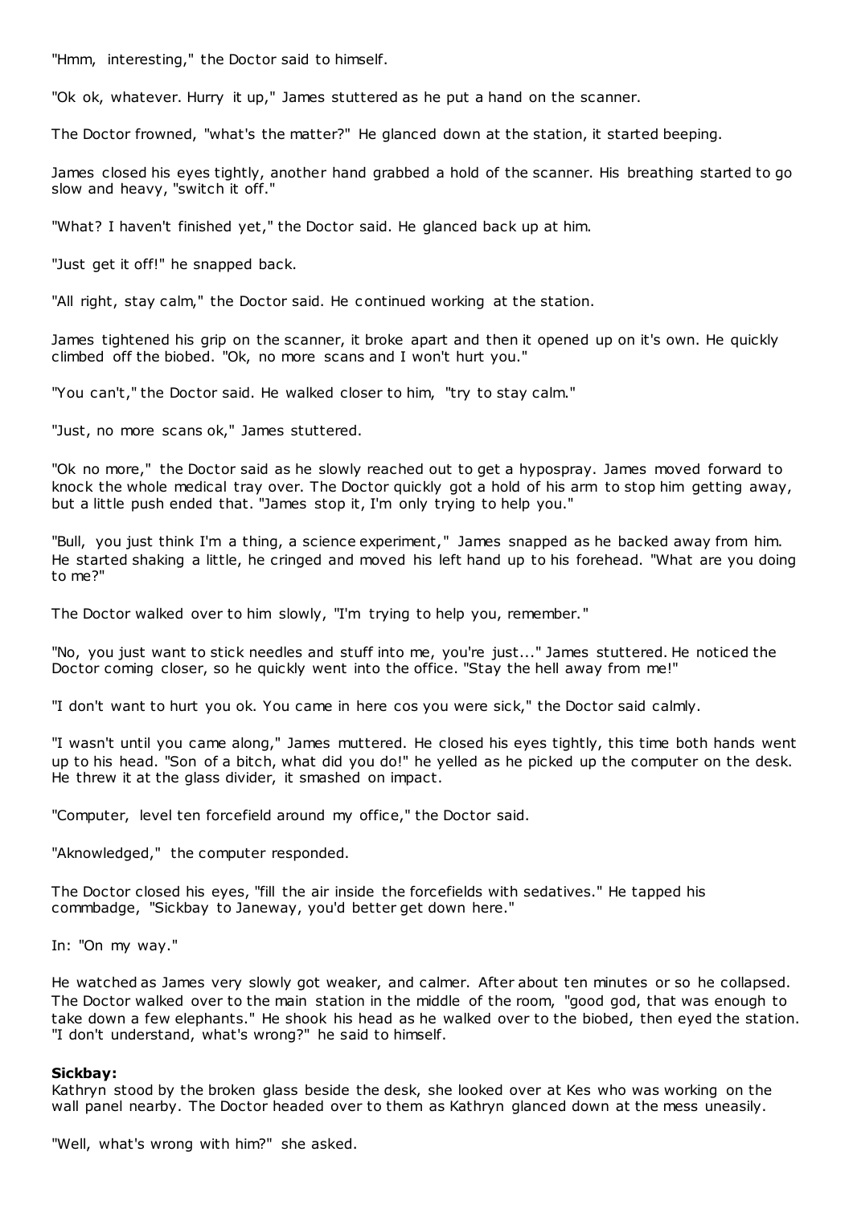"Hmm, interesting," the Doctor said to himself.

"Ok ok, whatever. Hurry it up," James stuttered as he put a hand on the scanner.

The Doctor frowned, "what's the matter?" He glanced down at the station, it started beeping.

James closed his eyes tightly, another hand grabbed a hold of the scanner. His breathing started to go slow and heavy, "switch it off."

"What? I haven't finished yet," the Doctor said. He glanced back up at him.

"Just get it off!" he snapped back.

"All right, stay calm," the Doctor said. He continued working at the station.

James tightened his grip on the scanner, it broke apart and then it opened up on it's own. He quickly climbed off the biobed. "Ok, no more scans and I won't hurt you."

"You can't," the Doctor said. He walked closer to him, "try to stay calm."

"Just, no more scans ok," James stuttered.

"Ok no more," the Doctor said as he slowly reached out to get a hypospray. James moved forward to knock the whole medical tray over. The Doctor quickly got a hold of his arm to stop him getting away, but a little push ended that. "James stop it, I'm only trying to help you."

"Bull, you just think I'm a thing, a science experiment," James snapped as he backed away from him. He started shaking a little, he cringed and moved his left hand up to his forehead. "What are you doing to me?"

The Doctor walked over to him slowly, "I'm trying to help you, remember."

"No, you just want to stick needles and stuff into me, you're just..." James stuttered. He noticed the Doctor coming closer, so he quickly went into the office. "Stay the hell away from me!"

"I don't want to hurt you ok. You came in here cos you were sick," the Doctor said calmly.

"I wasn't until you came along," James muttered. He closed his eyes tightly, this time both hands went up to his head. "Son of a bitch, what did you do!" he yelled as he picked up the computer on the desk. He threw it at the glass divider, it smashed on impact.

"Computer, level ten forcefield around my office," the Doctor said.

"Aknowledged," the computer responded.

The Doctor closed his eyes, "fill the air inside the forcefields with sedatives." He tapped his commbadge, "Sickbay to Janeway, you'd better get down here."

In: "On my way."

He watched as James very slowly got weaker, and calmer. After about ten minutes or so he collapsed. The Doctor walked over to the main station in the middle of the room, "good god, that was enough to take down a few elephants." He shook his head as he walked over to the biobed, then eyed the station. "I don't understand, what's wrong?" he said to himself.

**Sickbay:**
Kathryn stood by the broken glass beside the desk, she looked over at Kes who was working on the wall panel nearby. The Doctor headed over to them as Kathryn glanced down at the mess uneasily.

"Well, what's wrong with him?" she asked.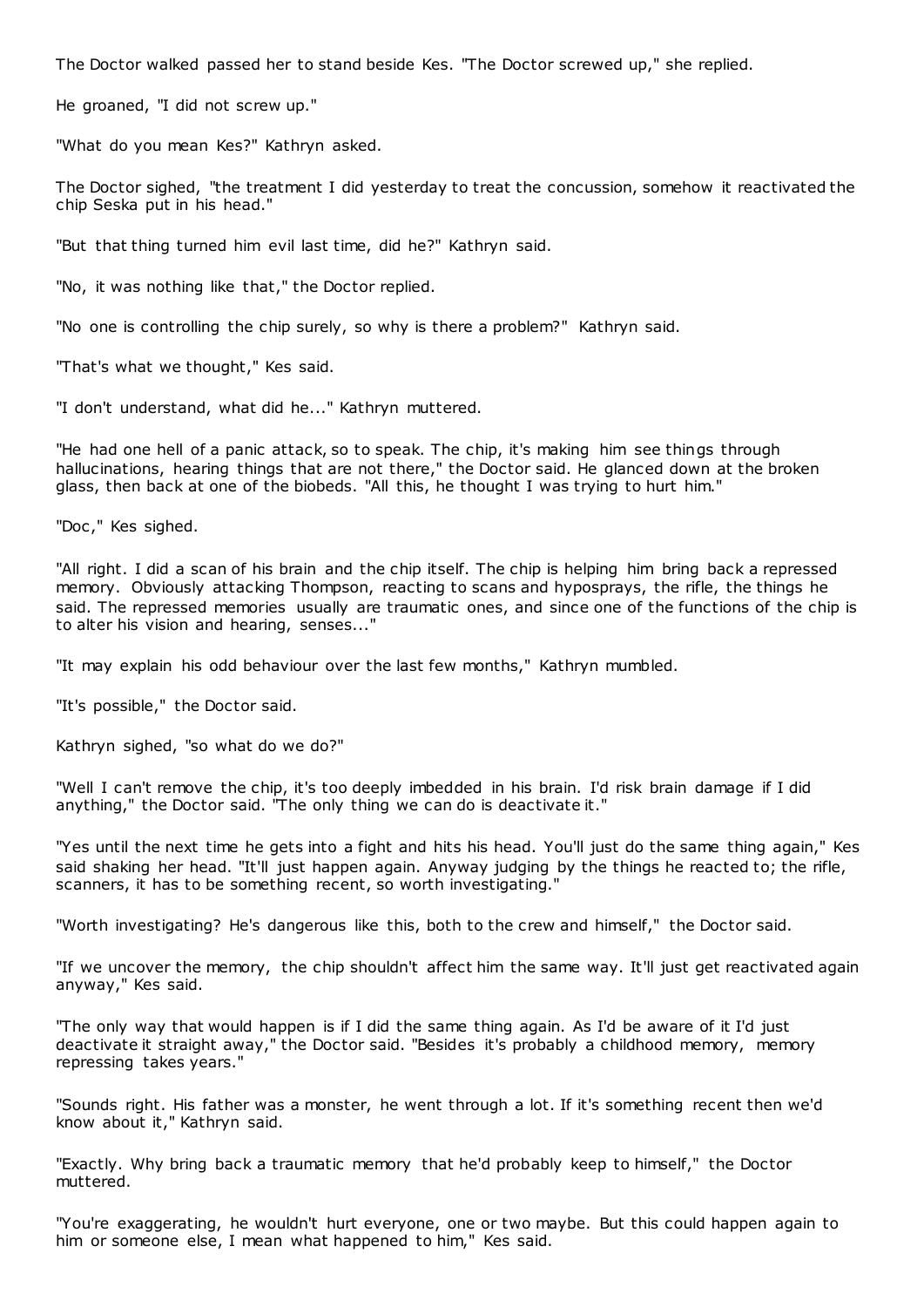The Doctor walked passed her to stand beside Kes. "The Doctor screwed up," she replied.

He groaned, "I did not screw up."

"What do you mean Kes?" Kathryn asked.

The Doctor sighed, "the treatment I did yesterday to treat the concussion, somehow it reactivated the chip Seska put in his head."

"But that thing turned him evil last time, did he?" Kathryn said.

"No, it was nothing like that," the Doctor replied.

"No one is controlling the chip surely, so why is there a problem?" Kathryn said.

"That's what we thought," Kes said.

"I don't understand, what did he..." Kathryn muttered.

"He had one hell of a panic attack, so to speak. The chip, it's making him see things through hallucinations, hearing things that are not there," the Doctor said. He glanced down at the broken glass, then back at one of the biobeds. "All this, he thought I was trying to hurt him."

"Doc," Kes sighed.

"All right. I did a scan of his brain and the chip itself. The chip is helping him bring back a repressed memory. Obviously attacking Thompson, reacting to scans and hyposprays, the rifle, the things he said. The repressed memories usually are traumatic ones, and since one of the functions of the chip is to alter his vision and hearing, senses..."

"It may explain his odd behaviour over the last few months," Kathryn mumbled.

"It's possible," the Doctor said.

Kathryn sighed, "so what do we do?"

"Well I can't remove the chip, it's too deeply imbedded in his brain. I'd risk brain damage if I did anything," the Doctor said. "The only thing we can do is deactivate it."

"Yes until the next time he gets into a fight and hits his head. You'll just do the same thing again," Kes said shaking her head. "It'll just happen again. Anyway judging by the things he reacted to; the rifle, scanners, it has to be something recent, so worth investigating."

"Worth investigating? He's dangerous like this, both to the crew and himself," the Doctor said.

"If we uncover the memory, the chip shouldn't affect him the same way. It'll just get reactivated again anyway," Kes said.

"The only way that would happen is if I did the same thing again. As I'd be aware of it I'd just deactivate it straight away," the Doctor said. "Besides it's probably a childhood memory, memory repressing takes years."

"Sounds right. His father was a monster, he went through a lot. If it's something recent then we'd know about it," Kathryn said.

"Exactly. Why bring back a traumatic memory that he'd probably keep to himself," the Doctor muttered.

"You're exaggerating, he wouldn't hurt everyone, one or two maybe. But this could happen again to him or someone else, I mean what happened to him," Kes said.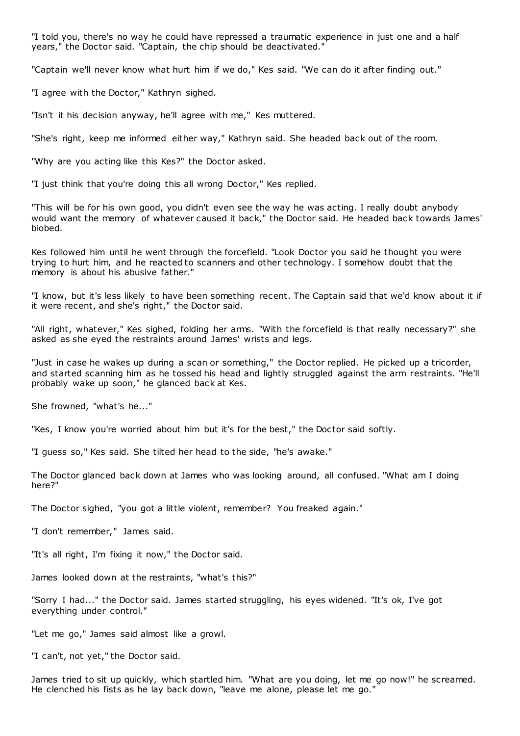"I told you, there's no way he could have repressed a traumatic experience in just one and a half years," the Doctor said. "Captain, the chip should be deactivated."

"Captain we'll never know what hurt him if we do," Kes said. "We can do it after finding out."

"I agree with the Doctor," Kathryn sighed.

"Isn't it his decision anyway, he'll agree with me," Kes muttered.

"She's right, keep me informed either way," Kathryn said. She headed back out of the room.

"Why are you acting like this Kes?" the Doctor asked.

"I just think that you're doing this all wrong Doctor," Kes replied.

"This will be for his own good, you didn't even see the way he was acting. I really doubt anybody would want the memory of whatever caused it back," the Doctor said. He headed back towards James' biobed.

Kes followed him until he went through the forcefield. "Look Doctor you said he thought you were trying to hurt him, and he reacted to scanners and other technology. I somehow doubt that the memory is about his abusive father."

"I know, but it's less likely to have been something recent. The Captain said that we'd know about it if it were recent, and she's right," the Doctor said.

"All right, whatever," Kes sighed, folding her arms. "With the forcefield is that really necessary?" she asked as she eyed the restraints around James' wrists and legs.

"Just in case he wakes up during a scan or something," the Doctor replied. He picked up a tricorder, and started scanning him as he tossed his head and lightly struggled against the arm restraints. "He'll probably wake up soon," he glanced back at Kes.

She frowned, "what's he..."

"Kes, I know you're worried about him but it's for the best," the Doctor said softly.

"I guess so," Kes said. She tilted her head to the side, "he's awake."

The Doctor glanced back down at James who was looking around, all confused. "What am I doing here?"

The Doctor sighed, "you got a little violent, remember? You freaked again."

"I don't remember," James said.

"It's all right, I'm fixing it now," the Doctor said.

James looked down at the restraints, "what's this?"

"Sorry I had..." the Doctor said. James started struggling, his eyes widened. "It's ok, I've got everything under control."

"Let me go," James said almost like a growl.

"I can't, not yet," the Doctor said.

James tried to sit up quickly, which startled him. "What are you doing, let me go now!" he screamed. He clenched his fists as he lay back down, "leave me alone, please let me go."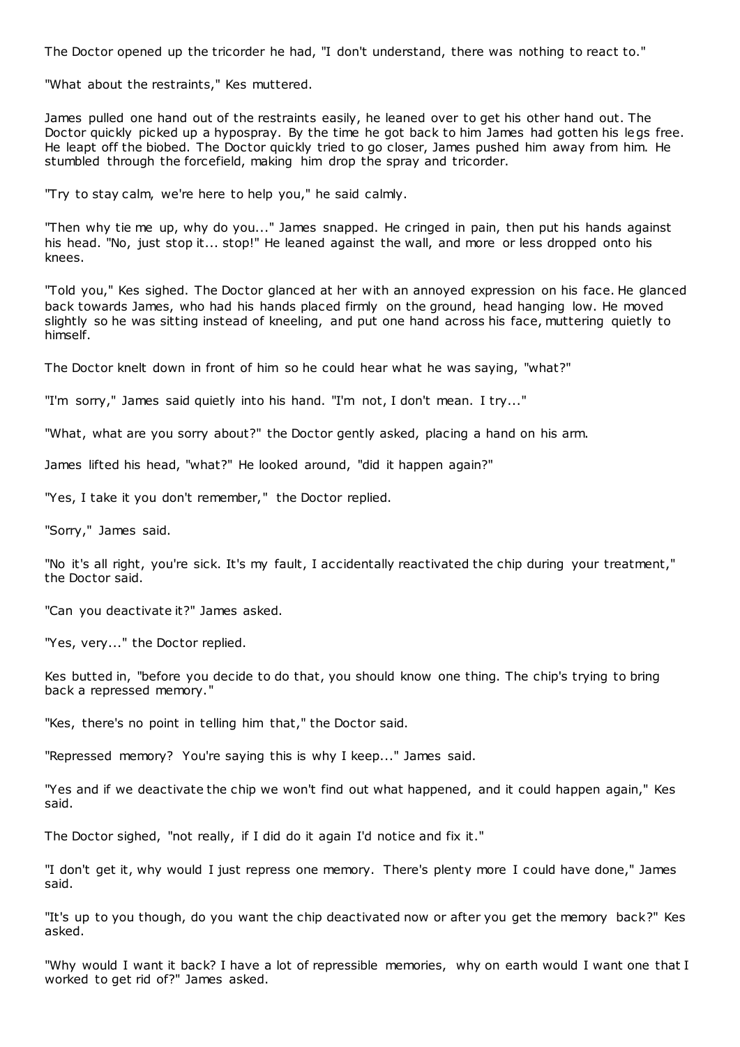The Doctor opened up the tricorder he had, "I don't understand, there was nothing to react to."

"What about the restraints," Kes muttered.

James pulled one hand out of the restraints easily, he leaned over to get his other hand out. The Doctor quickly picked up a hypospray. By the time he got back to him James had gotten his legs free. He leapt off the biobed. The Doctor quickly tried to go closer, James pushed him away from him. He stumbled through the forcefield, making him drop the spray and tricorder.

"Try to stay calm, we're here to help you," he said calmly.

"Then why tie me up, why do you..." James snapped. He cringed in pain, then put his hands against his head. "No, just stop it... stop!" He leaned against the wall, and more or less dropped onto his knees.

"Told you," Kes sighed. The Doctor glanced at her with an annoyed expression on his face. He glanced back towards James, who had his hands placed firmly on the ground, head hanging low. He moved slightly so he was sitting instead of kneeling, and put one hand across his face, muttering quietly to himself.

The Doctor knelt down in front of him so he could hear what he was saying, "what?"

"I'm sorry," James said quietly into his hand. "I'm not, I don't mean. I try..."

"What, what are you sorry about?" the Doctor gently asked, placing a hand on his arm.

James lifted his head, "what?" He looked around, "did it happen again?"

"Yes, I take it you don't remember," the Doctor replied.

"Sorry," James said.

"No it's all right, you're sick. It's my fault, I accidentally reactivated the chip during your treatment," the Doctor said.

"Can you deactivate it?" James asked.

"Yes, very..." the Doctor replied.

Kes butted in, "before you decide to do that, you should know one thing. The chip's trying to bring back a repressed memory."

"Kes, there's no point in telling him that," the Doctor said.

"Repressed memory? You're saying this is why I keep..." James said.

"Yes and if we deactivate the chip we won't find out what happened, and it could happen again," Kes said.

The Doctor sighed, "not really, if I did do it again I'd notice and fix it."

"I don't get it, why would I just repress one memory. There's plenty more I could have done," James said.

"It's up to you though, do you want the chip deactivated now or after you get the memory back?" Kes asked.

"Why would I want it back? I have a lot of repressible memories, why on earth would I want one that I worked to get rid of?" James asked.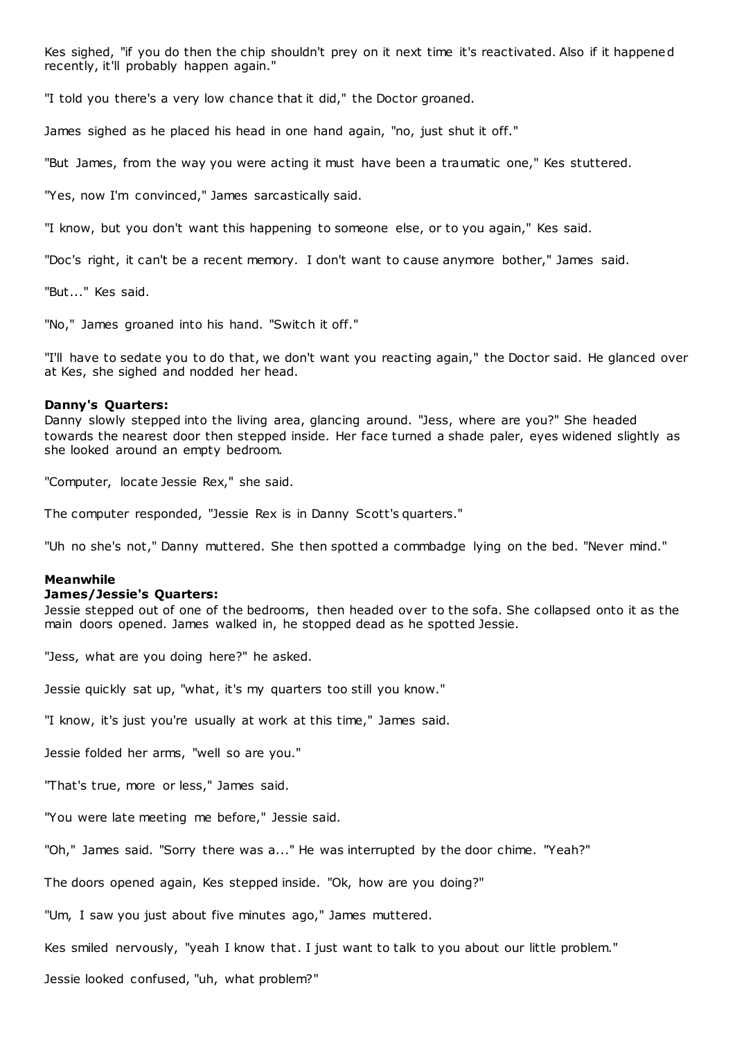Kes sighed, "if you do then the chip shouldn't prey on it next time it's reactivated. Also if it happened recently, it'll probably happen again."

"I told you there's a very low chance that it did," the Doctor groaned.

James sighed as he placed his head in one hand again, "no, just shut it off."

"But James, from the way you were acting it must have been a traumatic one," Kes stuttered.

"Yes, now I'm convinced," James sarcastically said.

"I know, but you don't want this happening to someone else, or to you again," Kes said.

"Doc's right, it can't be a recent memory. I don't want to cause anymore bother," James said.

"But..." Kes said.

"No," James groaned into his hand. "Switch it off."

"I'll have to sedate you to do that, we don't want you reacting again," the Doctor said. He glanced over at Kes, she sighed and nodded her head.

**Danny's Quarters:**
Danny slowly stepped into the living area, glancing around. "Jess, where are you?" She headed towards the nearest door then stepped inside. Her face turned a shade paler, eyes widened slightly as she looked around an empty bedroom.

"Computer, locate Jessie Rex," she said.

The computer responded, "Jessie Rex is in Danny Scott's quarters."

"Uh no she's not," Danny muttered. She then spotted a commbadge lying on the bed. "Never mind."

**Meanwhile**
**James/Jessie's Quarters:**
Jessie stepped out of one of the bedrooms, then headed over to the sofa. She collapsed onto it as the main doors opened. James walked in, he stopped dead as he spotted Jessie.

"Jess, what are you doing here?" he asked.

Jessie quickly sat up, "what, it's my quarters too still you know."

"I know, it's just you're usually at work at this time," James said.

Jessie folded her arms, "well so are you."

"That's true, more or less," James said.

"You were late meeting me before," Jessie said.

"Oh," James said. "Sorry there was a..." He was interrupted by the door chime. "Yeah?"

The doors opened again, Kes stepped inside. "Ok, how are you doing?"

"Um, I saw you just about five minutes ago," James muttered.

Kes smiled nervously, "yeah I know that. I just want to talk to you about our little problem."

Jessie looked confused, "uh, what problem?"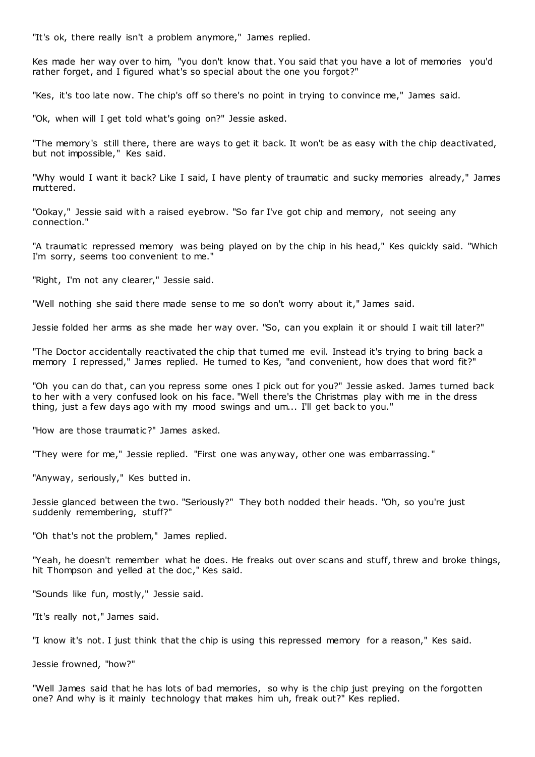"It's ok, there really isn't a problem anymore," James replied.

Kes made her way over to him, "you don't know that. You said that you have a lot of memories you'd rather forget, and I figured what's so special about the one you forgot?"

"Kes, it's too late now. The chip's off so there's no point in trying to convince me," James said.

"Ok, when will I get told what's going on?" Jessie asked.

"The memory's still there, there are ways to get it back. It won't be as easy with the chip deactivated, but not impossible," Kes said.

"Why would I want it back? Like I said, I have plenty of traumatic and sucky memories already," James muttered.

"Ookay," Jessie said with a raised eyebrow. "So far I've got chip and memory, not seeing any connection."

"A traumatic repressed memory was being played on by the chip in his head," Kes quickly said. "Which I'm sorry, seems too convenient to me."

"Right, I'm not any clearer," Jessie said.

"Well nothing she said there made sense to me so don't worry about it," James said.

Jessie folded her arms as she made her way over. "So, can you explain it or should I wait till later?"

"The Doctor accidentally reactivated the chip that turned me evil. Instead it's trying to bring back a memory I repressed," James replied. He turned to Kes, "and convenient, how does that word fit?"

"Oh you can do that, can you repress some ones I pick out for you?" Jessie asked. James turned back to her with a very confused look on his face. "Well there's the Christmas play with me in the dress thing, just a few days ago with my mood swings and um... I'll get back to you."

"How are those traumatic?" James asked.

"They were for me," Jessie replied. "First one was anyway, other one was embarrassing."

"Anyway, seriously," Kes butted in.

Jessie glanced between the two. "Seriously?" They both nodded their heads. "Oh, so you're just suddenly remembering, stuff?"

"Oh that's not the problem," James replied.

"Yeah, he doesn't remember what he does. He freaks out over scans and stuff, threw and broke things, hit Thompson and yelled at the doc," Kes said.

"Sounds like fun, mostly," Jessie said.

"It's really not," James said.

"I know it's not. I just think that the chip is using this repressed memory for a reason," Kes said.

Jessie frowned, "how?"

"Well James said that he has lots of bad memories, so why is the chip just preying on the forgotten one? And why is it mainly technology that makes him uh, freak out?" Kes replied.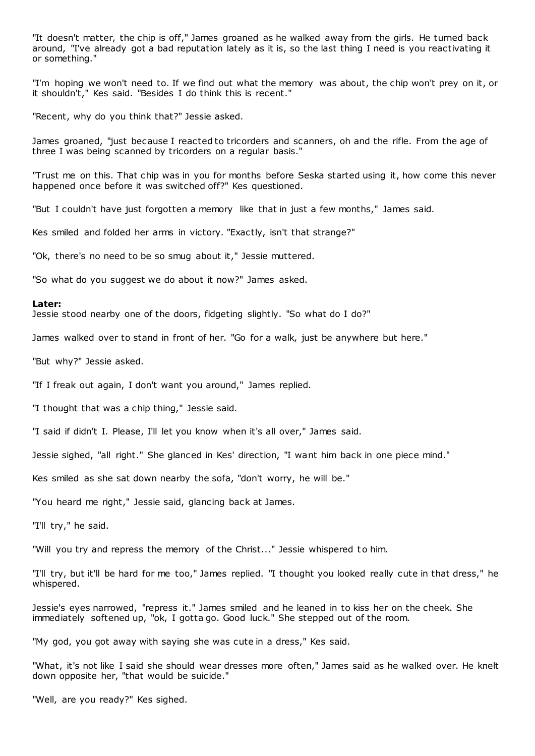"It doesn't matter, the chip is off," James groaned as he walked away from the girls. He turned back around, "I've already got a bad reputation lately as it is, so the last thing I need is you reactivating it or something."

"I'm hoping we won't need to. If we find out what the memory was about, the chip won't prey on it, or it shouldn't," Kes said. "Besides I do think this is recent."

"Recent, why do you think that?" Jessie asked.

James groaned, "just because I reacted to tricorders and scanners, oh and the rifle. From the age of three I was being scanned by tricorders on a regular basis."

"Trust me on this. That chip was in you for months before Seska started using it, how come this never happened once before it was switched off?" Kes questioned.

"But I couldn't have just forgotten a memory like that in just a few months," James said.

Kes smiled and folded her arms in victory. "Exactly, isn't that strange?"

"Ok, there's no need to be so smug about it," Jessie muttered.

"So what do you suggest we do about it now?" James asked.

**Later:**
Jessie stood nearby one of the doors, fidgeting slightly. "So what do I do?"

James walked over to stand in front of her. "Go for a walk, just be anywhere but here."

"But why?" Jessie asked.

"If I freak out again, I don't want you around," James replied.

"I thought that was a chip thing," Jessie said.

"I said if didn't I. Please, I'll let you know when it's all over," James said.

Jessie sighed, "all right." She glanced in Kes' direction, "I want him back in one piece mind."

Kes smiled as she sat down nearby the sofa, "don't worry, he will be."

"You heard me right," Jessie said, glancing back at James.

"I'll try," he said.

"Will you try and repress the memory of the Christ..." Jessie whispered to him.

"I'll try, but it'll be hard for me too," James replied. "I thought you looked really cute in that dress," he whispered.

Jessie's eyes narrowed, "repress it." James smiled and he leaned in to kiss her on the cheek. She immediately softened up, "ok, I gotta go. Good luck." She stepped out of the room.

"My god, you got away with saying she was cute in a dress," Kes said.

"What, it's not like I said she should wear dresses more often," James said as he walked over. He knelt down opposite her, "that would be suicide."

"Well, are you ready?" Kes sighed.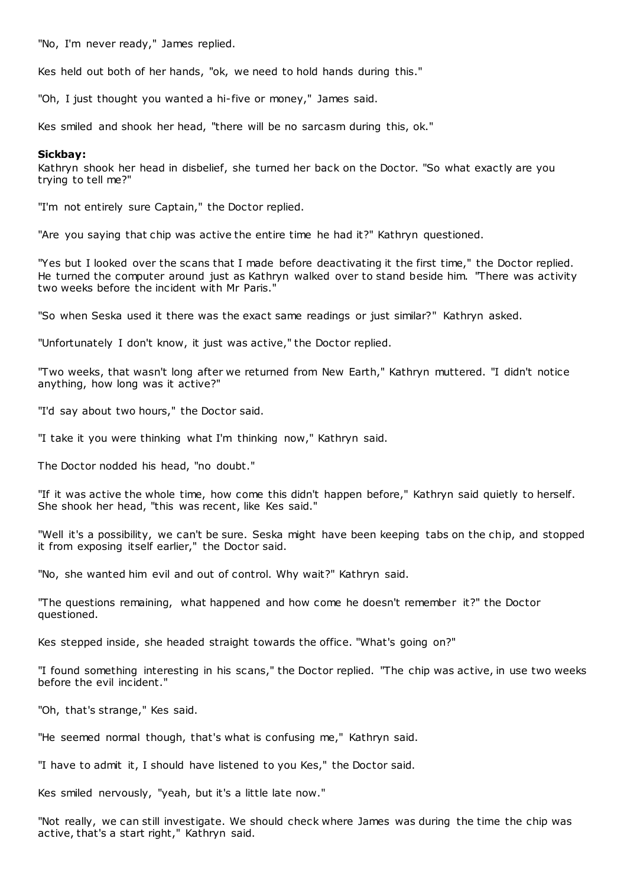"No, I'm never ready," James replied.

Kes held out both of her hands, "ok, we need to hold hands during this."

"Oh, I just thought you wanted a hi-five or money," James said.

Kes smiled and shook her head, "there will be no sarcasm during this, ok."

**Sickbay:**

Kathryn shook her head in disbelief, she turned her back on the Doctor. "So what exactly are you trying to tell me?"

"I'm not entirely sure Captain," the Doctor replied.

"Are you saying that chip was active the entire time he had it?" Kathryn questioned.

"Yes but I looked over the scans that I made before deactivating it the first time," the Doctor replied. He turned the computer around just as Kathryn walked over to stand beside him. "There was activity two weeks before the incident with Mr Paris."

"So when Seska used it there was the exact same readings or just similar?" Kathryn asked.

"Unfortunately I don't know, it just was active," the Doctor replied.

"Two weeks, that wasn't long after we returned from New Earth," Kathryn muttered. "I didn't notice anything, how long was it active?"

"I'd say about two hours," the Doctor said.

"I take it you were thinking what I'm thinking now," Kathryn said.

The Doctor nodded his head, "no doubt."

"If it was active the whole time, how come this didn't happen before," Kathryn said quietly to herself. She shook her head, "this was recent, like Kes said."

"Well it's a possibility, we can't be sure. Seska might have been keeping tabs on the chip, and stopped it from exposing itself earlier," the Doctor said.

"No, she wanted him evil and out of control. Why wait?" Kathryn said.

"The questions remaining, what happened and how come he doesn't remember it?" the Doctor questioned.

Kes stepped inside, she headed straight towards the office. "What's going on?"

"I found something interesting in his scans," the Doctor replied. "The chip was active, in use two weeks before the evil incident."

"Oh, that's strange," Kes said.

"He seemed normal though, that's what is confusing me," Kathryn said.

"I have to admit it, I should have listened to you Kes," the Doctor said.

Kes smiled nervously, "yeah, but it's a little late now."

"Not really, we can still investigate. We should check where James was during the time the chip was active, that's a start right," Kathryn said.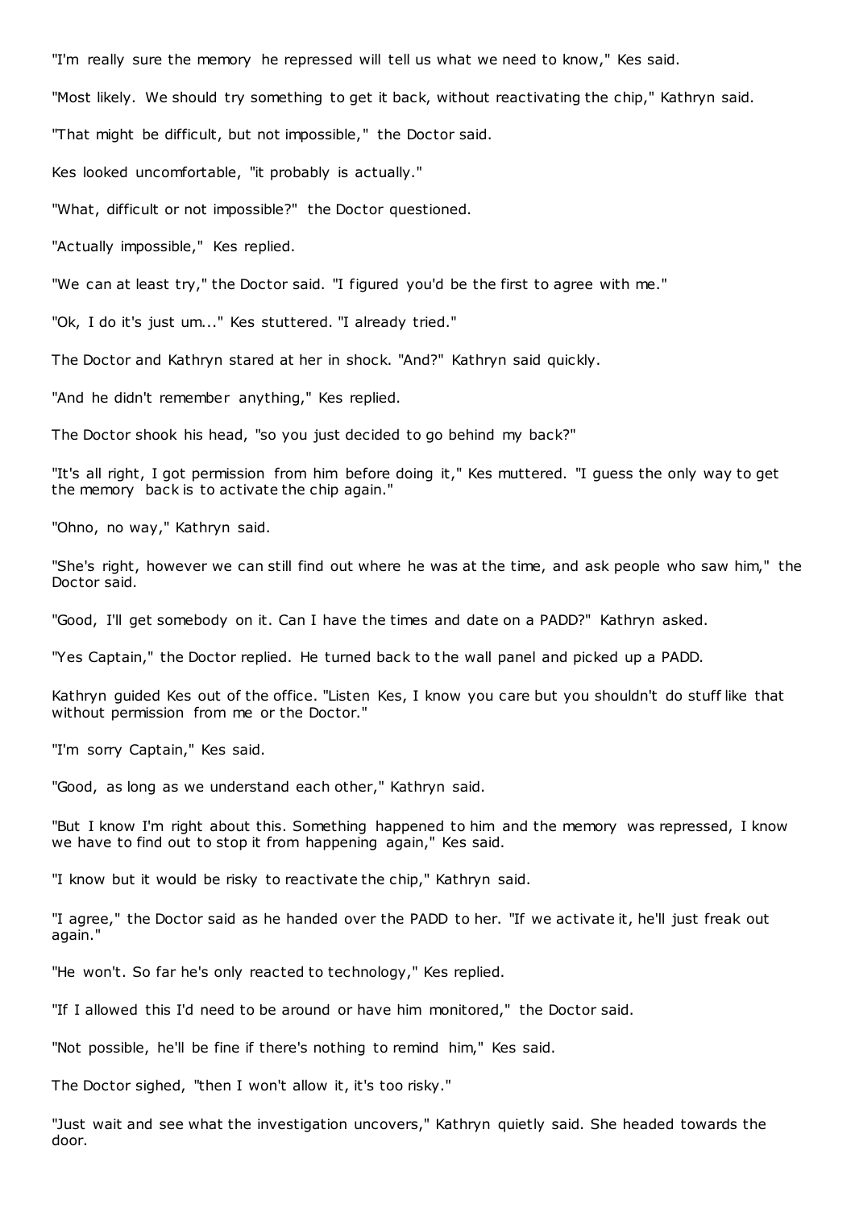"I'm really sure the memory he repressed will tell us what we need to know," Kes said.

"Most likely. We should try something to get it back, without reactivating the chip," Kathryn said.

"That might be difficult, but not impossible," the Doctor said.

Kes looked uncomfortable, "it probably is actually."

"What, difficult or not impossible?" the Doctor questioned.

"Actually impossible," Kes replied.

"We can at least try," the Doctor said. "I figured you'd be the first to agree with me."

"Ok, I do it's just um..." Kes stuttered. "I already tried."

The Doctor and Kathryn stared at her in shock. "And?" Kathryn said quickly.

"And he didn't remember anything," Kes replied.

The Doctor shook his head, "so you just decided to go behind my back?"

"It's all right, I got permission from him before doing it," Kes muttered. "I guess the only way to get the memory back is to activate the chip again."

"Ohno, no way," Kathryn said.

"She's right, however we can still find out where he was at the time, and ask people who saw him," the Doctor said.

"Good, I'll get somebody on it. Can I have the times and date on a PADD?" Kathryn asked.

"Yes Captain," the Doctor replied. He turned back to the wall panel and picked up a PADD.

Kathryn guided Kes out of the office. "Listen Kes, I know you care but you shouldn't do stuff like that without permission from me or the Doctor."

"I'm sorry Captain," Kes said.

"Good, as long as we understand each other," Kathryn said.

"But I know I'm right about this. Something happened to him and the memory was repressed, I know we have to find out to stop it from happening again," Kes said.

"I know but it would be risky to reactivate the chip," Kathryn said.

"I agree," the Doctor said as he handed over the PADD to her. "If we activate it, he'll just freak out again."

"He won't. So far he's only reacted to technology," Kes replied.

"If I allowed this I'd need to be around or have him monitored," the Doctor said.

"Not possible, he'll be fine if there's nothing to remind him," Kes said.

The Doctor sighed, "then I won't allow it, it's too risky."

"Just wait and see what the investigation uncovers," Kathryn quietly said. She headed towards the door.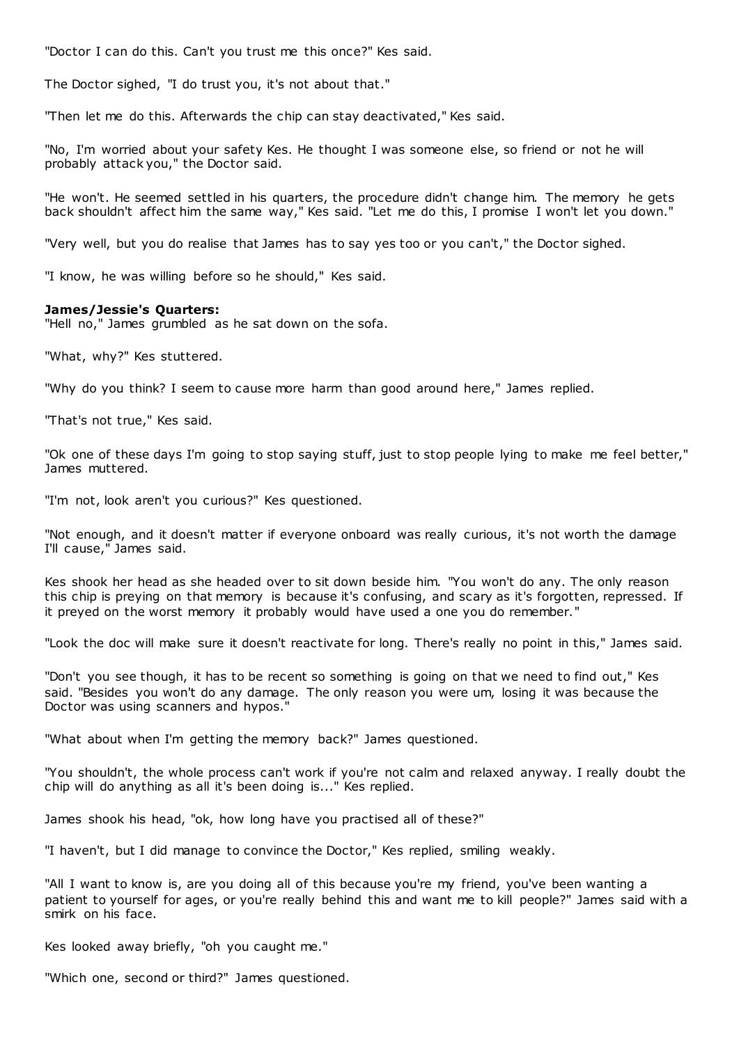"Doctor I can do this. Can't you trust me this once?" Kes said.

The Doctor sighed, "I do trust you, it's not about that."

"Then let me do this. Afterwards the chip can stay deactivated," Kes said.

"No, I'm worried about your safety Kes. He thought I was someone else, so friend or not he will probably attack you," the Doctor said.

"He won't. He seemed settled in his quarters, the procedure didn't change him. The memory he gets back shouldn't affect him the same way," Kes said. "Let me do this, I promise I won't let you down."

"Very well, but you do realise that James has to say yes too or you can't," the Doctor sighed.

"I know, he was willing before so he should," Kes said.

**James/Jessie's Quarters:**
"Hell no," James grumbled as he sat down on the sofa.

"What, why?" Kes stuttered.

"Why do you think? I seem to cause more harm than good around here," James replied.

"That's not true," Kes said.

"Ok one of these days I'm going to stop saying stuff, just to stop people lying to make me feel better," James muttered.

"I'm not, look aren't you curious?" Kes questioned.

"Not enough, and it doesn't matter if everyone onboard was really curious, it's not worth the damage I'll cause," James said.

Kes shook her head as she headed over to sit down beside him. "You won't do any. The only reason this chip is preying on that memory is because it's confusing, and scary as it's forgotten, repressed. If it preyed on the worst memory it probably would have used a one you do remember."

"Look the doc will make sure it doesn't reactivate for long. There's really no point in this," James said.

"Don't you see though, it has to be recent so something is going on that we need to find out," Kes said. "Besides you won't do any damage. The only reason you were um, losing it was because the Doctor was using scanners and hypos."

"What about when I'm getting the memory back?" James questioned.

"You shouldn't, the whole process can't work if you're not calm and relaxed anyway. I really doubt the chip will do anything as all it's been doing is..." Kes replied.

James shook his head, "ok, how long have you practised all of these?"

"I haven't, but I did manage to convince the Doctor," Kes replied, smiling weakly.

"All I want to know is, are you doing all of this because you're my friend, you've been wanting a patient to yourself for ages, or you're really behind this and want me to kill people?" James said with a smirk on his face.

Kes looked away briefly, "oh you caught me."

"Which one, second or third?" James questioned.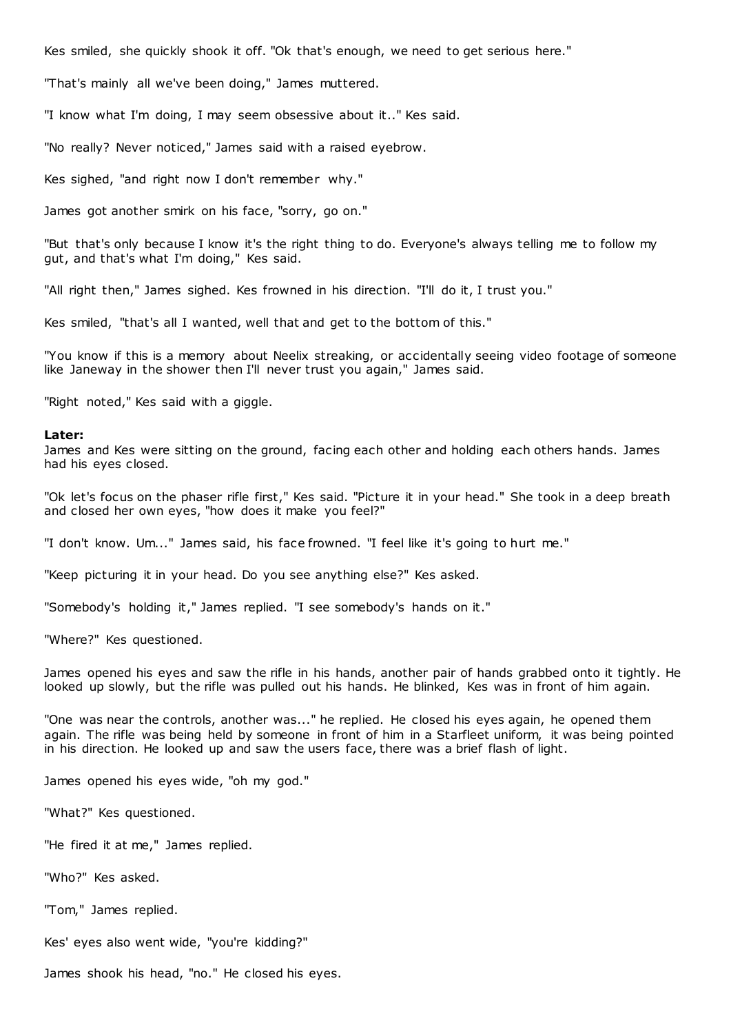Kes smiled, she quickly shook it off. "Ok that's enough, we need to get serious here."

"That's mainly all we've been doing," James muttered.

"I know what I'm doing, I may seem obsessive about it.." Kes said.

"No really? Never noticed," James said with a raised eyebrow.

Kes sighed, "and right now I don't remember why."

James got another smirk on his face, "sorry, go on."

"But that's only because I know it's the right thing to do. Everyone's always telling me to follow my gut, and that's what I'm doing," Kes said.

"All right then," James sighed. Kes frowned in his direction. "I'll do it, I trust you."

Kes smiled, "that's all I wanted, well that and get to the bottom of this."

"You know if this is a memory about Neelix streaking, or accidentally seeing video footage of someone like Janeway in the shower then I'll never trust you again," James said.

"Right noted," Kes said with a giggle.

**Later:**
James and Kes were sitting on the ground, facing each other and holding each others hands. James had his eyes closed.

"Ok let's focus on the phaser rifle first," Kes said. "Picture it in your head." She took in a deep breath and closed her own eyes, "how does it make you feel?"

"I don't know. Um..." James said, his face frowned. "I feel like it's going to hurt me."

"Keep picturing it in your head. Do you see anything else?" Kes asked.

"Somebody's holding it," James replied. "I see somebody's hands on it."

"Where?" Kes questioned.

James opened his eyes and saw the rifle in his hands, another pair of hands grabbed onto it tightly. He looked up slowly, but the rifle was pulled out his hands. He blinked, Kes was in front of him again.

"One was near the controls, another was..." he replied. He closed his eyes again, he opened them again. The rifle was being held by someone in front of him in a Starfleet uniform, it was being pointed in his direction. He looked up and saw the users face, there was a brief flash of light.

James opened his eyes wide, "oh my god."

"What?" Kes questioned.

"He fired it at me," James replied.

"Who?" Kes asked.

"Tom," James replied.

Kes' eyes also went wide, "you're kidding?"

James shook his head, "no." He closed his eyes.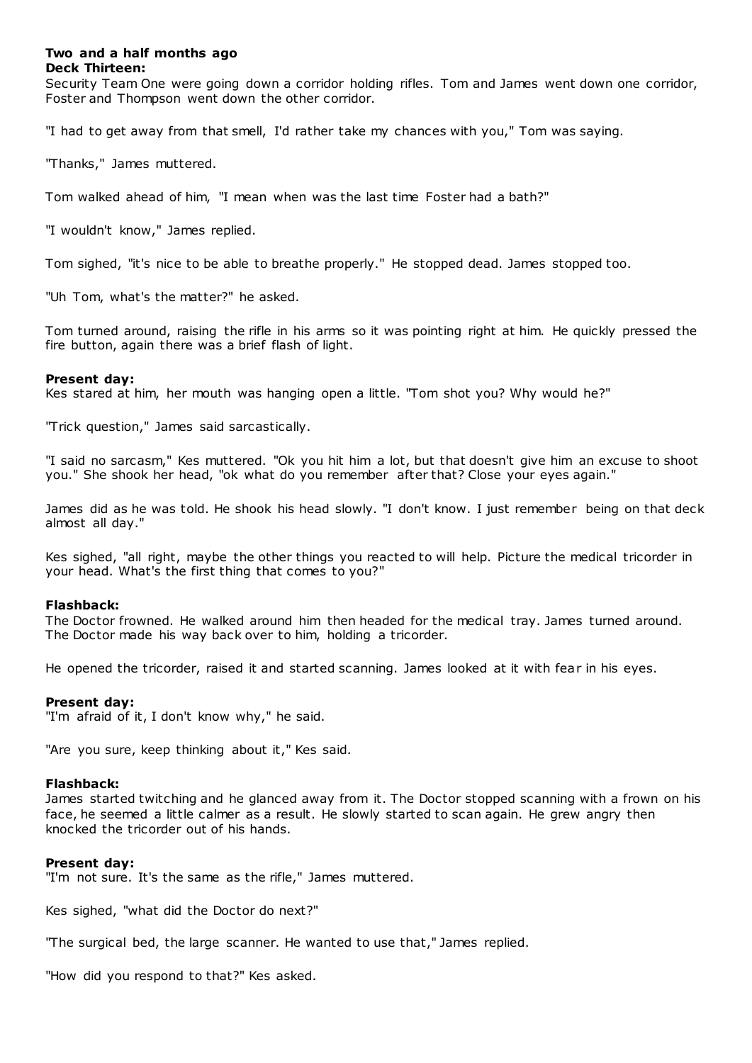**Two and a half months ago**
**Deck Thirteen:**
Security Team One were going down a corridor holding rifles. Tom and James went down one corridor, Foster and Thompson went down the other corridor.

"I had to get away from that smell, I'd rather take my chances with you," Tom was saying.

"Thanks," James muttered.

Tom walked ahead of him, "I mean when was the last time Foster had a bath?"

"I wouldn't know," James replied.

Tom sighed, "it's nice to be able to breathe properly." He stopped dead. James stopped too.

"Uh Tom, what's the matter?" he asked.

Tom turned around, raising the rifle in his arms so it was pointing right at him. He quickly pressed the fire button, again there was a brief flash of light.

**Present day:**
Kes stared at him, her mouth was hanging open a little. "Tom shot you? Why would he?"

"Trick question," James said sarcastically.

"I said no sarcasm," Kes muttered. "Ok you hit him a lot, but that doesn't give him an excuse to shoot you." She shook her head, "ok what do you remember after that? Close your eyes again."

James did as he was told. He shook his head slowly. "I don't know. I just remember being on that deck almost all day."

Kes sighed, "all right, maybe the other things you reacted to will help. Picture the medical tricorder in your head. What's the first thing that comes to you?"

**Flashback:**
The Doctor frowned. He walked around him then headed for the medical tray. James turned around. The Doctor made his way back over to him, holding a tricorder.

He opened the tricorder, raised it and started scanning. James looked at it with fear in his eyes.

**Present day:**
"I'm afraid of it, I don't know why," he said.

"Are you sure, keep thinking about it," Kes said.

**Flashback:**
James started twitching and he glanced away from it. The Doctor stopped scanning with a frown on his face, he seemed a little calmer as a result. He slowly started to scan again. He grew angry then knocked the tricorder out of his hands.

**Present day:**
"I'm not sure. It's the same as the rifle," James muttered.

Kes sighed, "what did the Doctor do next?"

"The surgical bed, the large scanner. He wanted to use that," James replied.

"How did you respond to that?" Kes asked.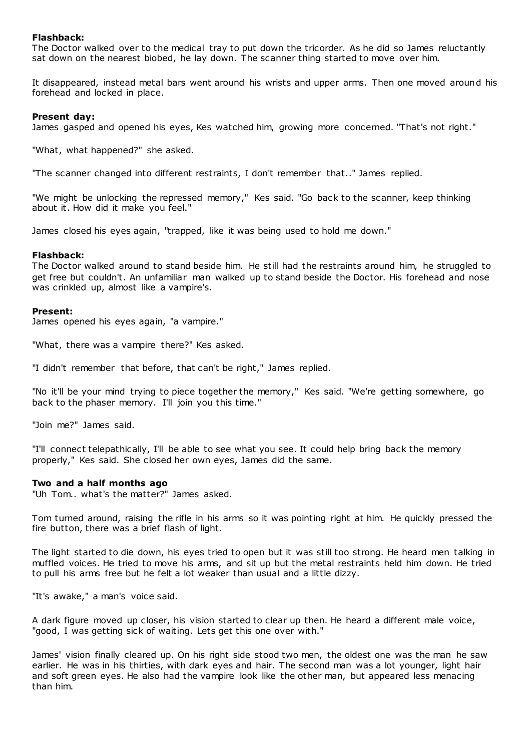**Flashback:**
The Doctor walked over to the medical tray to put down the tricorder. As he did so James reluctantly sat down on the nearest biobed, he lay down. The scanner thing started to move over him.

It disappeared, instead metal bars went around his wrists and upper arms. Then one moved around his forehead and locked in place.

**Present day:**
James gasped and opened his eyes, Kes watched him, growing more concerned. "That's not right."

"What, what happened?" she asked.

"The scanner changed into different restraints, I don't remember that.." James replied.

"We might be unlocking the repressed memory," Kes said. "Go back to the scanner, keep thinking about it. How did it make you feel."

James closed his eyes again, "trapped, like it was being used to hold me down."

**Flashback:**
The Doctor walked around to stand beside him. He still had the restraints around him, he struggled to get free but couldn't. An unfamiliar man walked up to stand beside the Doctor. His forehead and nose was crinkled up, almost like a vampire's.

**Present:**
James opened his eyes again, "a vampire."

"What, there was a vampire there?" Kes asked.

"I didn't remember that before, that can't be right," James replied.

"No it'll be your mind trying to piece together the memory," Kes said. "We're getting somewhere, go back to the phaser memory. I'll join you this time."

"Join me?" James said.

"I'll connect telepathically, I'll be able to see what you see. It could help bring back the memory properly," Kes said. She closed her own eyes, James did the same.

**Two and a half months ago**
"Uh Tom.. what's the matter?" James asked.

Tom turned around, raising the rifle in his arms so it was pointing right at him. He quickly pressed the fire button, there was a brief flash of light.

The light started to die down, his eyes tried to open but it was still too strong. He heard men talking in muffled voices. He tried to move his arms, and sit up but the metal restraints held him down. He tried to pull his arms free but he felt a lot weaker than usual and a little dizzy.

"It's awake," a man's voice said.

A dark figure moved up closer, his vision started to clear up then. He heard a different male voice, "good, I was getting sick of waiting. Lets get this one over with."

James' vision finally cleared up. On his right side stood two men, the oldest one was the man he saw earlier. He was in his thirties, with dark eyes and hair. The second man was a lot younger, light hair and soft green eyes. He also had the vampire look like the other man, but appeared less menacing than him.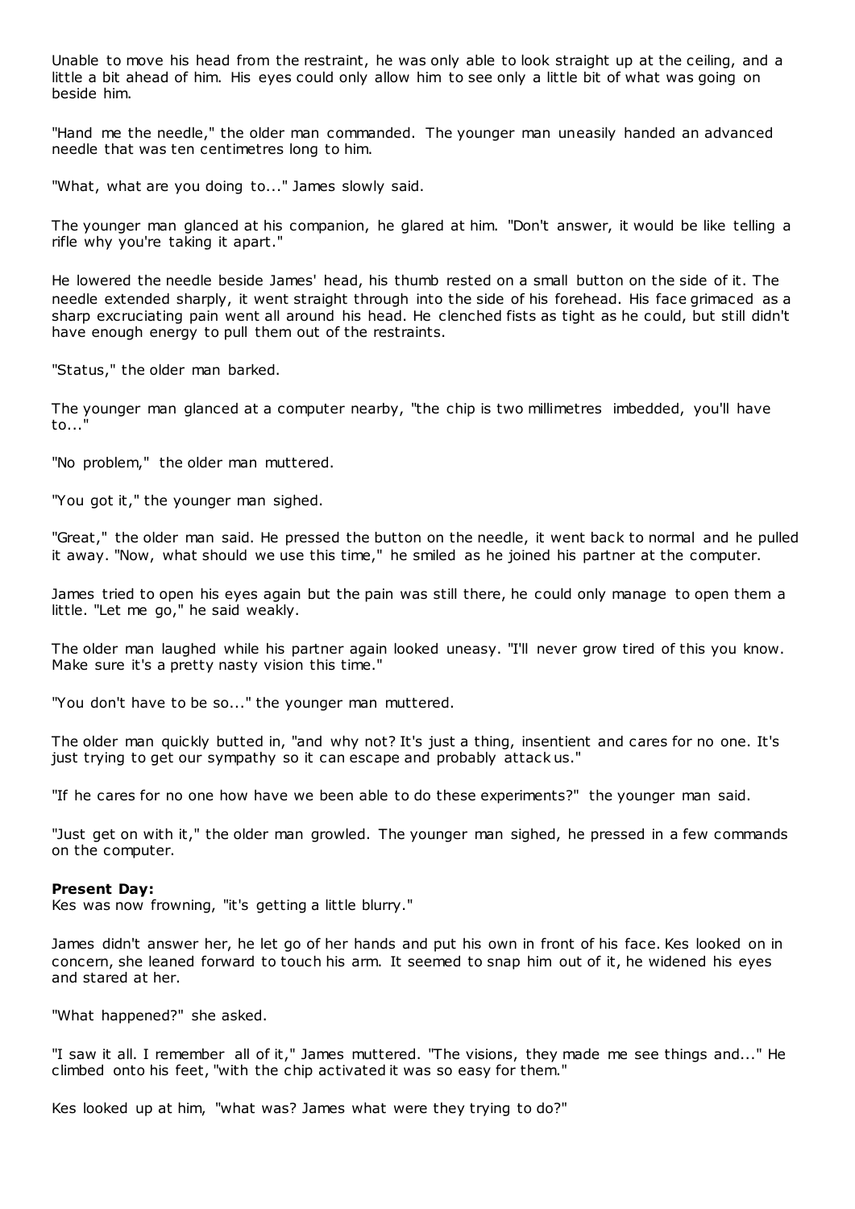Unable to move his head from the restraint, he was only able to look straight up at the ceiling, and a little a bit ahead of him. His eyes could only allow him to see only a little bit of what was going on beside him.

"Hand me the needle," the older man commanded. The younger man uneasily handed an advanced needle that was ten centimetres long to him.

"What, what are you doing to..." James slowly said.

The younger man glanced at his companion, he glared at him. "Don't answer, it would be like telling a rifle why you're taking it apart."

He lowered the needle beside James' head, his thumb rested on a small button on the side of it. The needle extended sharply, it went straight through into the side of his forehead. His face grimaced as a sharp excruciating pain went all around his head. He clenched fists as tight as he could, but still didn't have enough energy to pull them out of the restraints.

"Status," the older man barked.

The younger man glanced at a computer nearby, "the chip is two millimetres imbedded, you'll have to..."

"No problem," the older man muttered.

"You got it," the younger man sighed.

"Great," the older man said. He pressed the button on the needle, it went back to normal and he pulled it away. "Now, what should we use this time," he smiled as he joined his partner at the computer.

James tried to open his eyes again but the pain was still there, he could only manage to open them a little. "Let me go," he said weakly.

The older man laughed while his partner again looked uneasy. "I'll never grow tired of this you know. Make sure it's a pretty nasty vision this time."

"You don't have to be so..." the younger man muttered.

The older man quickly butted in, "and why not? It's just a thing, insentient and cares for no one. It's just trying to get our sympathy so it can escape and probably attack us."

"If he cares for no one how have we been able to do these experiments?" the younger man said.

"Just get on with it," the older man growled. The younger man sighed, he pressed in a few commands on the computer.

**Present Day:**
Kes was now frowning, "it's getting a little blurry."

James didn't answer her, he let go of her hands and put his own in front of his face. Kes looked on in concern, she leaned forward to touch his arm. It seemed to snap him out of it, he widened his eyes and stared at her.

"What happened?" she asked.

"I saw it all. I remember all of it," James muttered. "The visions, they made me see things and..." He climbed onto his feet, "with the chip activated it was so easy for them."

Kes looked up at him, "what was? James what were they trying to do?"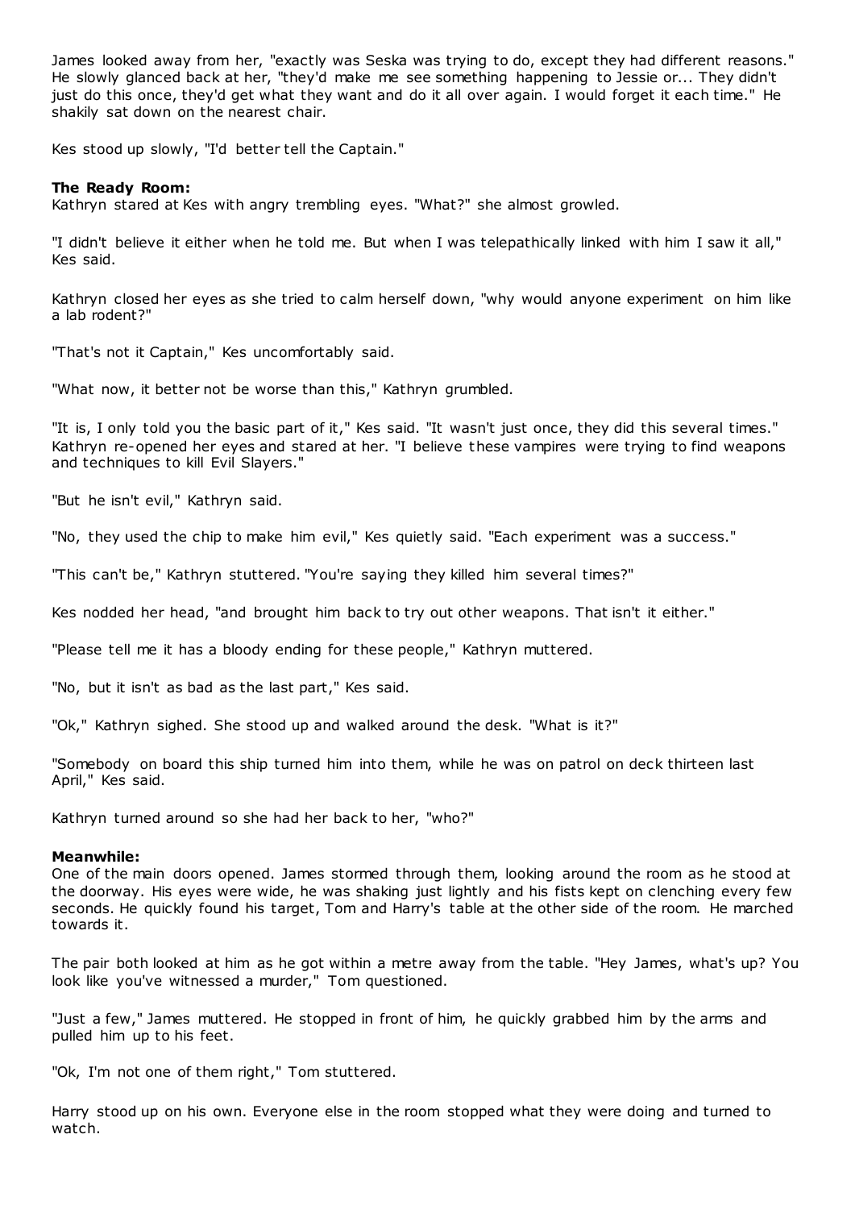James looked away from her, "exactly was Seska was trying to do, except they had different reasons." He slowly glanced back at her, "they'd make me see something happening to Jessie or... They didn't just do this once, they'd get what they want and do it all over again. I would forget it each time." He shakily sat down on the nearest chair.

Kes stood up slowly, "I'd better tell the Captain."

**The Ready Room:**
Kathryn stared at Kes with angry trembling eyes. "What?" she almost growled.

"I didn't believe it either when he told me. But when I was telepathically linked with him I saw it all," Kes said.

Kathryn closed her eyes as she tried to calm herself down, "why would anyone experiment on him like a lab rodent?"

"That's not it Captain," Kes uncomfortably said.

"What now, it better not be worse than this," Kathryn grumbled.

"It is, I only told you the basic part of it," Kes said. "It wasn't just once, they did this several times." Kathryn re-opened her eyes and stared at her. "I believe these vampires were trying to find weapons and techniques to kill Evil Slayers."

"But he isn't evil," Kathryn said.

"No, they used the chip to make him evil," Kes quietly said. "Each experiment was a success."

"This can't be," Kathryn stuttered. "You're saying they killed him several times?"

Kes nodded her head, "and brought him back to try out other weapons. That isn't it either."

"Please tell me it has a bloody ending for these people," Kathryn muttered.

"No, but it isn't as bad as the last part," Kes said.

"Ok," Kathryn sighed. She stood up and walked around the desk. "What is it?"

"Somebody on board this ship turned him into them, while he was on patrol on deck thirteen last April," Kes said.

Kathryn turned around so she had her back to her, "who?"

**Meanwhile:**
One of the main doors opened. James stormed through them, looking around the room as he stood at the doorway. His eyes were wide, he was shaking just lightly and his fists kept on clenching every few seconds. He quickly found his target, Tom and Harry's table at the other side of the room. He marched towards it.

The pair both looked at him as he got within a metre away from the table. "Hey James, what's up? You look like you've witnessed a murder," Tom questioned.

"Just a few," James muttered. He stopped in front of him, he quickly grabbed him by the arms and pulled him up to his feet.

"Ok, I'm not one of them right," Tom stuttered.

Harry stood up on his own. Everyone else in the room stopped what they were doing and turned to watch.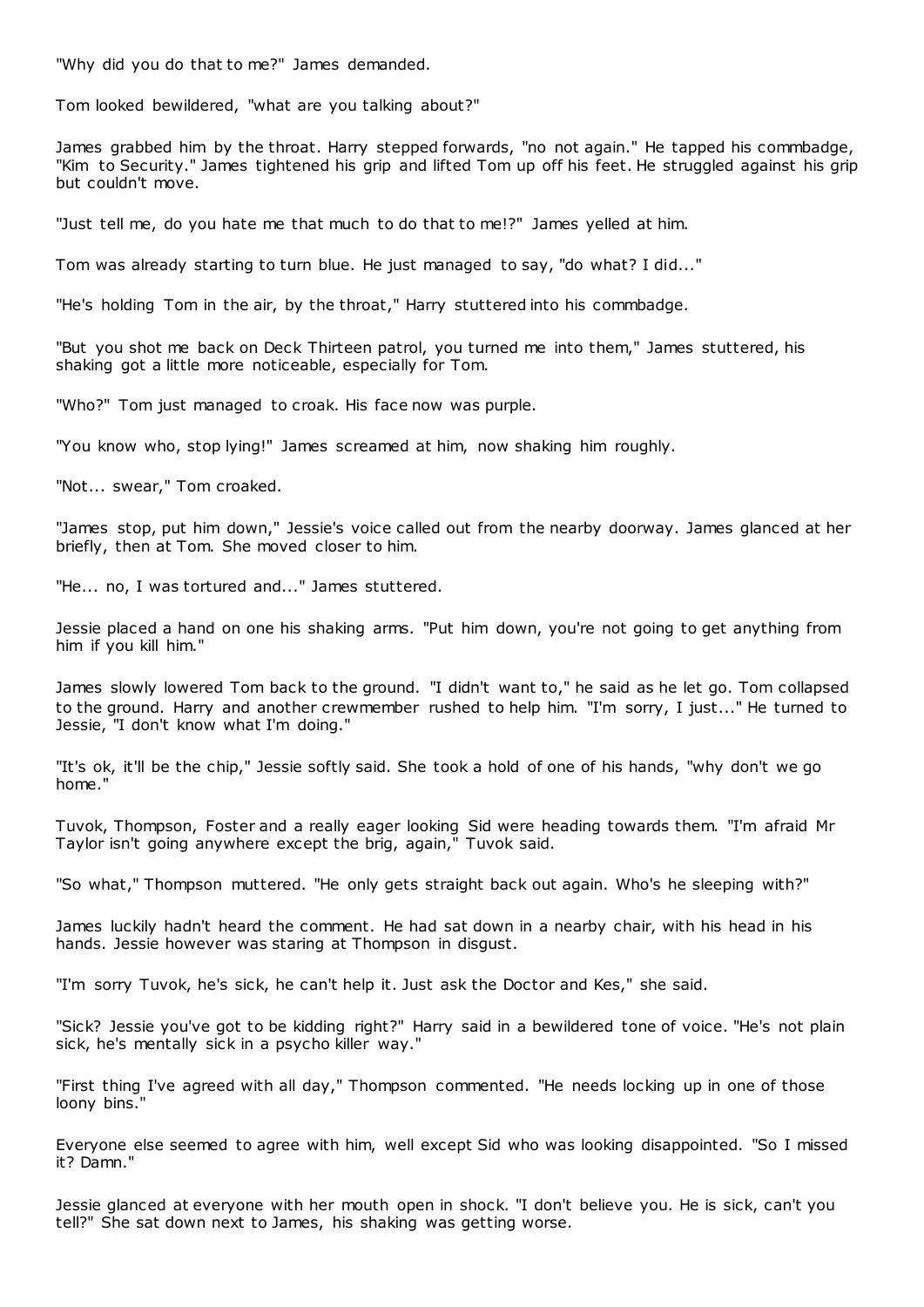"Why did you do that to me?" James demanded.

Tom looked bewildered, "what are you talking about?"

James grabbed him by the throat. Harry stepped forwards, "no not again." He tapped his commbadge, "Kim to Security." James tightened his grip and lifted Tom up off his feet. He struggled against his grip but couldn't move.

"Just tell me, do you hate me that much to do that to me!?" James yelled at him.

Tom was already starting to turn blue. He just managed to say, "do what? I did..."

"He's holding Tom in the air, by the throat," Harry stuttered into his commbadge.

"But you shot me back on Deck Thirteen patrol, you turned me into them," James stuttered, his shaking got a little more noticeable, especially for Tom.

"Who?" Tom just managed to croak. His face now was purple.

"You know who, stop lying!" James screamed at him, now shaking him roughly.

"Not... swear," Tom croaked.

"James stop, put him down," Jessie's voice called out from the nearby doorway. James glanced at her briefly, then at Tom. She moved closer to him.

"He... no, I was tortured and..." James stuttered.

Jessie placed a hand on one his shaking arms. "Put him down, you're not going to get anything from him if you kill him."

James slowly lowered Tom back to the ground. "I didn't want to," he said as he let go. Tom collapsed to the ground. Harry and another crewmember rushed to help him. "I'm sorry, I just..." He turned to Jessie, "I don't know what I'm doing."

"It's ok, it'll be the chip," Jessie softly said. She took a hold of one of his hands, "why don't we go home."

Tuvok, Thompson, Foster and a really eager looking Sid were heading towards them. "I'm afraid Mr Taylor isn't going anywhere except the brig, again," Tuvok said.

"So what," Thompson muttered. "He only gets straight back out again. Who's he sleeping with?"

James luckily hadn't heard the comment. He had sat down in a nearby chair, with his head in his hands. Jessie however was staring at Thompson in disgust.

"I'm sorry Tuvok, he's sick, he can't help it. Just ask the Doctor and Kes," she said.

"Sick? Jessie you've got to be kidding right?" Harry said in a bewildered tone of voice. "He's not plain sick, he's mentally sick in a psycho killer way."

"First thing I've agreed with all day," Thompson commented. "He needs locking up in one of those loony bins."

Everyone else seemed to agree with him, well except Sid who was looking disappointed. "So I missed it? Damn."

Jessie glanced at everyone with her mouth open in shock. "I don't believe you. He is sick, can't you tell?" She sat down next to James, his shaking was getting worse.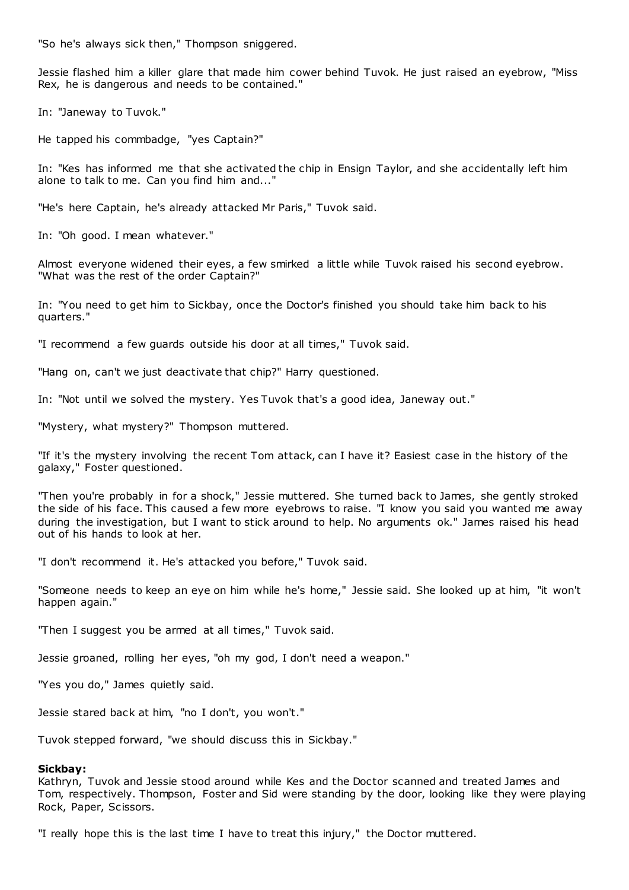"So he's always sick then," Thompson sniggered.

Jessie flashed him a killer glare that made him cower behind Tuvok. He just raised an eyebrow, "Miss Rex, he is dangerous and needs to be contained."

In: "Janeway to Tuvok."

He tapped his commbadge, "yes Captain?"

In: "Kes has informed me that she activated the chip in Ensign Taylor, and she accidentally left him alone to talk to me. Can you find him and..."

"He's here Captain, he's already attacked Mr Paris," Tuvok said.

In: "Oh good. I mean whatever."

Almost everyone widened their eyes, a few smirked a little while Tuvok raised his second eyebrow. "What was the rest of the order Captain?"

In: "You need to get him to Sickbay, once the Doctor's finished you should take him back to his quarters."

"I recommend a few guards outside his door at all times," Tuvok said.

"Hang on, can't we just deactivate that chip?" Harry questioned.

In: "Not until we solved the mystery. Yes Tuvok that's a good idea, Janeway out."

"Mystery, what mystery?" Thompson muttered.

"If it's the mystery involving the recent Tom attack, can I have it? Easiest case in the history of the galaxy," Foster questioned.

"Then you're probably in for a shock," Jessie muttered. She turned back to James, she gently stroked the side of his face. This caused a few more eyebrows to raise. "I know you said you wanted me away during the investigation, but I want to stick around to help. No arguments ok." James raised his head out of his hands to look at her.

"I don't recommend it. He's attacked you before," Tuvok said.

"Someone needs to keep an eye on him while he's home," Jessie said. She looked up at him, "it won't happen again."

"Then I suggest you be armed at all times," Tuvok said.

Jessie groaned, rolling her eyes, "oh my god, I don't need a weapon."

"Yes you do," James quietly said.

Jessie stared back at him, "no I don't, you won't."

Tuvok stepped forward, "we should discuss this in Sickbay."

**Sickbay:**
Kathryn, Tuvok and Jessie stood around while Kes and the Doctor scanned and treated James and Tom, respectively. Thompson, Foster and Sid were standing by the door, looking like they were playing Rock, Paper, Scissors.

"I really hope this is the last time I have to treat this injury," the Doctor muttered.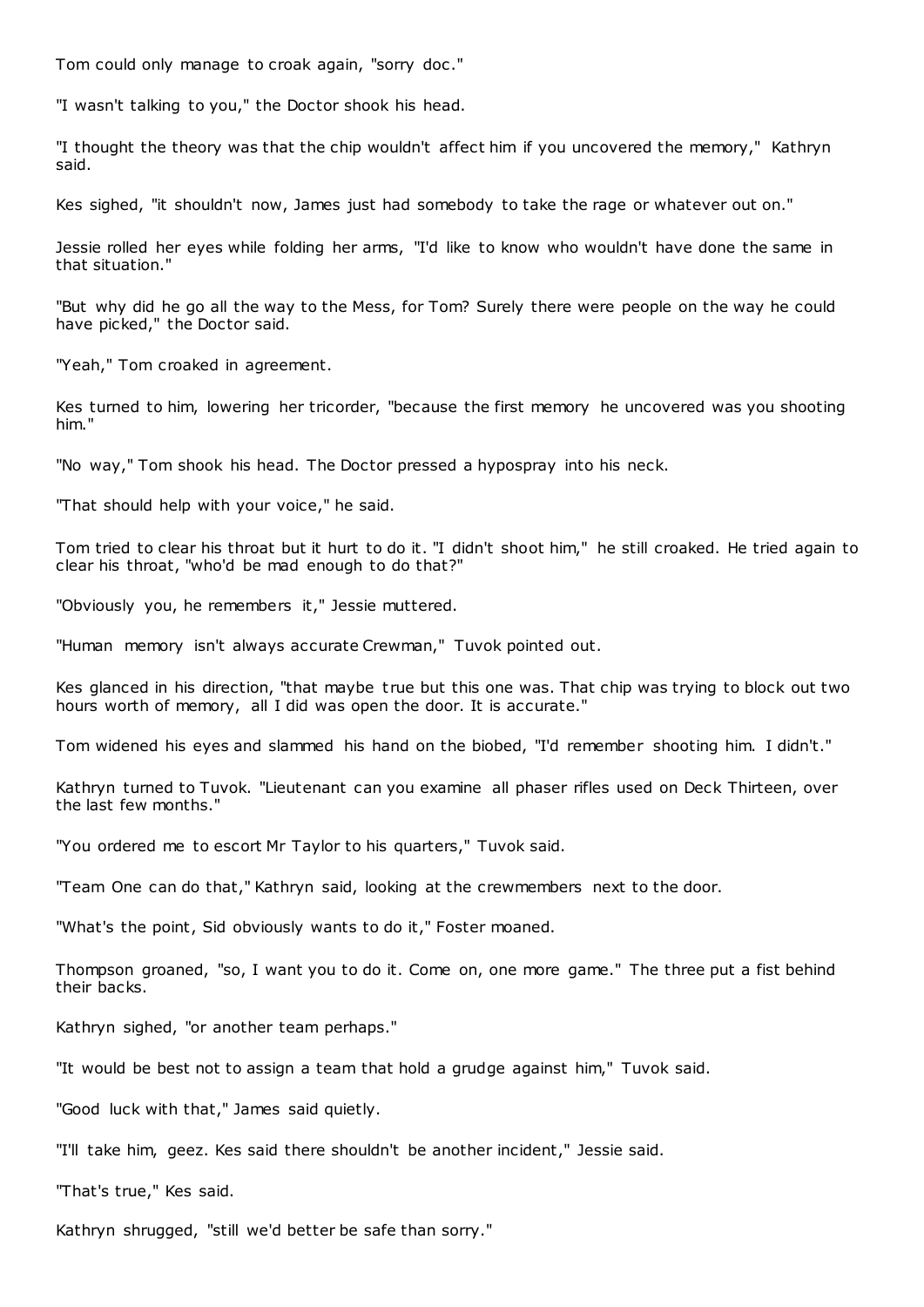Tom could only manage to croak again, "sorry doc."

"I wasn't talking to you," the Doctor shook his head.

"I thought the theory was that the chip wouldn't affect him if you uncovered the memory," Kathryn said.

Kes sighed, "it shouldn't now, James just had somebody to take the rage or whatever out on."

Jessie rolled her eyes while folding her arms, "I'd like to know who wouldn't have done the same in that situation."

"But why did he go all the way to the Mess, for Tom? Surely there were people on the way he could have picked," the Doctor said.

"Yeah," Tom croaked in agreement.

Kes turned to him, lowering her tricorder, "because the first memory he uncovered was you shooting him."

"No way," Tom shook his head. The Doctor pressed a hypospray into his neck.

"That should help with your voice," he said.

Tom tried to clear his throat but it hurt to do it. "I didn't shoot him," he still croaked. He tried again to clear his throat, "who'd be mad enough to do that?"

"Obviously you, he remembers it," Jessie muttered.

"Human memory isn't always accurate Crewman," Tuvok pointed out.

Kes glanced in his direction, "that maybe true but this one was. That chip was trying to block out two hours worth of memory, all I did was open the door. It is accurate."

Tom widened his eyes and slammed his hand on the biobed, "I'd remember shooting him. I didn't."

Kathryn turned to Tuvok. "Lieutenant can you examine all phaser rifles used on Deck Thirteen, over the last few months."

"You ordered me to escort Mr Taylor to his quarters," Tuvok said.

"Team One can do that," Kathryn said, looking at the crewmembers next to the door.

"What's the point, Sid obviously wants to do it," Foster moaned.

Thompson groaned, "so, I want you to do it. Come on, one more game." The three put a fist behind their backs.

Kathryn sighed, "or another team perhaps."

"It would be best not to assign a team that hold a grudge against him," Tuvok said.

"Good luck with that," James said quietly.

"I'll take him, geez. Kes said there shouldn't be another incident," Jessie said.

"That's true," Kes said.

Kathryn shrugged, "still we'd better be safe than sorry."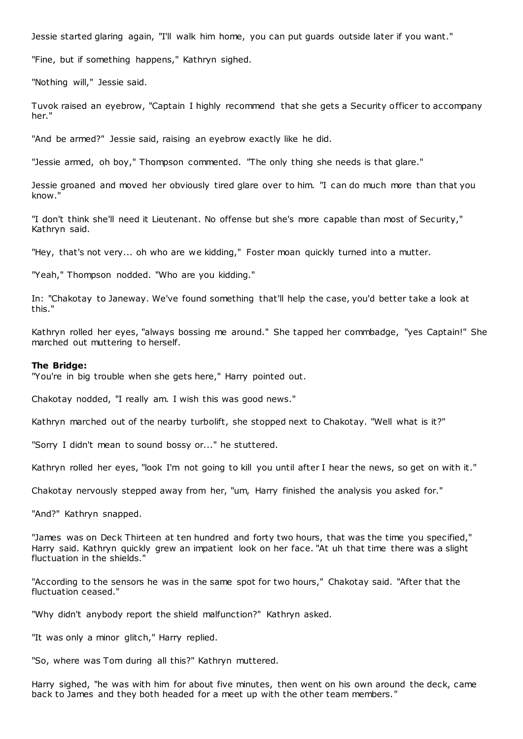Jessie started glaring again, "I'll walk him home, you can put guards outside later if you want."

"Fine, but if something happens," Kathryn sighed.

"Nothing will," Jessie said.

Tuvok raised an eyebrow, "Captain I highly recommend that she gets a Security officer to accompany her."

"And be armed?" Jessie said, raising an eyebrow exactly like he did.

"Jessie armed, oh boy," Thompson commented. "The only thing she needs is that glare."

Jessie groaned and moved her obviously tired glare over to him. "I can do much more than that you know."

"I don't think she'll need it Lieutenant. No offense but she's more capable than most of Security," Kathryn said.

"Hey, that's not very... oh who are we kidding," Foster moan quickly turned into a mutter.

"Yeah," Thompson nodded. "Who are you kidding."

In: "Chakotay to Janeway. We've found something that'll help the case, you'd better take a look at this."

Kathryn rolled her eyes, "always bossing me around." She tapped her commbadge, "yes Captain!" She marched out muttering to herself.

**The Bridge:**
"You're in big trouble when she gets here," Harry pointed out.

Chakotay nodded, "I really am. I wish this was good news."

Kathryn marched out of the nearby turbolift, she stopped next to Chakotay. "Well what is it?"

"Sorry I didn't mean to sound bossy or..." he stuttered.

Kathryn rolled her eyes, "look I'm not going to kill you until after I hear the news, so get on with it."

Chakotay nervously stepped away from her, "um, Harry finished the analysis you asked for."

"And?" Kathryn snapped.

"James was on Deck Thirteen at ten hundred and forty two hours, that was the time you specified," Harry said. Kathryn quickly grew an impatient look on her face. "At uh that time there was a slight fluctuation in the shields."

"According to the sensors he was in the same spot for two hours," Chakotay said. "After that the fluctuation ceased."

"Why didn't anybody report the shield malfunction?" Kathryn asked.

"It was only a minor glitch," Harry replied.

"So, where was Tom during all this?" Kathryn muttered.

Harry sighed, "he was with him for about five minutes, then went on his own around the deck, came back to James and they both headed for a meet up with the other team members."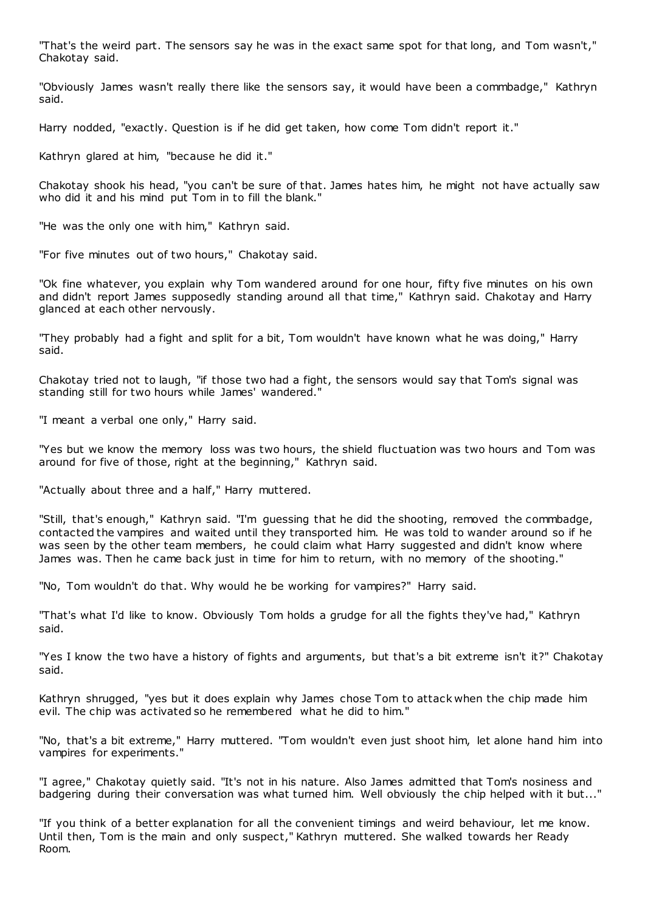"That's the weird part. The sensors say he was in the exact same spot for that long, and Tom wasn't," Chakotay said.

"Obviously James wasn't really there like the sensors say, it would have been a commbadge," Kathryn said.

Harry nodded, "exactly. Question is if he did get taken, how come Tom didn't report it."

Kathryn glared at him, "because he did it."

Chakotay shook his head, "you can't be sure of that. James hates him, he might not have actually saw who did it and his mind put Tom in to fill the blank."

"He was the only one with him," Kathryn said.

"For five minutes out of two hours," Chakotay said.

"Ok fine whatever, you explain why Tom wandered around for one hour, fifty five minutes on his own and didn't report James supposedly standing around all that time," Kathryn said. Chakotay and Harry glanced at each other nervously.

"They probably had a fight and split for a bit, Tom wouldn't have known what he was doing," Harry said.

Chakotay tried not to laugh, "if those two had a fight, the sensors would say that Tom's signal was standing still for two hours while James' wandered."

"I meant a verbal one only," Harry said.

"Yes but we know the memory loss was two hours, the shield fluctuation was two hours and Tom was around for five of those, right at the beginning," Kathryn said.

"Actually about three and a half," Harry muttered.

"Still, that's enough," Kathryn said. "I'm guessing that he did the shooting, removed the commbadge, contacted the vampires and waited until they transported him. He was told to wander around so if he was seen by the other team members, he could claim what Harry suggested and didn't know where James was. Then he came back just in time for him to return, with no memory of the shooting."

"No, Tom wouldn't do that. Why would he be working for vampires?" Harry said.

"That's what I'd like to know. Obviously Tom holds a grudge for all the fights they've had," Kathryn said.

"Yes I know the two have a history of fights and arguments, but that's a bit extreme isn't it?" Chakotay said.

Kathryn shrugged, "yes but it does explain why James chose Tom to attack when the chip made him evil. The chip was activated so he remembered what he did to him."

"No, that's a bit extreme," Harry muttered. "Tom wouldn't even just shoot him, let alone hand him into vampires for experiments."

"I agree," Chakotay quietly said. "It's not in his nature. Also James admitted that Tom's nosiness and badgering during their conversation was what turned him. Well obviously the chip helped with it but..."

"If you think of a better explanation for all the convenient timings and weird behaviour, let me know. Until then, Tom is the main and only suspect," Kathryn muttered. She walked towards her Ready Room.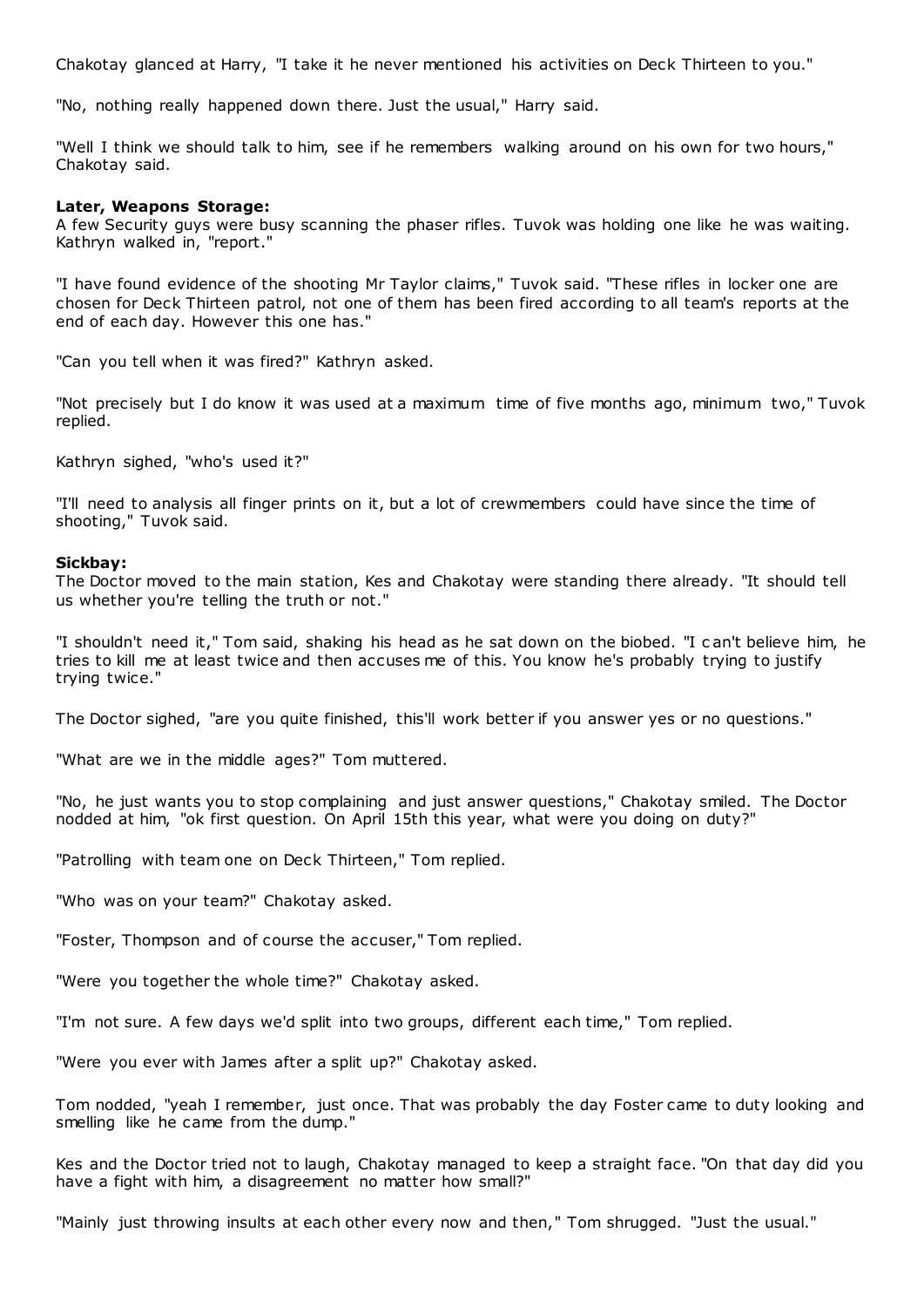Chakotay glanced at Harry, "I take it he never mentioned his activities on Deck Thirteen to you."

"No, nothing really happened down there. Just the usual," Harry said.

"Well I think we should talk to him, see if he remembers walking around on his own for two hours," Chakotay said.

**Later, Weapons Storage:**

A few Security guys were busy scanning the phaser rifles. Tuvok was holding one like he was waiting. Kathryn walked in, "report."

"I have found evidence of the shooting Mr Taylor claims," Tuvok said. "These rifles in locker one are chosen for Deck Thirteen patrol, not one of them has been fired according to all team's reports at the end of each day. However this one has."

"Can you tell when it was fired?" Kathryn asked.

"Not precisely but I do know it was used at a maximum time of five months ago, minimum two," Tuvok replied.

Kathryn sighed, "who's used it?"

"I'll need to analysis all finger prints on it, but a lot of crewmembers could have since the time of shooting," Tuvok said.

**Sickbay:**

The Doctor moved to the main station, Kes and Chakotay were standing there already. "It should tell us whether you're telling the truth or not."

"I shouldn't need it," Tom said, shaking his head as he sat down on the biobed. "I can't believe him, he tries to kill me at least twice and then accuses me of this. You know he's probably trying to justify trying twice."

The Doctor sighed, "are you quite finished, this'll work better if you answer yes or no questions."

"What are we in the middle ages?" Tom muttered.

"No, he just wants you to stop complaining and just answer questions," Chakotay smiled. The Doctor nodded at him, "ok first question. On April 15th this year, what were you doing on duty?"

"Patrolling with team one on Deck Thirteen," Tom replied.

"Who was on your team?" Chakotay asked.

"Foster, Thompson and of course the accuser," Tom replied.

"Were you together the whole time?" Chakotay asked.

"I'm not sure. A few days we'd split into two groups, different each time," Tom replied.

"Were you ever with James after a split up?" Chakotay asked.

Tom nodded, "yeah I remember, just once. That was probably the day Foster came to duty looking and smelling like he came from the dump."

Kes and the Doctor tried not to laugh, Chakotay managed to keep a straight face. "On that day did you have a fight with him, a disagreement no matter how small?"

"Mainly just throwing insults at each other every now and then," Tom shrugged. "Just the usual."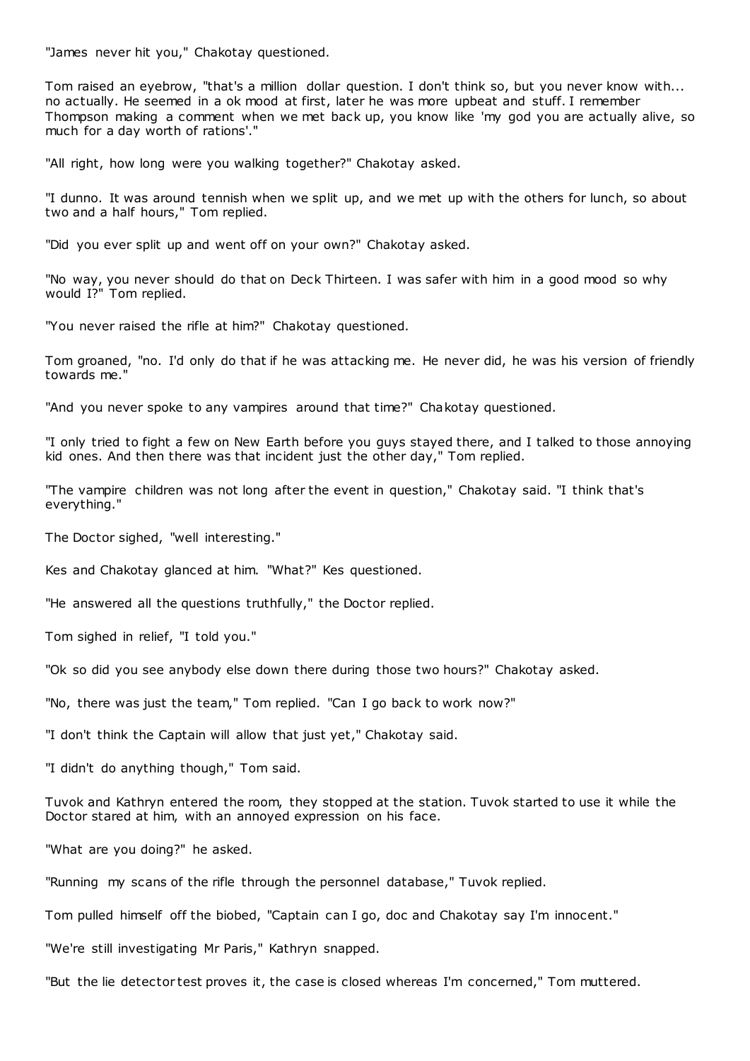"James never hit you," Chakotay questioned.

Tom raised an eyebrow, "that's a million dollar question. I don't think so, but you never know with... no actually. He seemed in a ok mood at first, later he was more upbeat and stuff. I remember Thompson making a comment when we met back up, you know like 'my god you are actually alive, so much for a day worth of rations'."

"All right, how long were you walking together?" Chakotay asked.

"I dunno. It was around tennish when we split up, and we met up with the others for lunch, so about two and a half hours," Tom replied.

"Did you ever split up and went off on your own?" Chakotay asked.

"No way, you never should do that on Deck Thirteen. I was safer with him in a good mood so why would I?" Tom replied.

"You never raised the rifle at him?" Chakotay questioned.

Tom groaned, "no. I'd only do that if he was attacking me. He never did, he was his version of friendly towards me."

"And you never spoke to any vampires around that time?" Chakotay questioned.

"I only tried to fight a few on New Earth before you guys stayed there, and I talked to those annoying kid ones. And then there was that incident just the other day," Tom replied.

"The vampire children was not long after the event in question," Chakotay said. "I think that's everything."

The Doctor sighed, "well interesting."

Kes and Chakotay glanced at him. "What?" Kes questioned.

"He answered all the questions truthfully," the Doctor replied.

Tom sighed in relief, "I told you."

"Ok so did you see anybody else down there during those two hours?" Chakotay asked.

"No, there was just the team," Tom replied. "Can I go back to work now?"

"I don't think the Captain will allow that just yet," Chakotay said.

"I didn't do anything though," Tom said.

Tuvok and Kathryn entered the room, they stopped at the station. Tuvok started to use it while the Doctor stared at him, with an annoyed expression on his face.

"What are you doing?" he asked.

"Running my scans of the rifle through the personnel database," Tuvok replied.

Tom pulled himself off the biobed, "Captain can I go, doc and Chakotay say I'm innocent."

"We're still investigating Mr Paris," Kathryn snapped.

"But the lie detector test proves it, the case is closed whereas I'm concerned," Tom muttered.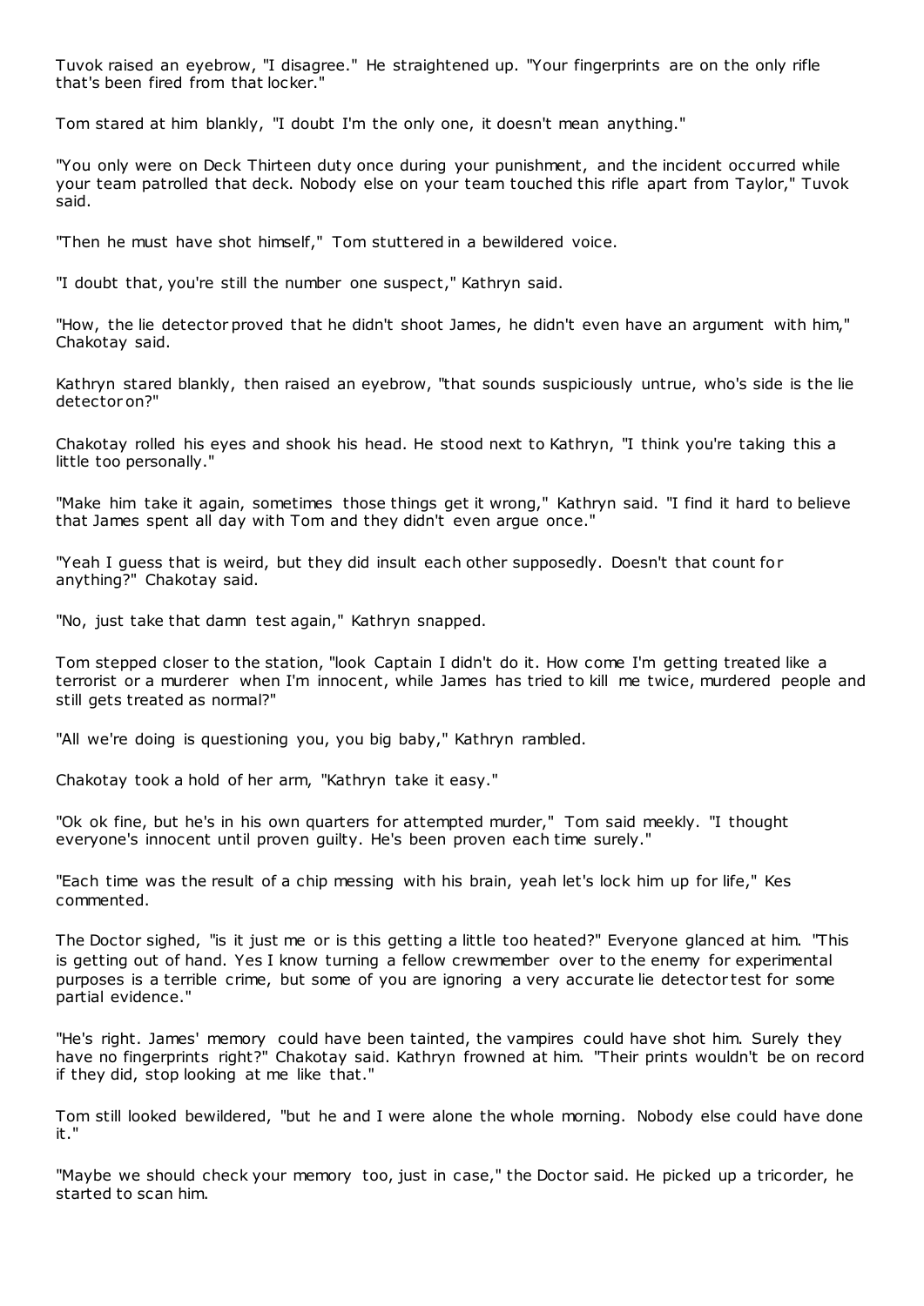Tuvok raised an eyebrow, "I disagree." He straightened up. "Your fingerprints are on the only rifle that's been fired from that locker."

Tom stared at him blankly, "I doubt I'm the only one, it doesn't mean anything."

"You only were on Deck Thirteen duty once during your punishment, and the incident occurred while your team patrolled that deck. Nobody else on your team touched this rifle apart from Taylor," Tuvok said.

"Then he must have shot himself," Tom stuttered in a bewildered voice.

"I doubt that, you're still the number one suspect," Kathryn said.

"How, the lie detector proved that he didn't shoot James, he didn't even have an argument with him," Chakotay said.

Kathryn stared blankly, then raised an eyebrow, "that sounds suspiciously untrue, who's side is the lie detector on?"

Chakotay rolled his eyes and shook his head. He stood next to Kathryn, "I think you're taking this a little too personally."

"Make him take it again, sometimes those things get it wrong," Kathryn said. "I find it hard to believe that James spent all day with Tom and they didn't even argue once."

"Yeah I guess that is weird, but they did insult each other supposedly. Doesn't that count for anything?" Chakotay said.

"No, just take that damn test again," Kathryn snapped.

Tom stepped closer to the station, "look Captain I didn't do it. How come I'm getting treated like a terrorist or a murderer when I'm innocent, while James has tried to kill me twice, murdered people and still gets treated as normal?"

"All we're doing is questioning you, you big baby," Kathryn rambled.

Chakotay took a hold of her arm, "Kathryn take it easy."

"Ok ok fine, but he's in his own quarters for attempted murder," Tom said meekly. "I thought everyone's innocent until proven guilty. He's been proven each time surely."

"Each time was the result of a chip messing with his brain, yeah let's lock him up for life," Kes commented.

The Doctor sighed, "is it just me or is this getting a little too heated?" Everyone glanced at him. "This is getting out of hand. Yes I know turning a fellow crewmember over to the enemy for experimental purposes is a terrible crime, but some of you are ignoring a very accurate lie detector test for some partial evidence."

"He's right. James' memory could have been tainted, the vampires could have shot him. Surely they have no fingerprints right?" Chakotay said. Kathryn frowned at him. "Their prints wouldn't be on record if they did, stop looking at me like that."

Tom still looked bewildered, "but he and I were alone the whole morning. Nobody else could have done it."

"Maybe we should check your memory too, just in case," the Doctor said. He picked up a tricorder, he started to scan him.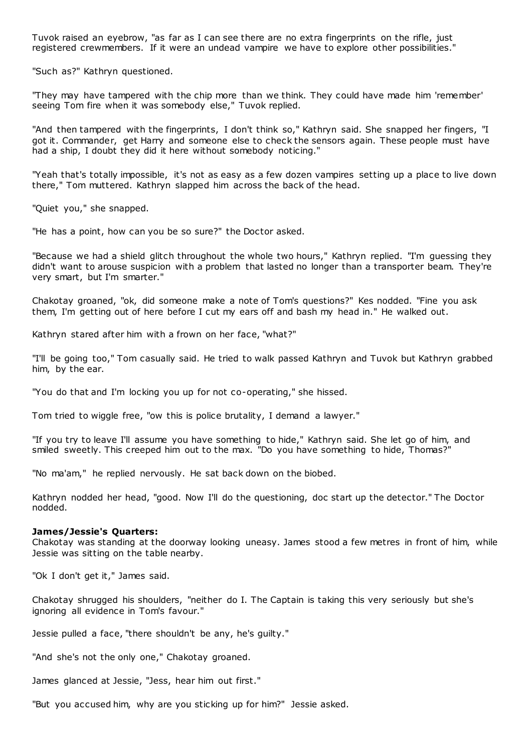Tuvok raised an eyebrow, "as far as I can see there are no extra fingerprints on the rifle, just registered crewmembers. If it were an undead vampire we have to explore other possibilities."

"Such as?" Kathryn questioned.

"They may have tampered with the chip more than we think. They could have made him 'remember' seeing Tom fire when it was somebody else," Tuvok replied.

"And then tampered with the fingerprints, I don't think so," Kathryn said. She snapped her fingers, "I got it. Commander, get Harry and someone else to check the sensors again. These people must have had a ship, I doubt they did it here without somebody noticing."

"Yeah that's totally impossible, it's not as easy as a few dozen vampires setting up a place to live down there," Tom muttered. Kathryn slapped him across the back of the head.

"Quiet you," she snapped.

"He has a point, how can you be so sure?" the Doctor asked.

"Because we had a shield glitch throughout the whole two hours," Kathryn replied. "I'm guessing they didn't want to arouse suspicion with a problem that lasted no longer than a transporter beam. They're very smart, but I'm smarter."

Chakotay groaned, "ok, did someone make a note of Tom's questions?" Kes nodded. "Fine you ask them, I'm getting out of here before I cut my ears off and bash my head in." He walked out.

Kathryn stared after him with a frown on her face, "what?"

"I'll be going too," Tom casually said. He tried to walk passed Kathryn and Tuvok but Kathryn grabbed him, by the ear.

"You do that and I'm locking you up for not co-operating," she hissed.

Tom tried to wiggle free, "ow this is police brutality, I demand a lawyer."

"If you try to leave I'll assume you have something to hide," Kathryn said. She let go of him, and smiled sweetly. This creeped him out to the max. "Do you have something to hide, Thomas?"

"No ma'am," he replied nervously. He sat back down on the biobed.

Kathryn nodded her head, "good. Now I'll do the questioning, doc start up the detector." The Doctor nodded.

**James/Jessie's Quarters:**
Chakotay was standing at the doorway looking uneasy. James stood a few metres in front of him, while Jessie was sitting on the table nearby.

"Ok I don't get it," James said.

Chakotay shrugged his shoulders, "neither do I. The Captain is taking this very seriously but she's ignoring all evidence in Tom's favour."

Jessie pulled a face, "there shouldn't be any, he's guilty."

"And she's not the only one," Chakotay groaned.

James glanced at Jessie, "Jess, hear him out first."

"But you accused him, why are you sticking up for him?" Jessie asked.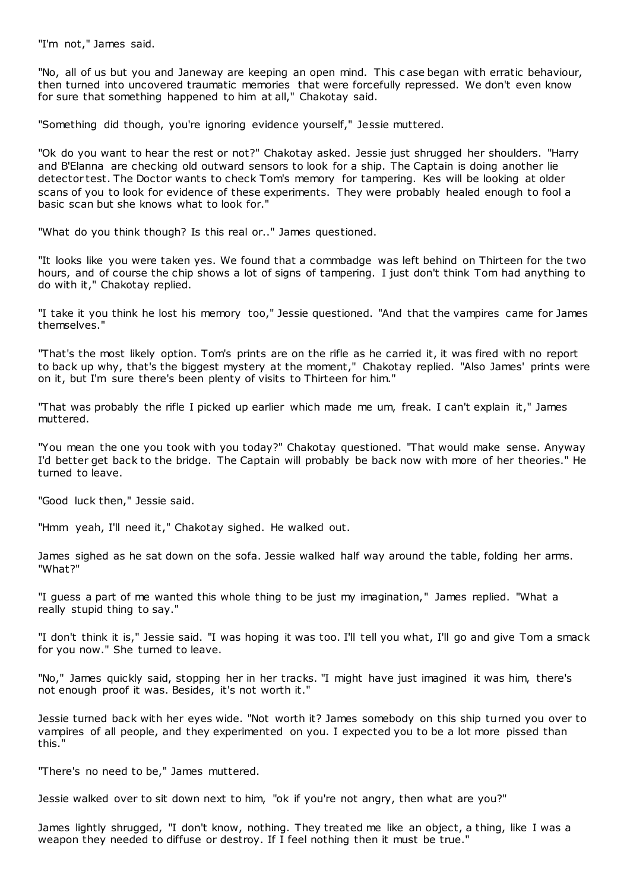"I'm not," James said.

"No, all of us but you and Janeway are keeping an open mind. This case began with erratic behaviour, then turned into uncovered traumatic memories that were forcefully repressed. We don't even know for sure that something happened to him at all," Chakotay said.

"Something did though, you're ignoring evidence yourself," Jessie muttered.

"Ok do you want to hear the rest or not?" Chakotay asked. Jessie just shrugged her shoulders. "Harry and B'Elanna are checking old outward sensors to look for a ship. The Captain is doing another lie detector test. The Doctor wants to check Tom's memory for tampering. Kes will be looking at older scans of you to look for evidence of these experiments. They were probably healed enough to fool a basic scan but she knows what to look for."

"What do you think though? Is this real or.." James questioned.

"It looks like you were taken yes. We found that a commbadge was left behind on Thirteen for the two hours, and of course the chip shows a lot of signs of tampering. I just don't think Tom had anything to do with it," Chakotay replied.

"I take it you think he lost his memory too," Jessie questioned. "And that the vampires came for James themselves."

"That's the most likely option. Tom's prints are on the rifle as he carried it, it was fired with no report to back up why, that's the biggest mystery at the moment," Chakotay replied. "Also James' prints were on it, but I'm sure there's been plenty of visits to Thirteen for him."

"That was probably the rifle I picked up earlier which made me um, freak. I can't explain it," James muttered.

"You mean the one you took with you today?" Chakotay questioned. "That would make sense. Anyway I'd better get back to the bridge. The Captain will probably be back now with more of her theories." He turned to leave.

"Good luck then," Jessie said.

"Hmm yeah, I'll need it," Chakotay sighed. He walked out.

James sighed as he sat down on the sofa. Jessie walked half way around the table, folding her arms. "What?"

"I guess a part of me wanted this whole thing to be just my imagination," James replied. "What a really stupid thing to say."

"I don't think it is," Jessie said. "I was hoping it was too. I'll tell you what, I'll go and give Tom a smack for you now." She turned to leave.

"No," James quickly said, stopping her in her tracks. "I might have just imagined it was him, there's not enough proof it was. Besides, it's not worth it."

Jessie turned back with her eyes wide. "Not worth it? James somebody on this ship turned you over to vampires of all people, and they experimented on you. I expected you to be a lot more pissed than this."

"There's no need to be," James muttered.

Jessie walked over to sit down next to him, "ok if you're not angry, then what are you?"

James lightly shrugged, "I don't know, nothing. They treated me like an object, a thing, like I was a weapon they needed to diffuse or destroy. If I feel nothing then it must be true."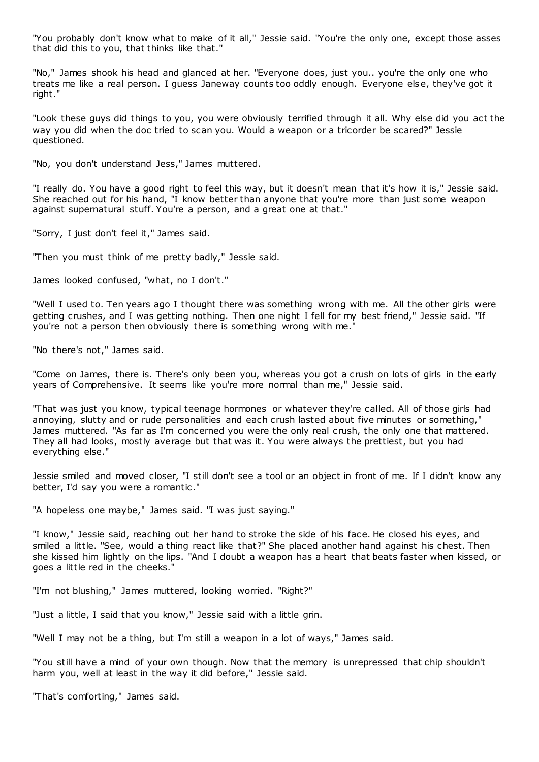"You probably don't know what to make of it all," Jessie said. "You're the only one, except those asses that did this to you, that thinks like that."

"No," James shook his head and glanced at her. "Everyone does, just you.. you're the only one who treats me like a real person. I guess Janeway counts too oddly enough. Everyone else, they've got it right."

"Look these guys did things to you, you were obviously terrified through it all. Why else did you act the way you did when the doc tried to scan you. Would a weapon or a tricorder be scared?" Jessie questioned.

"No, you don't understand Jess," James muttered.

"I really do. You have a good right to feel this way, but it doesn't mean that it's how it is," Jessie said. She reached out for his hand, "I know better than anyone that you're more than just some weapon against supernatural stuff. You're a person, and a great one at that."

"Sorry, I just don't feel it," James said.

"Then you must think of me pretty badly," Jessie said.

James looked confused, "what, no I don't."

"Well I used to. Ten years ago I thought there was something wrong with me. All the other girls were getting crushes, and I was getting nothing. Then one night I fell for my best friend," Jessie said. "If you're not a person then obviously there is something wrong with me."

"No there's not," James said.

"Come on James, there is. There's only been you, whereas you got a crush on lots of girls in the early years of Comprehensive. It seems like you're more normal than me," Jessie said.

"That was just you know, typical teenage hormones or whatever they're called. All of those girls had annoying, slutty and or rude personalities and each crush lasted about five minutes or something," James muttered. "As far as I'm concerned you were the only real crush, the only one that mattered. They all had looks, mostly average but that was it. You were always the prettiest, but you had everything else."

Jessie smiled and moved closer, "I still don't see a tool or an object in front of me. If I didn't know any better, I'd say you were a romantic."

"A hopeless one maybe," James said. "I was just saying."

"I know," Jessie said, reaching out her hand to stroke the side of his face. He closed his eyes, and smiled a little. "See, would a thing react like that?" She placed another hand against his chest. Then she kissed him lightly on the lips. "And I doubt a weapon has a heart that beats faster when kissed, or goes a little red in the cheeks."

"I'm not blushing," James muttered, looking worried. "Right?"

"Just a little, I said that you know," Jessie said with a little grin.

"Well I may not be a thing, but I'm still a weapon in a lot of ways," James said.

"You still have a mind of your own though. Now that the memory is unrepressed that chip shouldn't harm you, well at least in the way it did before," Jessie said.

"That's comforting," James said.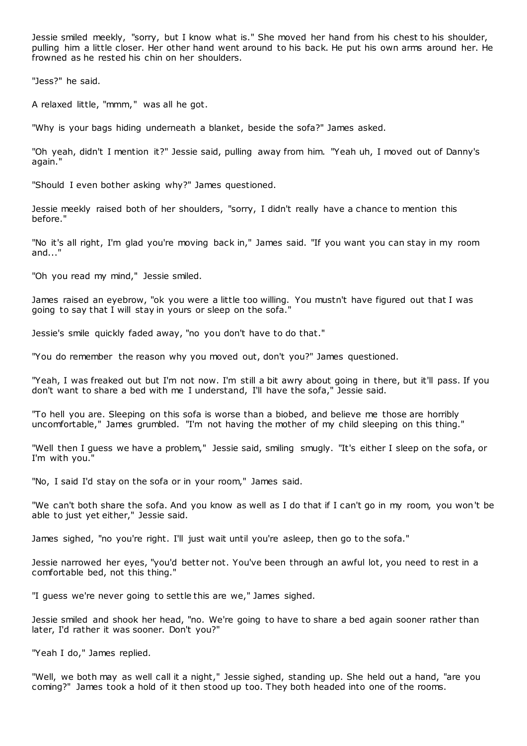Jessie smiled meekly, "sorry, but I know what is." She moved her hand from his chest to his shoulder, pulling him a little closer. Her other hand went around to his back. He put his own arms around her. He frowned as he rested his chin on her shoulders.

"Jess?" he said.

A relaxed little, "mmm," was all he got.

"Why is your bags hiding underneath a blanket, beside the sofa?" James asked.

"Oh yeah, didn't I mention it?" Jessie said, pulling away from him. "Yeah uh, I moved out of Danny's again."

"Should I even bother asking why?" James questioned.

Jessie meekly raised both of her shoulders, "sorry, I didn't really have a chance to mention this before."

"No it's all right, I'm glad you're moving back in," James said. "If you want you can stay in my room and..."

"Oh you read my mind," Jessie smiled.

James raised an eyebrow, "ok you were a little too willing. You mustn't have figured out that I was going to say that I will stay in yours or sleep on the sofa."

Jessie's smile quickly faded away, "no you don't have to do that."

"You do remember the reason why you moved out, don't you?" James questioned.

"Yeah, I was freaked out but I'm not now. I'm still a bit awry about going in there, but it'll pass. If you don't want to share a bed with me I understand, I'll have the sofa," Jessie said.

"To hell you are. Sleeping on this sofa is worse than a biobed, and believe me those are horribly uncomfortable," James grumbled. "I'm not having the mother of my child sleeping on this thing."

"Well then I guess we have a problem," Jessie said, smiling smugly. "It's either I sleep on the sofa, or I'm with you."

"No, I said I'd stay on the sofa or in your room," James said.

"We can't both share the sofa. And you know as well as I do that if I can't go in my room, you won't be able to just yet either," Jessie said.

James sighed, "no you're right. I'll just wait until you're asleep, then go to the sofa."

Jessie narrowed her eyes, "you'd better not. You've been through an awful lot, you need to rest in a comfortable bed, not this thing."

"I guess we're never going to settle this are we," James sighed.

Jessie smiled and shook her head, "no. We're going to have to share a bed again sooner rather than later, I'd rather it was sooner. Don't you?"

"Yeah I do," James replied.

"Well, we both may as well call it a night," Jessie sighed, standing up. She held out a hand, "are you coming?" James took a hold of it then stood up too. They both headed into one of the rooms.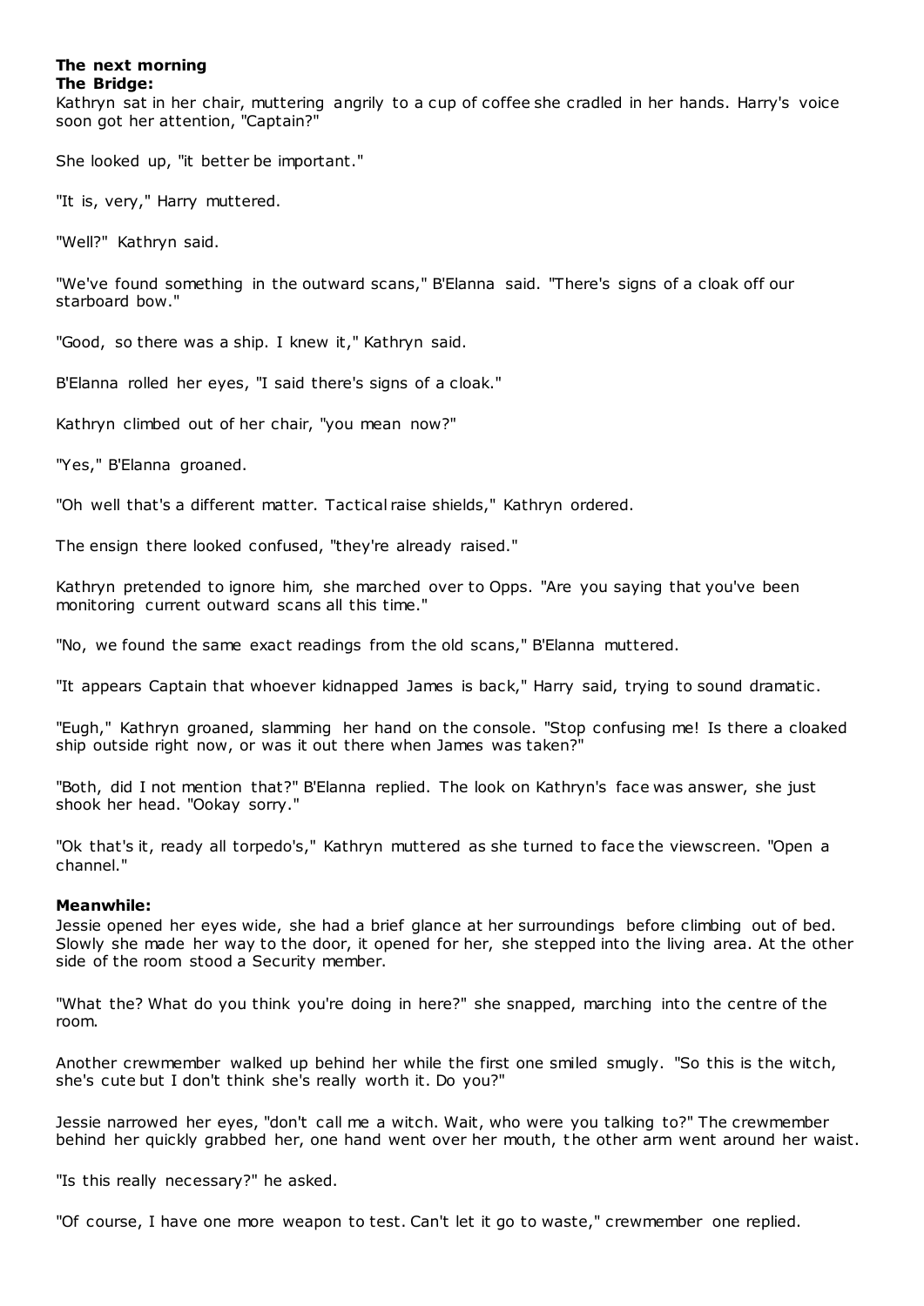**The next morning**
**The Bridge:**

Kathryn sat in her chair, muttering angrily to a cup of coffee she cradled in her hands. Harry's voice soon got her attention, "Captain?"

She looked up, "it better be important."

"It is, very," Harry muttered.

"Well?" Kathryn said.

"We've found something in the outward scans," B'Elanna said. "There's signs of a cloak off our starboard bow."

"Good, so there was a ship. I knew it," Kathryn said.

B'Elanna rolled her eyes, "I said there's signs of a cloak."

Kathryn climbed out of her chair, "you mean now?"

"Yes," B'Elanna groaned.

"Oh well that's a different matter. Tactical raise shields," Kathryn ordered.

The ensign there looked confused, "they're already raised."

Kathryn pretended to ignore him, she marched over to Opps. "Are you saying that you've been monitoring current outward scans all this time."

"No, we found the same exact readings from the old scans," B'Elanna muttered.

"It appears Captain that whoever kidnapped James is back," Harry said, trying to sound dramatic.

"Eugh," Kathryn groaned, slamming her hand on the console. "Stop confusing me! Is there a cloaked ship outside right now, or was it out there when James was taken?"

"Both, did I not mention that?" B'Elanna replied. The look on Kathryn's face was answer, she just shook her head. "Ookay sorry."

"Ok that's it, ready all torpedo's," Kathryn muttered as she turned to face the viewscreen. "Open a channel."

**Meanwhile:**

Jessie opened her eyes wide, she had a brief glance at her surroundings before climbing out of bed. Slowly she made her way to the door, it opened for her, she stepped into the living area. At the other side of the room stood a Security member.

"What the? What do you think you're doing in here?" she snapped, marching into the centre of the room.

Another crewmember walked up behind her while the first one smiled smugly. "So this is the witch, she's cute but I don't think she's really worth it. Do you?"

Jessie narrowed her eyes, "don't call me a witch. Wait, who were you talking to?" The crewmember behind her quickly grabbed her, one hand went over her mouth, the other arm went around her waist.

"Is this really necessary?" he asked.

"Of course, I have one more weapon to test. Can't let it go to waste," crewmember one replied.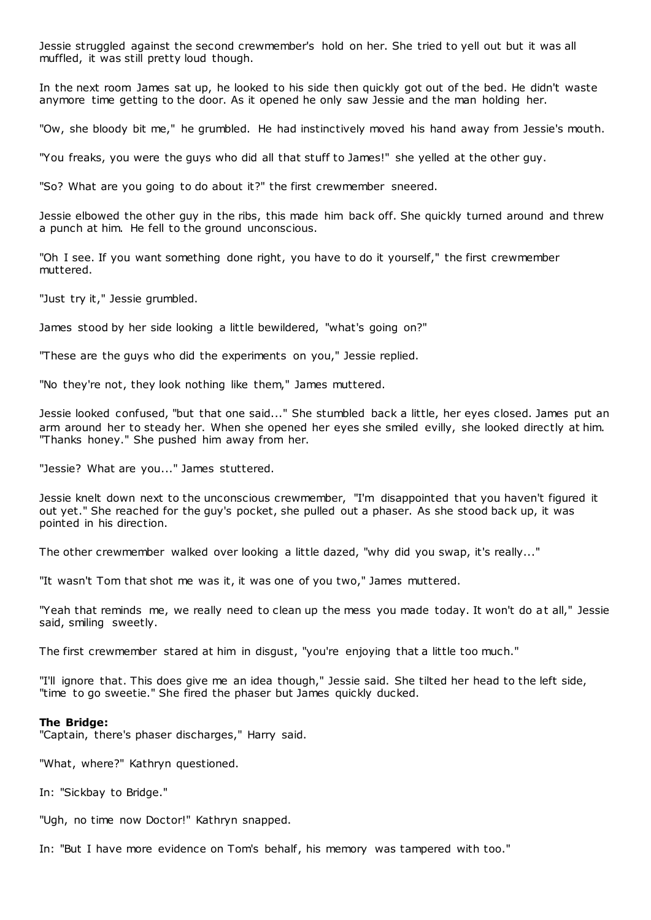Jessie struggled against the second crewmember's hold on her. She tried to yell out but it was all muffled, it was still pretty loud though.

In the next room James sat up, he looked to his side then quickly got out of the bed. He didn't waste anymore time getting to the door. As it opened he only saw Jessie and the man holding her.

"Ow, she bloody bit me," he grumbled. He had instinctively moved his hand away from Jessie's mouth.

"You freaks, you were the guys who did all that stuff to James!" she yelled at the other guy.

"So? What are you going to do about it?" the first crewmember sneered.

Jessie elbowed the other guy in the ribs, this made him back off. She quickly turned around and threw a punch at him. He fell to the ground unconscious.

"Oh I see. If you want something done right, you have to do it yourself," the first crewmember muttered.

"Just try it," Jessie grumbled.

James stood by her side looking a little bewildered, "what's going on?"

"These are the guys who did the experiments on you," Jessie replied.

"No they're not, they look nothing like them," James muttered.

Jessie looked confused, "but that one said..." She stumbled back a little, her eyes closed. James put an arm around her to steady her. When she opened her eyes she smiled evilly, she looked directly at him. "Thanks honey." She pushed him away from her.

"Jessie? What are you..." James stuttered.

Jessie knelt down next to the unconscious crewmember, "I'm disappointed that you haven't figured it out yet." She reached for the guy's pocket, she pulled out a phaser. As she stood back up, it was pointed in his direction.

The other crewmember walked over looking a little dazed, "why did you swap, it's really..."

"It wasn't Tom that shot me was it, it was one of you two," James muttered.

"Yeah that reminds me, we really need to clean up the mess you made today. It won't do at all," Jessie said, smiling sweetly.

The first crewmember stared at him in disgust, "you're enjoying that a little too much."

"I'll ignore that. This does give me an idea though," Jessie said. She tilted her head to the left side, "time to go sweetie." She fired the phaser but James quickly ducked.

**The Bridge:**
"Captain, there's phaser discharges," Harry said.

"What, where?" Kathryn questioned.

In: "Sickbay to Bridge."

"Ugh, no time now Doctor!" Kathryn snapped.

In: "But I have more evidence on Tom's behalf, his memory was tampered with too."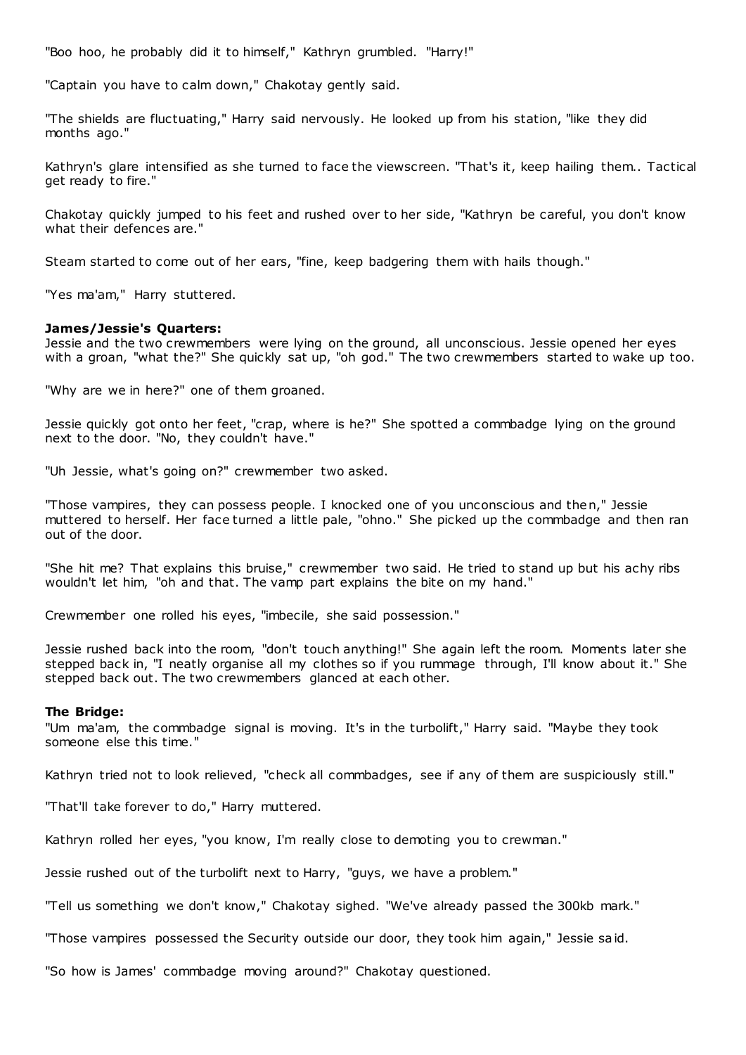"Boo hoo, he probably did it to himself," Kathryn grumbled. "Harry!"

"Captain you have to calm down," Chakotay gently said.

"The shields are fluctuating," Harry said nervously. He looked up from his station, "like they did months ago."

Kathryn's glare intensified as she turned to face the viewscreen. "That's it, keep hailing them.. Tactical get ready to fire."

Chakotay quickly jumped to his feet and rushed over to her side, "Kathryn be careful, you don't know what their defences are."

Steam started to come out of her ears, "fine, keep badgering them with hails though."

"Yes ma'am," Harry stuttered.

**James/Jessie's Quarters:**
Jessie and the two crewmembers were lying on the ground, all unconscious. Jessie opened her eyes with a groan, "what the?" She quickly sat up, "oh god." The two crewmembers started to wake up too.

"Why are we in here?" one of them groaned.

Jessie quickly got onto her feet, "crap, where is he?" She spotted a commbadge lying on the ground next to the door. "No, they couldn't have."

"Uh Jessie, what's going on?" crewmember two asked.

"Those vampires, they can possess people. I knocked one of you unconscious and then," Jessie muttered to herself. Her face turned a little pale, "ohno." She picked up the commbadge and then ran out of the door.

"She hit me? That explains this bruise," crewmember two said. He tried to stand up but his achy ribs wouldn't let him, "oh and that. The vamp part explains the bite on my hand."

Crewmember one rolled his eyes, "imbecile, she said possession."

Jessie rushed back into the room, "don't touch anything!" She again left the room. Moments later she stepped back in, "I neatly organise all my clothes so if you rummage through, I'll know about it." She stepped back out. The two crewmembers glanced at each other.

**The Bridge:**
"Um ma'am, the commbadge signal is moving. It's in the turbolift," Harry said. "Maybe they took someone else this time."

Kathryn tried not to look relieved, "check all commbadges, see if any of them are suspiciously still."

"That'll take forever to do," Harry muttered.

Kathryn rolled her eyes, "you know, I'm really close to demoting you to crewman."

Jessie rushed out of the turbolift next to Harry, "guys, we have a problem."

"Tell us something we don't know," Chakotay sighed. "We've already passed the 300kb mark."

"Those vampires possessed the Security outside our door, they took him again," Jessie said.

"So how is James' commbadge moving around?" Chakotay questioned.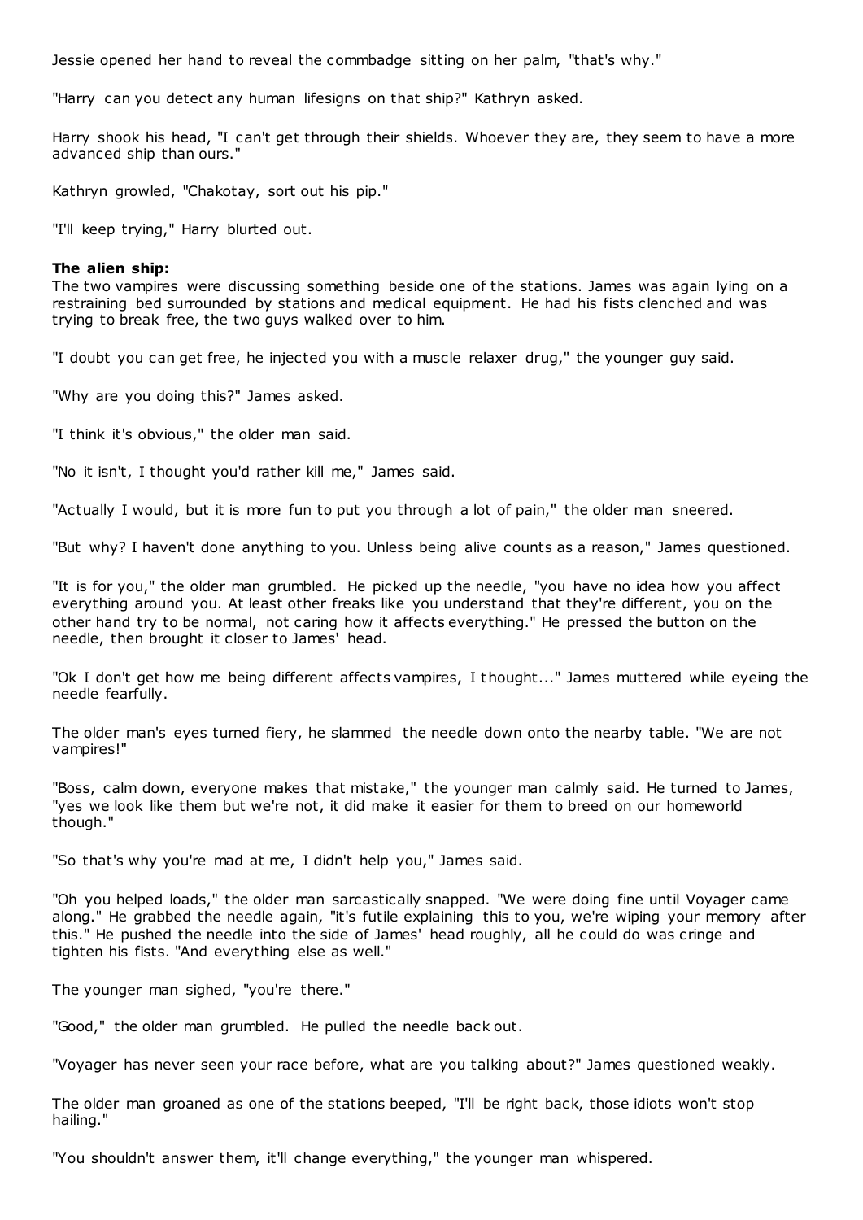Jessie opened her hand to reveal the commbadge sitting on her palm, "that's why."

"Harry can you detect any human lifesigns on that ship?" Kathryn asked.

Harry shook his head, "I can't get through their shields. Whoever they are, they seem to have a more advanced ship than ours."

Kathryn growled, "Chakotay, sort out his pip."

"I'll keep trying," Harry blurted out.

**The alien ship:**
The two vampires were discussing something beside one of the stations. James was again lying on a restraining bed surrounded by stations and medical equipment. He had his fists clenched and was trying to break free, the two guys walked over to him.

"I doubt you can get free, he injected you with a muscle relaxer drug," the younger guy said.

"Why are you doing this?" James asked.

"I think it's obvious," the older man said.

"No it isn't, I thought you'd rather kill me," James said.

"Actually I would, but it is more fun to put you through a lot of pain," the older man sneered.

"But why? I haven't done anything to you. Unless being alive counts as a reason," James questioned.

"It is for you," the older man grumbled. He picked up the needle, "you have no idea how you affect everything around you. At least other freaks like you understand that they're different, you on the other hand try to be normal, not caring how it affects everything." He pressed the button on the needle, then brought it closer to James' head.

"Ok I don't get how me being different affects vampires, I thought..." James muttered while eyeing the needle fearfully.

The older man's eyes turned fiery, he slammed the needle down onto the nearby table. "We are not vampires!"

"Boss, calm down, everyone makes that mistake," the younger man calmly said. He turned to James, "yes we look like them but we're not, it did make it easier for them to breed on our homeworld though."

"So that's why you're mad at me, I didn't help you," James said.

"Oh you helped loads," the older man sarcastically snapped. "We were doing fine until Voyager came along." He grabbed the needle again, "it's futile explaining this to you, we're wiping your memory after this." He pushed the needle into the side of James' head roughly, all he could do was cringe and tighten his fists. "And everything else as well."

The younger man sighed, "you're there."

"Good," the older man grumbled. He pulled the needle back out.

"Voyager has never seen your race before, what are you talking about?" James questioned weakly.

The older man groaned as one of the stations beeped, "I'll be right back, those idiots won't stop hailing."

"You shouldn't answer them, it'll change everything," the younger man whispered.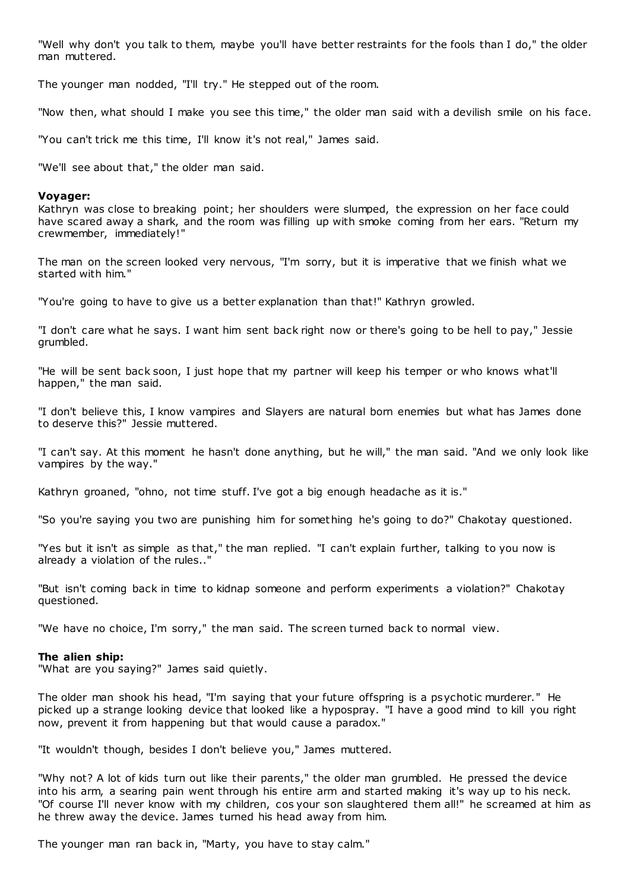"Well why don't you talk to them, maybe you'll have better restraints for the fools than I do," the older man muttered.

The younger man nodded, "I'll try." He stepped out of the room.

"Now then, what should I make you see this time," the older man said with a devilish smile on his face.

"You can't trick me this time, I'll know it's not real," James said.

"We'll see about that," the older man said.

**Voyager:**
Kathryn was close to breaking point; her shoulders were slumped, the expression on her face could have scared away a shark, and the room was filling up with smoke coming from her ears. "Return my crewmember, immediately!"

The man on the screen looked very nervous, "I'm sorry, but it is imperative that we finish what we started with him."

"You're going to have to give us a better explanation than that!" Kathryn growled.

"I don't care what he says. I want him sent back right now or there's going to be hell to pay," Jessie grumbled.

"He will be sent back soon, I just hope that my partner will keep his temper or who knows what'll happen," the man said.

"I don't believe this, I know vampires and Slayers are natural born enemies but what has James done to deserve this?" Jessie muttered.

"I can't say. At this moment he hasn't done anything, but he will," the man said. "And we only look like vampires by the way."

Kathryn groaned, "ohno, not time stuff. I've got a big enough headache as it is."

"So you're saying you two are punishing him for something he's going to do?" Chakotay questioned.

"Yes but it isn't as simple as that," the man replied. "I can't explain further, talking to you now is already a violation of the rules.."

"But isn't coming back in time to kidnap someone and perform experiments a violation?" Chakotay questioned.

"We have no choice, I'm sorry," the man said. The screen turned back to normal view.

**The alien ship:**
"What are you saying?" James said quietly.

The older man shook his head, "I'm saying that your future offspring is a psychotic murderer." He picked up a strange looking device that looked like a hypospray. "I have a good mind to kill you right now, prevent it from happening but that would cause a paradox."

"It wouldn't though, besides I don't believe you," James muttered.

"Why not? A lot of kids turn out like their parents," the older man grumbled. He pressed the device into his arm, a searing pain went through his entire arm and started making it's way up to his neck. "Of course I'll never know with my children, cos your son slaughtered them all!" he screamed at him as he threw away the device. James turned his head away from him.

The younger man ran back in, "Marty, you have to stay calm."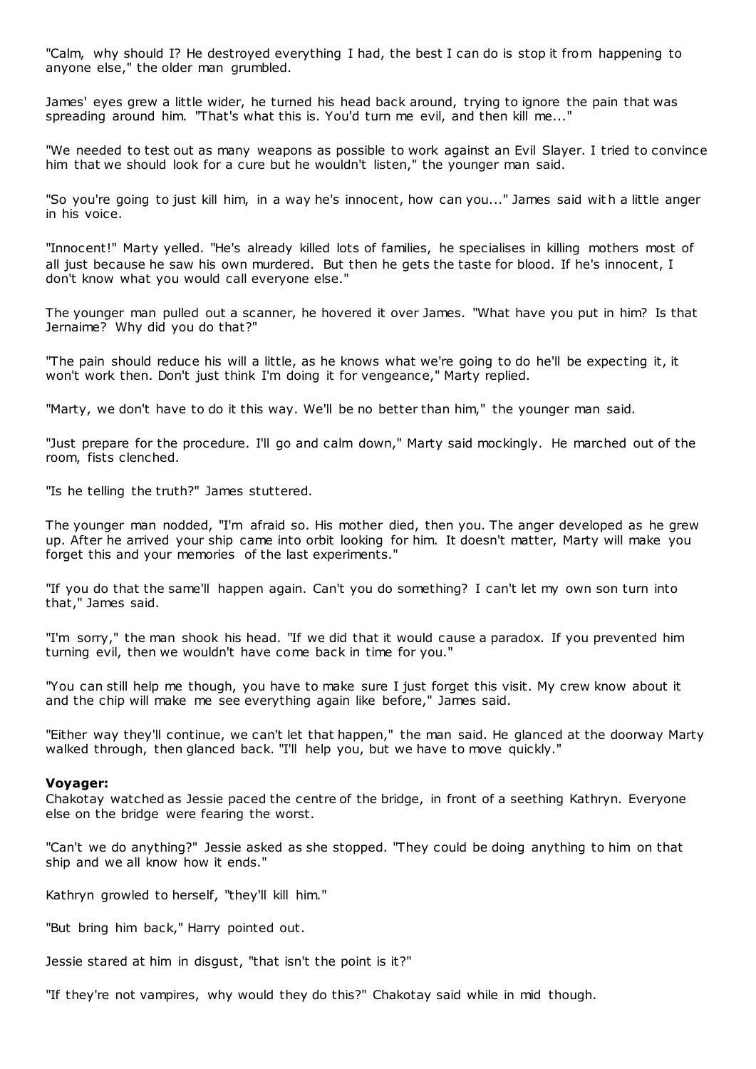"Calm, why should I? He destroyed everything I had, the best I can do is stop it from happening to anyone else," the older man grumbled.

James' eyes grew a little wider, he turned his head back around, trying to ignore the pain that was spreading around him. "That's what this is. You'd turn me evil, and then kill me..."

"We needed to test out as many weapons as possible to work against an Evil Slayer. I tried to convince him that we should look for a cure but he wouldn't listen," the younger man said.

"So you're going to just kill him, in a way he's innocent, how can you..." James said with a little anger in his voice.

"Innocent!" Marty yelled. "He's already killed lots of families, he specialises in killing mothers most of all just because he saw his own murdered. But then he gets the taste for blood. If he's innocent, I don't know what you would call everyone else."

The younger man pulled out a scanner, he hovered it over James. "What have you put in him? Is that Jernaime? Why did you do that?"

"The pain should reduce his will a little, as he knows what we're going to do he'll be expecting it, it won't work then. Don't just think I'm doing it for vengeance," Marty replied.

"Marty, we don't have to do it this way. We'll be no better than him," the younger man said.

"Just prepare for the procedure. I'll go and calm down," Marty said mockingly. He marched out of the room, fists clenched.

"Is he telling the truth?" James stuttered.

The younger man nodded, "I'm afraid so. His mother died, then you. The anger developed as he grew up. After he arrived your ship came into orbit looking for him. It doesn't matter, Marty will make you forget this and your memories of the last experiments."

"If you do that the same'll happen again. Can't you do something? I can't let my own son turn into that," James said.

"I'm sorry," the man shook his head. "If we did that it would cause a paradox. If you prevented him turning evil, then we wouldn't have come back in time for you."

"You can still help me though, you have to make sure I just forget this visit. My crew know about it and the chip will make me see everything again like before," James said.

"Either way they'll continue, we can't let that happen," the man said. He glanced at the doorway Marty walked through, then glanced back. "I'll help you, but we have to move quickly."

**Voyager:**
Chakotay watched as Jessie paced the centre of the bridge, in front of a seething Kathryn. Everyone else on the bridge were fearing the worst.

"Can't we do anything?" Jessie asked as she stopped. "They could be doing anything to him on that ship and we all know how it ends."

Kathryn growled to herself, "they'll kill him."

"But bring him back," Harry pointed out.

Jessie stared at him in disgust, "that isn't the point is it?"

"If they're not vampires, why would they do this?" Chakotay said while in mid though.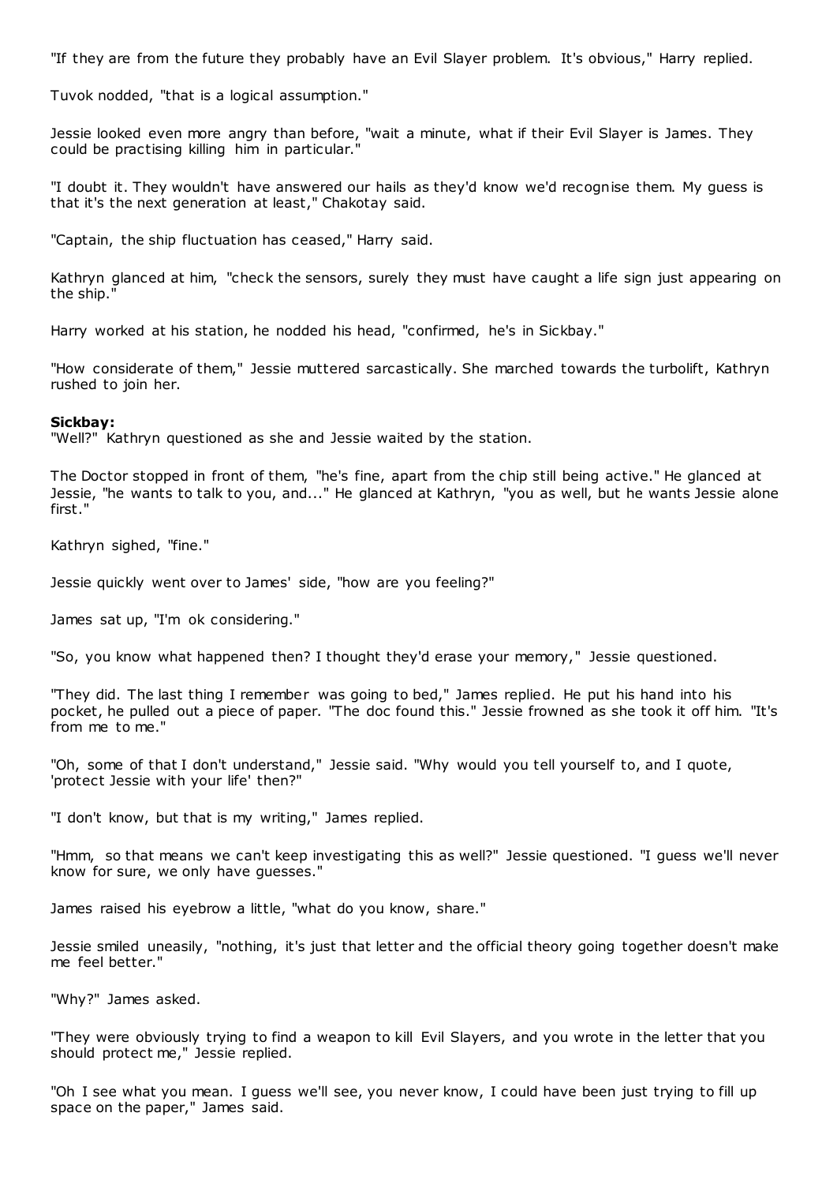"If they are from the future they probably have an Evil Slayer problem. It's obvious," Harry replied.

Tuvok nodded, "that is a logical assumption."

Jessie looked even more angry than before, "wait a minute, what if their Evil Slayer is James. They could be practising killing him in particular."

"I doubt it. They wouldn't have answered our hails as they'd know we'd recognise them. My guess is that it's the next generation at least," Chakotay said.

"Captain, the ship fluctuation has ceased," Harry said.

Kathryn glanced at him, "check the sensors, surely they must have caught a life sign just appearing on the ship."

Harry worked at his station, he nodded his head, "confirmed, he's in Sickbay."

"How considerate of them," Jessie muttered sarcastically. She marched towards the turbolift, Kathryn rushed to join her.

**Sickbay:**
"Well?" Kathryn questioned as she and Jessie waited by the station.

The Doctor stopped in front of them, "he's fine, apart from the chip still being active." He glanced at Jessie, "he wants to talk to you, and..." He glanced at Kathryn, "you as well, but he wants Jessie alone first."

Kathryn sighed, "fine."

Jessie quickly went over to James' side, "how are you feeling?"

James sat up, "I'm ok considering."

"So, you know what happened then? I thought they'd erase your memory," Jessie questioned.

"They did. The last thing I remember was going to bed," James replied. He put his hand into his pocket, he pulled out a piece of paper. "The doc found this." Jessie frowned as she took it off him. "It's from me to me."

"Oh, some of that I don't understand," Jessie said. "Why would you tell yourself to, and I quote, 'protect Jessie with your life' then?"

"I don't know, but that is my writing," James replied.

"Hmm, so that means we can't keep investigating this as well?" Jessie questioned. "I guess we'll never know for sure, we only have guesses."

James raised his eyebrow a little, "what do you know, share."

Jessie smiled uneasily, "nothing, it's just that letter and the official theory going together doesn't make me feel better."

"Why?" James asked.

"They were obviously trying to find a weapon to kill Evil Slayers, and you wrote in the letter that you should protect me," Jessie replied.

"Oh I see what you mean. I guess we'll see, you never know, I could have been just trying to fill up space on the paper," James said.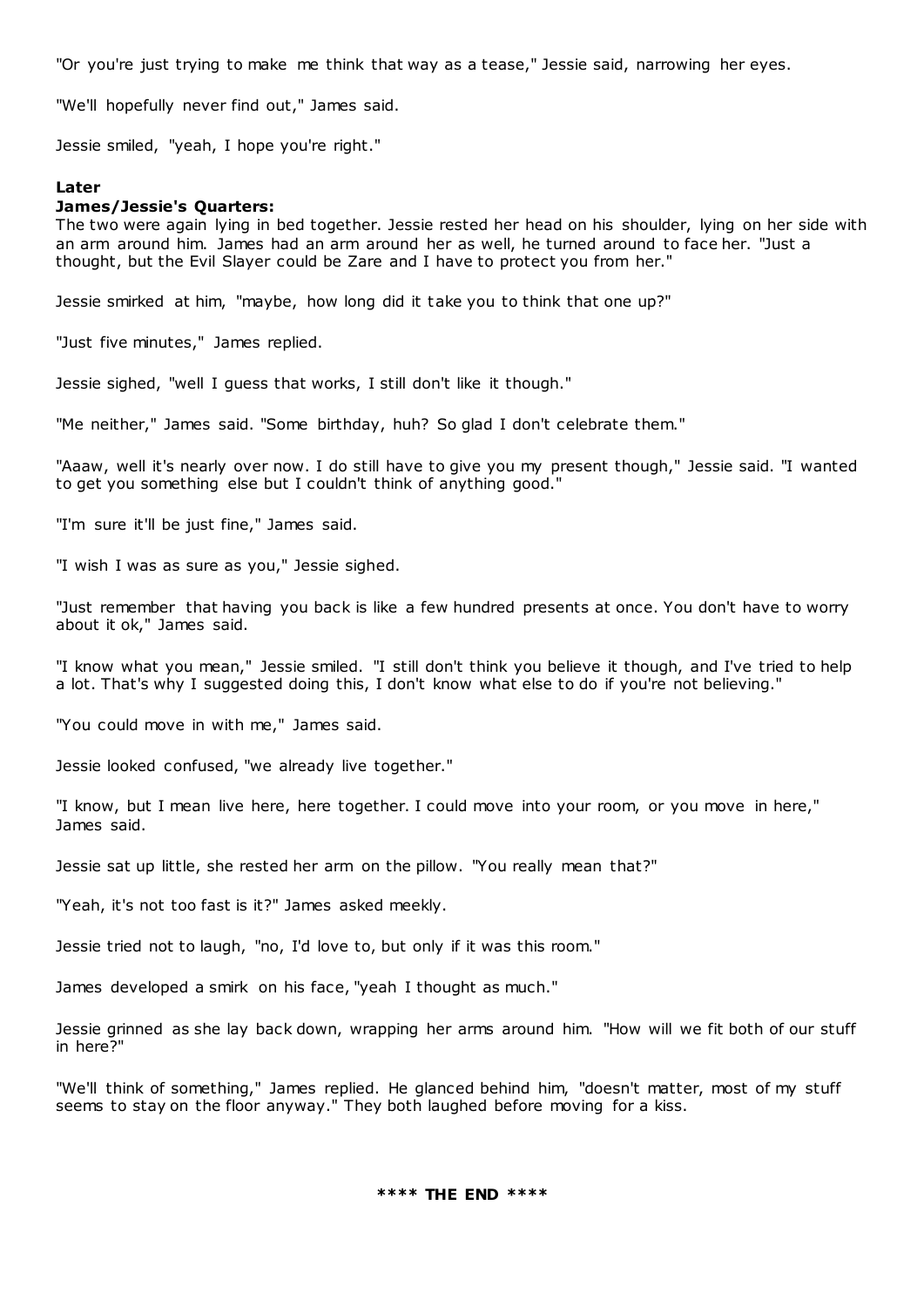"Or you're just trying to make me think that way as a tease," Jessie said, narrowing her eyes.

"We'll hopefully never find out," James said.

Jessie smiled, "yeah, I hope you're right."

**Later**
**James/Jessie's Quarters:**
The two were again lying in bed together. Jessie rested her head on his shoulder, lying on her side with an arm around him. James had an arm around her as well, he turned around to face her. "Just a thought, but the Evil Slayer could be Zare and I have to protect you from her."

Jessie smirked at him, "maybe, how long did it take you to think that one up?"

"Just five minutes," James replied.

Jessie sighed, "well I guess that works, I still don't like it though."

"Me neither," James said. "Some birthday, huh? So glad I don't celebrate them."

"Aaaw, well it's nearly over now. I do still have to give you my present though," Jessie said. "I wanted to get you something else but I couldn't think of anything good."

"I'm sure it'll be just fine," James said.

"I wish I was as sure as you," Jessie sighed.

"Just remember that having you back is like a few hundred presents at once. You don't have to worry about it ok," James said.

"I know what you mean," Jessie smiled. "I still don't think you believe it though, and I've tried to help a lot. That's why I suggested doing this, I don't know what else to do if you're not believing."

"You could move in with me," James said.

Jessie looked confused, "we already live together."

"I know, but I mean live here, here together. I could move into your room, or you move in here," James said.

Jessie sat up little, she rested her arm on the pillow. "You really mean that?"

"Yeah, it's not too fast is it?" James asked meekly.

Jessie tried not to laugh, "no, I'd love to, but only if it was this room."

James developed a smirk on his face, "yeah I thought as much."

Jessie grinned as she lay back down, wrapping her arms around him. "How will we fit both of our stuff in here?"

"We'll think of something," James replied. He glanced behind him, "doesn't matter, most of my stuff seems to stay on the floor anyway." They both laughed before moving for a kiss.

**\*\*\*\* THE END \*\*\*\***